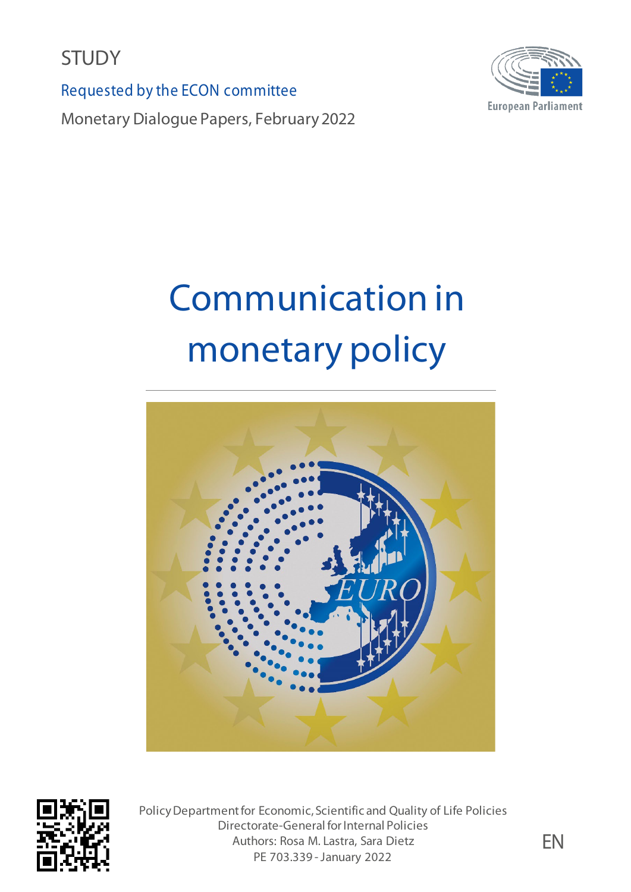STUDY

Requested by the ECON committee

Monetary Dialogue Papers, February 2022

European Parliament

# Communication in monetary policy

Policy Department for Economic, Scientific and Quality of Life Policies
Directorate-General for Internal Policies
Authors: Rosa M. Lastra, Sara Dietz
PE 703.339 - January 2022

EN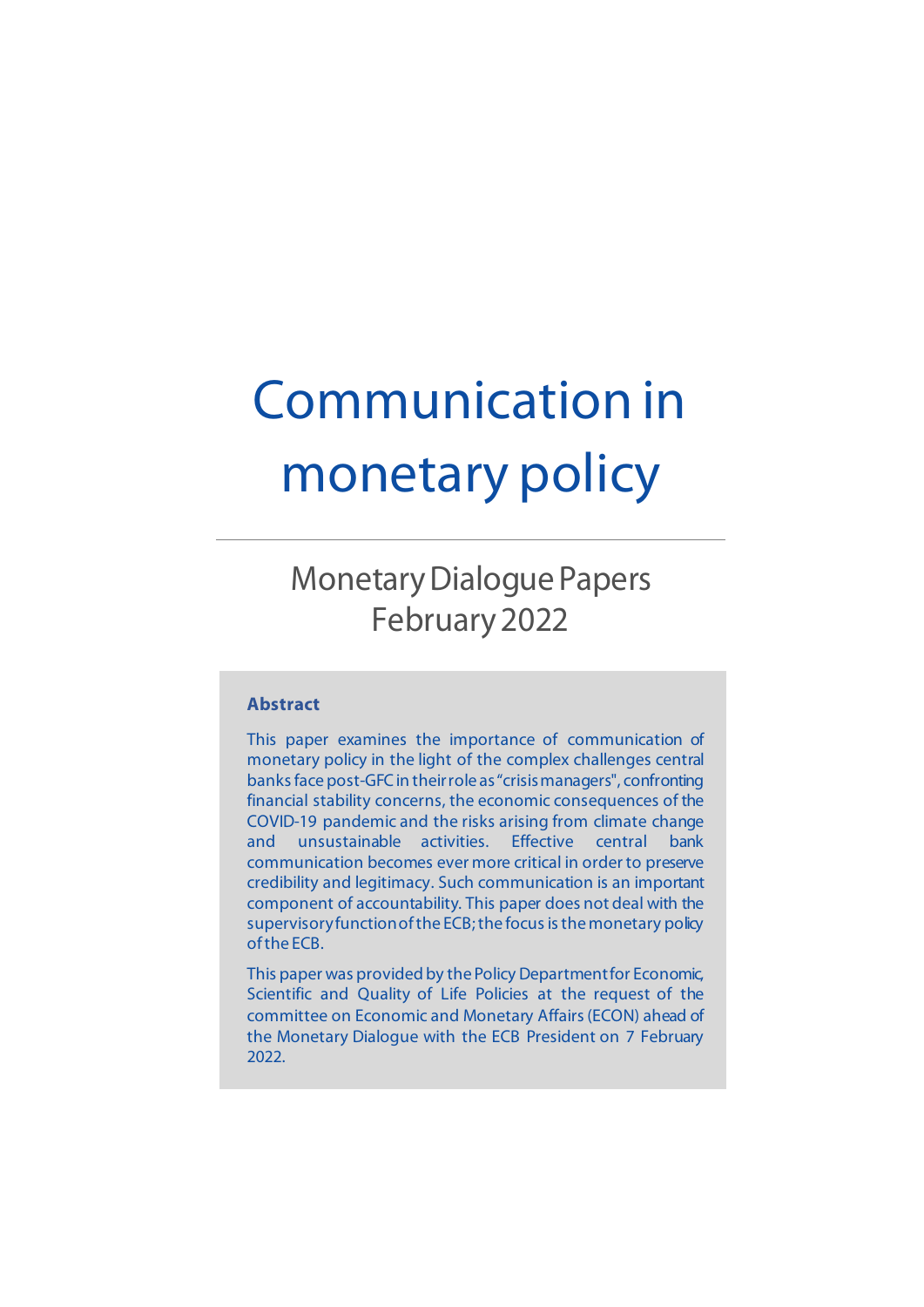# Communication in monetary policy

## Monetary Dialogue Papers
## February 2022

**Abstract**

This paper examines the importance of communication of monetary policy in the light of the complex challenges central banks face post-GFC in their role as "crisis managers", confronting financial stability concerns, the economic consequences of the COVID-19 pandemic and the risks arising from climate change and unsustainable activities. Effective central bank communication becomes ever more critical in order to preserve credibility and legitimacy. Such communication is an important component of accountability. This paper does not deal with the supervisory function of the ECB; the focus is the monetary policy of the ECB.

This paper was provided by the Policy Department for Economic, Scientific and Quality of Life Policies at the request of the committee on Economic and Monetary Affairs (ECON) ahead of the Monetary Dialogue with the ECB President on 7 February 2022.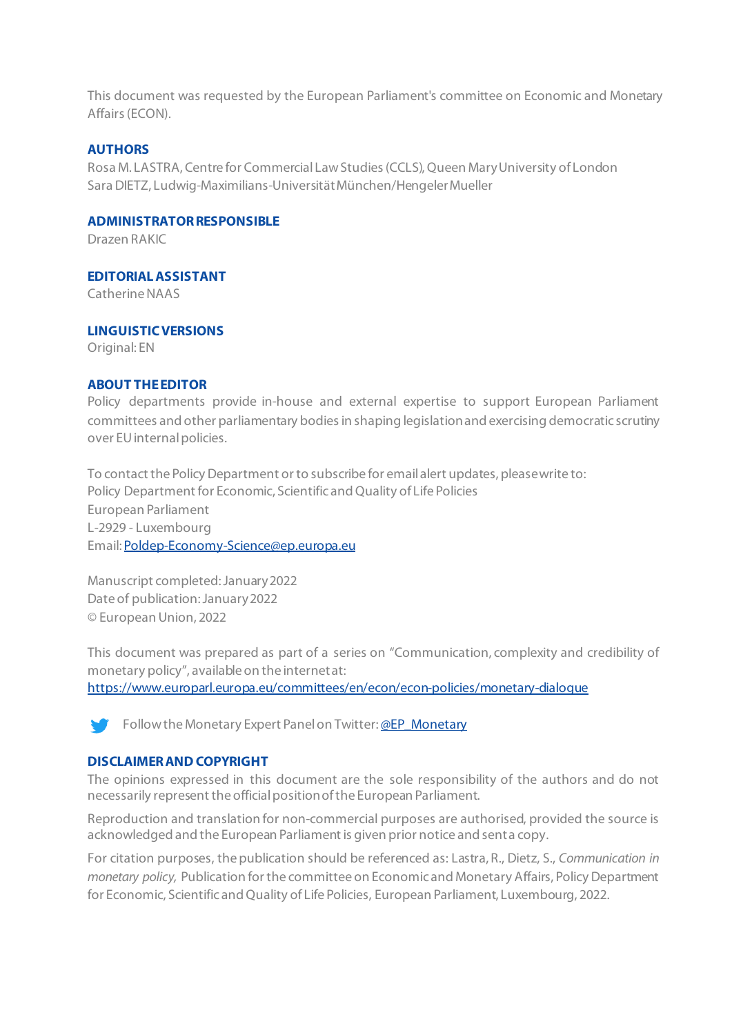This document was requested by the European Parliament's committee on Economic and Monetary Affairs (ECON).

**AUTHORS**

Rosa M. LASTRA, Centre for Commercial Law Studies (CCLS), Queen Mary University of London
Sara DIETZ, Ludwig-Maximilians-Universität München/Hengeler Mueller

**ADMINISTRATOR RESPONSIBLE**

Drazen RAKIC

**EDITORIAL ASSISTANT**

Catherine NAAS

**LINGUISTIC VERSIONS**

Original: EN

**ABOUT THE EDITOR**

Policy departments provide in-house and external expertise to support European Parliament committees and other parliamentary bodies in shaping legislation and exercising democratic scrutiny over EU internal policies.

To contact the Policy Department or to subscribe for email alert updates, please write to:
Policy Department for Economic, Scientific and Quality of Life Policies
European Parliament
L-2929 - Luxembourg
Email: Poldep-Economy-Science@ep.europa.eu

Manuscript completed: January 2022
Date of publication: January 2022
© European Union, 2022

This document was prepared as part of a series on "Communication, complexity and credibility of monetary policy", available on the internet at:
https://www.europarl.europa.eu/committees/en/econ/econ-policies/monetary-dialogue

Follow the Monetary Expert Panel on Twitter: @EP_Monetary

**DISCLAIMER AND COPYRIGHT**

The opinions expressed in this document are the sole responsibility of the authors and do not necessarily represent the official position of the European Parliament.

Reproduction and translation for non-commercial purposes are authorised, provided the source is acknowledged and the European Parliament is given prior notice and sent a copy.

For citation purposes, the publication should be referenced as: Lastra, R., Dietz, S., *Communication in monetary policy,* Publication for the committee on Economic and Monetary Affairs, Policy Department for Economic, Scientific and Quality of Life Policies, European Parliament, Luxembourg, 2022.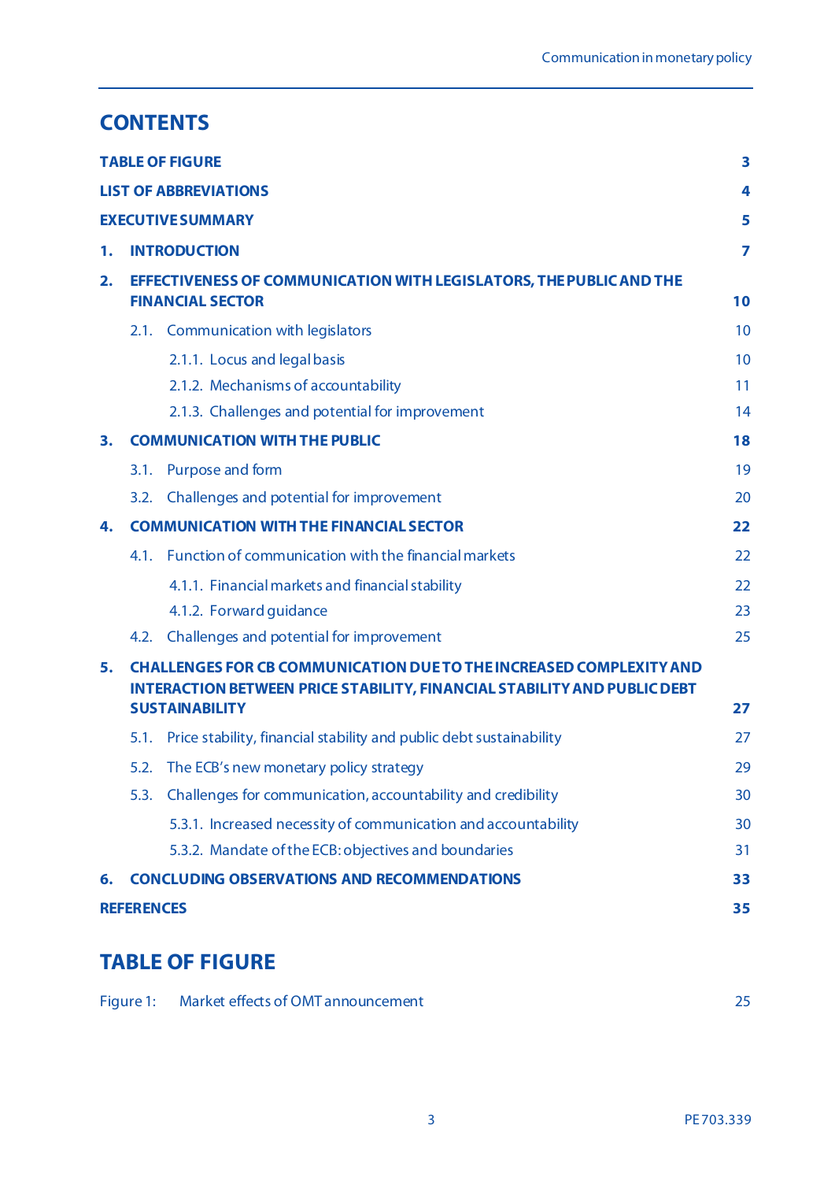## CONTENTS

| | |
|---|---|
| **TABLE OF FIGURE** | **3** |
| **LIST OF ABBREVIATIONS** | **4** |
| **EXECUTIVE SUMMARY** | **5** |
| **1. INTRODUCTION** | **7** |
| **2. EFFECTIVENESS OF COMMUNICATION WITH LEGISLATORS, THE PUBLIC AND THE FINANCIAL SECTOR** | **10** |
| 2.1. Communication with legislators | 10 |
| 2.1.1. Locus and legal basis | 10 |
| 2.1.2. Mechanisms of accountability | 11 |
| 2.1.3. Challenges and potential for improvement | 14 |
| **3. COMMUNICATION WITH THE PUBLIC** | **18** |
| 3.1. Purpose and form | 19 |
| 3.2. Challenges and potential for improvement | 20 |
| **4. COMMUNICATION WITH THE FINANCIAL SECTOR** | **22** |
| 4.1. Function of communication with the financial markets | 22 |
| 4.1.1. Financial markets and financial stability | 22 |
| 4.1.2. Forward guidance | 23 |
| 4.2. Challenges and potential for improvement | 25 |
| **5. CHALLENGES FOR CB COMMUNICATION DUE TO THE INCREASED COMPLEXITY AND INTERACTION BETWEEN PRICE STABILITY, FINANCIAL STABILITY AND PUBLIC DEBT SUSTAINABILITY** | **27** |
| 5.1. Price stability, financial stability and public debt sustainability | 27 |
| 5.2. The ECB's new monetary policy strategy | 29 |
| 5.3. Challenges for communication, accountability and credibility | 30 |
| 5.3.1. Increased necessity of communication and accountability | 30 |
| 5.3.2. Mandate of the ECB: objectives and boundaries | 31 |
| **6. CONCLUDING OBSERVATIONS AND RECOMMENDATIONS** | **33** |
| **REFERENCES** | **35** |

## TABLE OF FIGURE

| | | |
|---|---|---|
| Figure 1: | Market effects of OMT announcement | 25 |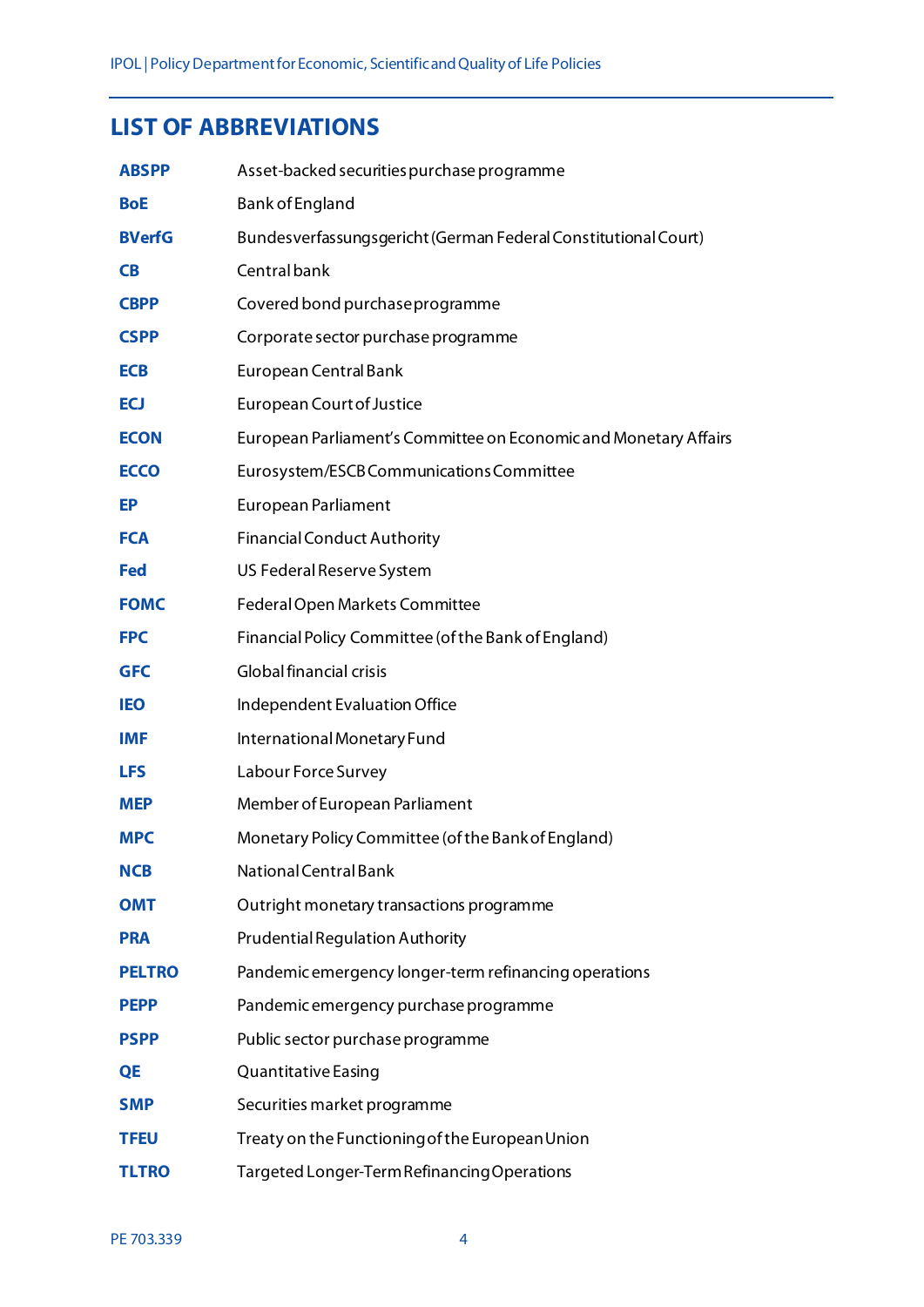## LIST OF ABBREVIATIONS

| | |
|---|---|
| **ABSPP** | Asset-backed securities purchase programme |
| **BoE** | Bank of England |
| **BVerfG** | Bundesverfassungsgericht (German Federal Constitutional Court) |
| **CB** | Central bank |
| **CBPP** | Covered bond purchase programme |
| **CSPP** | Corporate sector purchase programme |
| **ECB** | European Central Bank |
| **ECJ** | European Court of Justice |
| **ECON** | European Parliament's Committee on Economic and Monetary Affairs |
| **ECCO** | Eurosystem/ESCB Communications Committee |
| **EP** | European Parliament |
| **FCA** | Financial Conduct Authority |
| **Fed** | US Federal Reserve System |
| **FOMC** | Federal Open Markets Committee |
| **FPC** | Financial Policy Committee (of the Bank of England) |
| **GFC** | Global financial crisis |
| **IEO** | Independent Evaluation Office |
| **IMF** | International Monetary Fund |
| **LFS** | Labour Force Survey |
| **MEP** | Member of European Parliament |
| **MPC** | Monetary Policy Committee (of the Bank of England) |
| **NCB** | National Central Bank |
| **OMT** | Outright monetary transactions programme |
| **PRA** | Prudential Regulation Authority |
| **PELTRO** | Pandemic emergency longer-term refinancing operations |
| **PEPP** | Pandemic emergency purchase programme |
| **PSPP** | Public sector purchase programme |
| **QE** | Quantitative Easing |
| **SMP** | Securities market programme |
| **TFEU** | Treaty on the Functioning of the European Union |
| **TLTRO** | Targeted Longer-Term Refinancing Operations |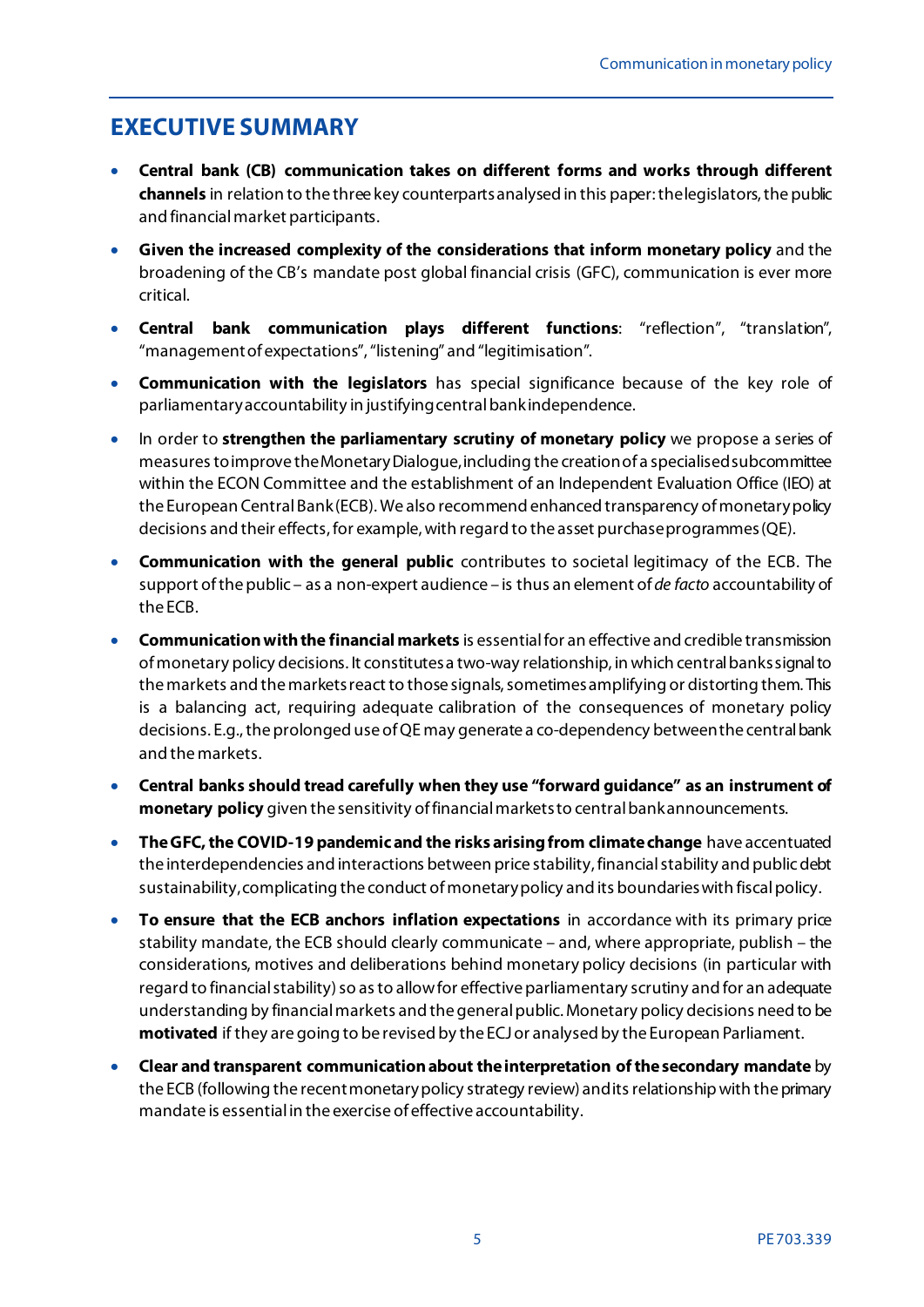# EXECUTIVE SUMMARY

- **Central bank (CB) communication takes on different forms and works through different channels** in relation to the three key counterparts analysed in this paper: the legislators, the public and financial market participants.
- **Given the increased complexity of the considerations that inform monetary policy** and the broadening of the CB's mandate post global financial crisis (GFC), communication is ever more critical.
- **Central bank communication plays different functions**: "reflection", "translation", "management of expectations", "listening" and "legitimisation".
- **Communication with the legislators** has special significance because of the key role of parliamentary accountability in justifying central bank independence.
- In order to **strengthen the parliamentary scrutiny of monetary policy** we propose a series of measures to improve the Monetary Dialogue, including the creation of a specialised subcommittee within the ECON Committee and the establishment of an Independent Evaluation Office (IEO) at the European Central Bank (ECB). We also recommend enhanced transparency of monetary policy decisions and their effects, for example, with regard to the asset purchase programmes (QE).
- **Communication with the general public** contributes to societal legitimacy of the ECB. The support of the public – as a non-expert audience – is thus an element of *de facto* accountability of the ECB.
- **Communication with the financial markets** is essential for an effective and credible transmission of monetary policy decisions. It constitutes a two-way relationship, in which central banks signal to the markets and the markets react to those signals, sometimes amplifying or distorting them. This is a balancing act, requiring adequate calibration of the consequences of monetary policy decisions. E.g., the prolonged use of QE may generate a co-dependency between the central bank and the markets.
- **Central banks should tread carefully when they use "forward guidance" as an instrument of monetary policy** given the sensitivity of financial markets to central bank announcements.
- **The GFC, the COVID-19 pandemic and the risks arising from climate change** have accentuated the interdependencies and interactions between price stability, financial stability and public debt sustainability, complicating the conduct of monetary policy and its boundaries with fiscal policy.
- **To ensure that the ECB anchors inflation expectations** in accordance with its primary price stability mandate, the ECB should clearly communicate – and, where appropriate, publish – the considerations, motives and deliberations behind monetary policy decisions (in particular with regard to financial stability) so as to allow for effective parliamentary scrutiny and for an adequate understanding by financial markets and the general public. Monetary policy decisions need to be **motivated** if they are going to be revised by the ECJ or analysed by the European Parliament.
- **Clear and transparent communication about the interpretation of the secondary mandate** by the ECB (following the recent monetary policy strategy review) and its relationship with the primary mandate is essential in the exercise of effective accountability.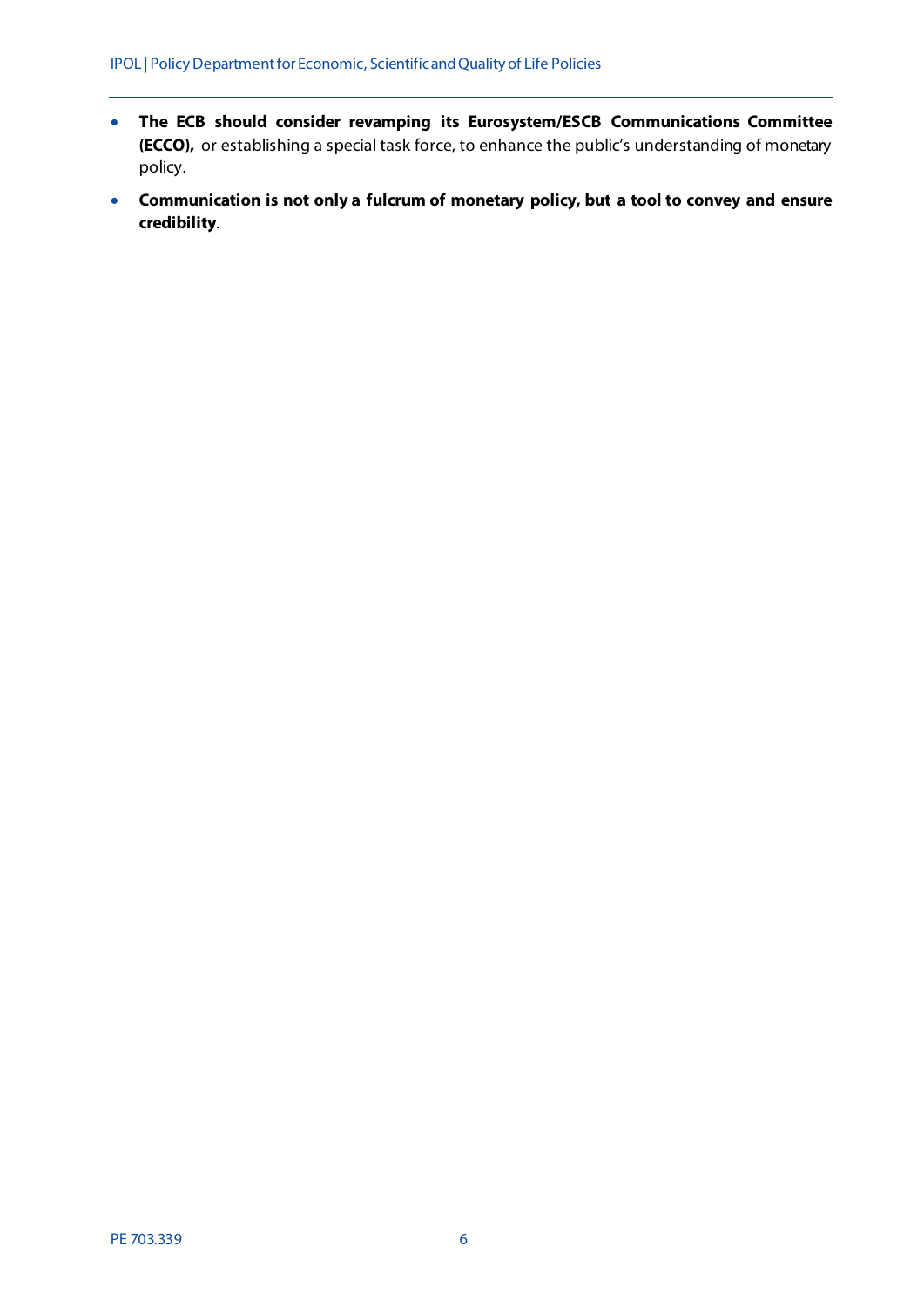- **The ECB should consider revamping its Eurosystem/ESCB Communications Committee (ECCO),** or establishing a special task force, to enhance the public's understanding of monetary policy.
- **Communication is not only a fulcrum of monetary policy, but a tool to convey and ensure credibility**.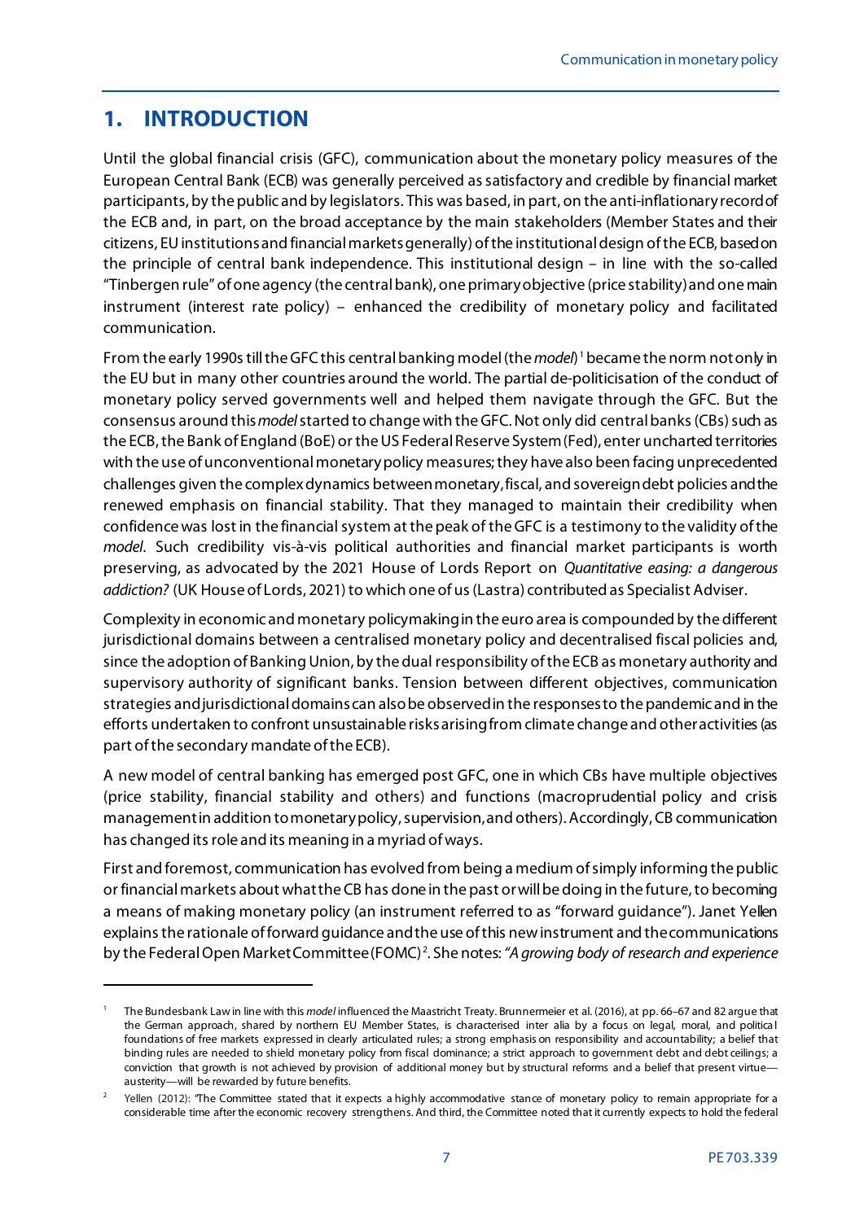# 1. INTRODUCTION

Until the global financial crisis (GFC), communication about the monetary policy measures of the European Central Bank (ECB) was generally perceived as satisfactory and credible by financial market participants, by the public and by legislators. This was based, in part, on the anti-inflationary record of the ECB and, in part, on the broad acceptance by the main stakeholders (Member States and their citizens, EU institutions and financial markets generally) of the institutional design of the ECB, based on the principle of central bank independence. This institutional design – in line with the so-called "Tinbergen rule" of one agency (the central bank), one primary objective (price stability) and one main instrument (interest rate policy) – enhanced the credibility of monetary policy and facilitated communication.

From the early 1990s till the GFC this central banking model (the *model*)[1] became the norm not only in the EU but in many other countries around the world. The partial de-politicisation of the conduct of monetary policy served governments well and helped them navigate through the GFC. But the consensus around this *model* started to change with the GFC. Not only did central banks (CBs) such as the ECB, the Bank of England (BoE) or the US Federal Reserve System (Fed), enter uncharted territories with the use of unconventional monetary policy measures; they have also been facing unprecedented challenges given the complex dynamics between monetary, fiscal, and sovereign debt policies and the renewed emphasis on financial stability. That they managed to maintain their credibility when confidence was lost in the financial system at the peak of the GFC is a testimony to the validity of the *model*. Such credibility vis-à-vis political authorities and financial market participants is worth preserving, as advocated by the 2021 House of Lords Report on *Quantitative easing: a dangerous addiction?* (UK House of Lords, 2021) to which one of us (Lastra) contributed as Specialist Adviser.

Complexity in economic and monetary policymaking in the euro area is compounded by the different jurisdictional domains between a centralised monetary policy and decentralised fiscal policies and, since the adoption of Banking Union, by the dual responsibility of the ECB as monetary authority and supervisory authority of significant banks. Tension between different objectives, communication strategies and jurisdictional domains can also be observed in the responses to the pandemic and in the efforts undertaken to confront unsustainable risks arising from climate change and other activities (as part of the secondary mandate of the ECB).

A new model of central banking has emerged post GFC, one in which CBs have multiple objectives (price stability, financial stability and others) and functions (macroprudential policy and crisis management in addition to monetary policy, supervision, and others). Accordingly, CB communication has changed its role and its meaning in a myriad of ways.

First and foremost, communication has evolved from being a medium of simply informing the public or financial markets about what the CB has done in the past or will be doing in the future, to becoming a means of making monetary policy (an instrument referred to as "forward guidance"). Janet Yellen explains the rationale of forward guidance and the use of this new instrument and the communications by the Federal Open Market Committee (FOMC)[2]. She notes: *"A growing body of research and experience*

---

[1] The Bundesbank Law in line with this *model* influenced the Maastricht Treaty. Brunnermeier et al. (2016), at pp. 66–67 and 82 argue that the German approach, shared by northern EU Member States, is characterised inter alia by a focus on legal, moral, and political foundations of free markets expressed in clearly articulated rules; a strong emphasis on responsibility and accountability; a belief that binding rules are needed to shield monetary policy from fiscal dominance; a strict approach to government debt and debt ceilings; a conviction that growth is not achieved by provision of additional money but by structural reforms and a belief that present virtue—austerity—will be rewarded by future benefits.

[2] Yellen (2012): "The Committee stated that it expects a highly accommodative stance of monetary policy to remain appropriate for a considerable time after the economic recovery strengthens. And third, the Committee noted that it currently expects to hold the federal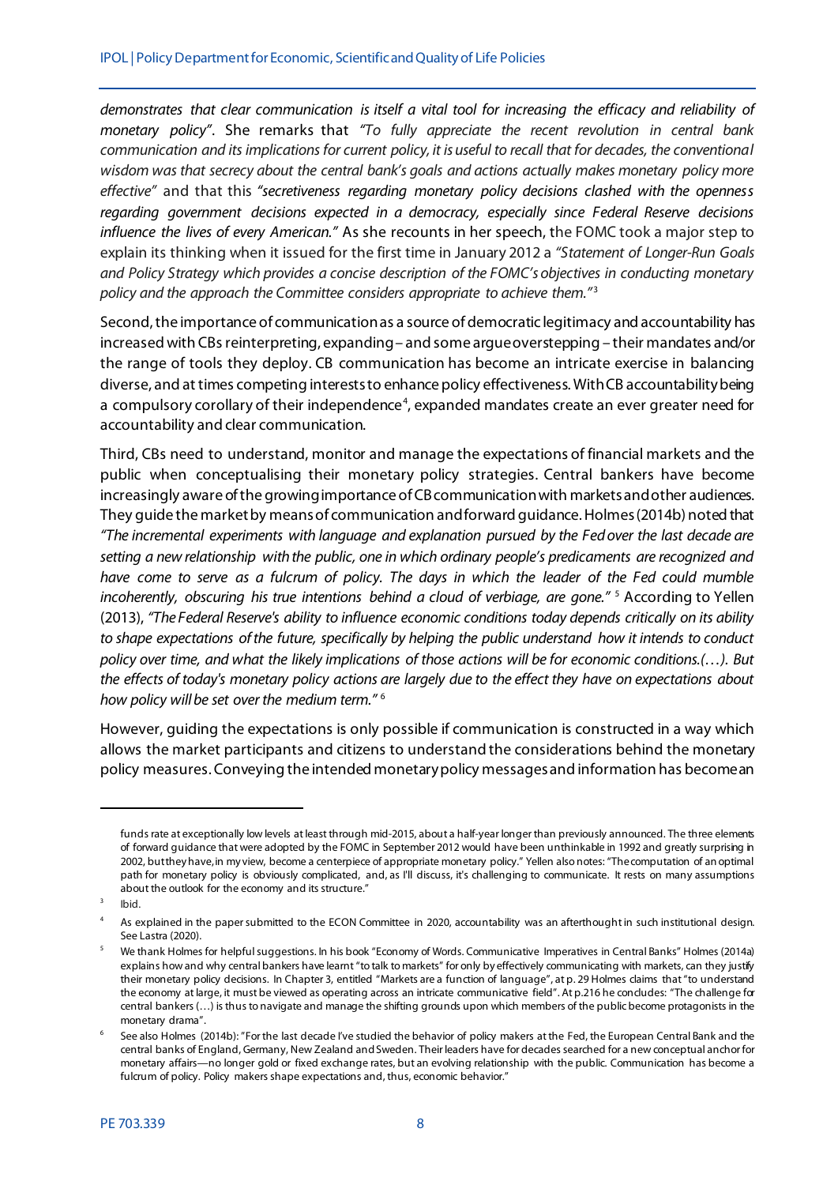*demonstrates that clear communication is itself a vital tool for increasing the efficacy and reliability of monetary policy"*. She remarks that *"To fully appreciate the recent revolution in central bank communication and its implications for current policy, it is useful to recall that for decades, the conventional wisdom was that secrecy about the central bank's goals and actions actually makes monetary policy more effective"* and that this *"secretiveness regarding monetary policy decisions clashed with the openness regarding government decisions expected in a democracy, especially since Federal Reserve decisions influence the lives of every American."* As she recounts in her speech, the FOMC took a major step to explain its thinking when it issued for the first time in January 2012 a *"Statement of Longer-Run Goals and Policy Strategy which provides a concise description of the FOMC's objectives in conducting monetary policy and the approach the Committee considers appropriate to achieve them."*[3]

Second, the importance of communication as a source of democratic legitimacy and accountability has increased with CBs reinterpreting, expanding – and some argue overstepping – their mandates and/or the range of tools they deploy. CB communication has become an intricate exercise in balancing diverse, and at times competing interests to enhance policy effectiveness. With CB accountability being a compulsory corollary of their independence[4], expanded mandates create an ever greater need for accountability and clear communication.

Third, CBs need to understand, monitor and manage the expectations of financial markets and the public when conceptualising their monetary policy strategies. Central bankers have become increasingly aware of the growing importance of CB communication with markets and other audiences. They guide the market by means of communication and forward guidance. Holmes (2014b) noted that *"The incremental experiments with language and explanation pursued by the Fed over the last decade are setting a new relationship with the public, one in which ordinary people's predicaments are recognized and have come to serve as a fulcrum of policy. The days in which the leader of the Fed could mumble incoherently, obscuring his true intentions behind a cloud of verbiage, are gone."*[5] According to Yellen (2013), *"The Federal Reserve's ability to influence economic conditions today depends critically on its ability to shape expectations of the future, specifically by helping the public understand how it intends to conduct policy over time, and what the likely implications of those actions will be for economic conditions.(…). But the effects of today's monetary policy actions are largely due to the effect they have on expectations about how policy will be set over the medium term."*[6]

However, guiding the expectations is only possible if communication is constructed in a way which allows the market participants and citizens to understand the considerations behind the monetary policy measures. Conveying the intended monetary policy messages and information has become an

---

funds rate at exceptionally low levels at least through mid-2015, about a half-year longer than previously announced. The three elements of forward guidance that were adopted by the FOMC in September 2012 would have been unthinkable in 1992 and greatly surprising in 2002, but they have, in my view, become a centerpiece of appropriate monetary policy." Yellen also notes: "The computation of an optimal path for monetary policy is obviously complicated, and, as I'll discuss, it's challenging to communicate. It rests on many assumptions about the outlook for the economy and its structure."

[3] Ibid.

[4] As explained in the paper submitted to the ECON Committee in 2020, accountability was an afterthought in such institutional design. See Lastra (2020).

[5] We thank Holmes for helpful suggestions. In his book "Economy of Words. Communicative Imperatives in Central Banks" Holmes (2014a) explains how and why central bankers have learnt "to talk to markets" for only by effectively communicating with markets, can they justify their monetary policy decisions. In Chapter 3, entitled "Markets are a function of language", at p. 29 Holmes claims that "to understand the economy at large, it must be viewed as operating across an intricate communicative field". At p.216 he concludes: "The challenge for central bankers (…) is thus to navigate and manage the shifting grounds upon which members of the public become protagonists in the monetary drama".

[6] See also Holmes (2014b): "For the last decade I've studied the behavior of policy makers at the Fed, the European Central Bank and the central banks of England, Germany, New Zealand and Sweden. Their leaders have for decades searched for a new conceptual anchor for monetary affairs—no longer gold or fixed exchange rates, but an evolving relationship with the public. Communication has become a fulcrum of policy. Policy makers shape expectations and, thus, economic behavior."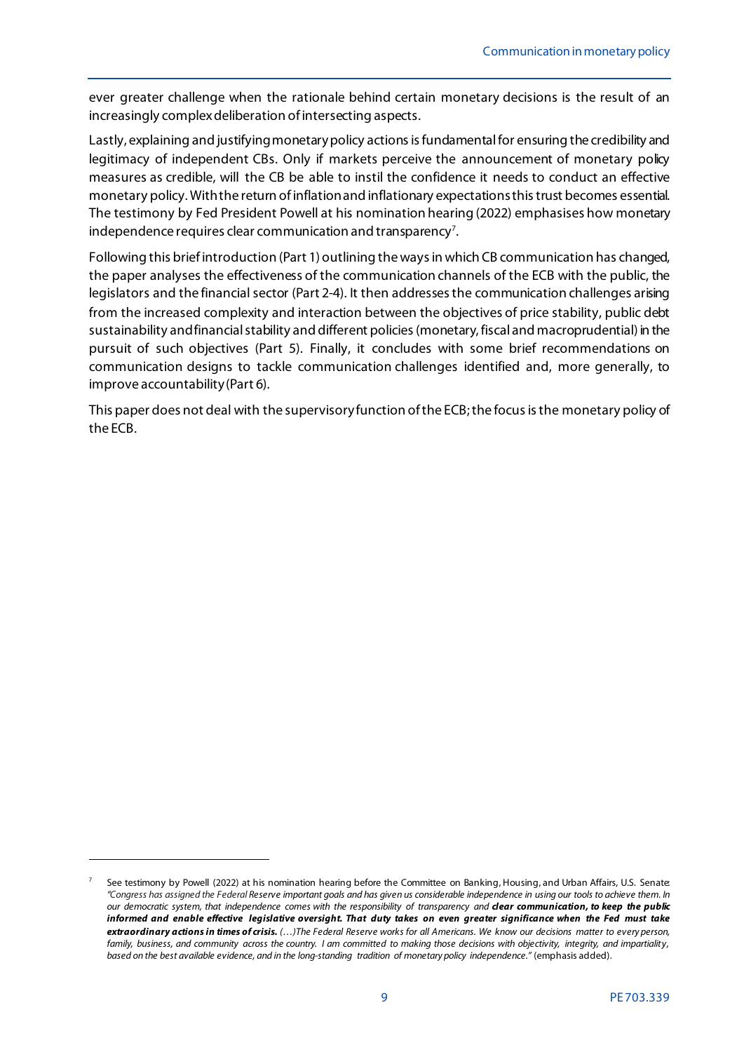ever greater challenge when the rationale behind certain monetary decisions is the result of an increasingly complex deliberation of intersecting aspects.

Lastly, explaining and justifying monetary policy actions is fundamental for ensuring the credibility and legitimacy of independent CBs. Only if markets perceive the announcement of monetary policy measures as credible, will the CB be able to instil the confidence it needs to conduct an effective monetary policy. With the return of inflation and inflationary expectations this trust becomes essential. The testimony by Fed President Powell at his nomination hearing (2022) emphasises how monetary independence requires clear communication and transparency[7].

Following this brief introduction (Part 1) outlining the ways in which CB communication has changed, the paper analyses the effectiveness of the communication channels of the ECB with the public, the legislators and the financial sector (Part 2-4). It then addresses the communication challenges arising from the increased complexity and interaction between the objectives of price stability, public debt sustainability and financial stability and different policies (monetary, fiscal and macroprudential) in the pursuit of such objectives (Part 5). Finally, it concludes with some brief recommendations on communication designs to tackle communication challenges identified and, more generally, to improve accountability (Part 6).

This paper does not deal with the supervisory function of the ECB; the focus is the monetary policy of the ECB.

---

[7] See testimony by Powell (2022) at his nomination hearing before the Committee on Banking, Housing, and Urban Affairs, U.S. Senate: *"Congress has assigned the Federal Reserve important goals and has given us considerable independence in using our tools to achieve them. In our democratic system, that independence comes with the responsibility of transparency and* ***clear communication, to keep the public informed and enable effective legislative oversight. That duty takes on even greater significance when the Fed must take extraordinary actions in times of crisis.*** *(…)The Federal Reserve works for all Americans. We know our decisions matter to every person, family, business, and community across the country. I am committed to making those decisions with objectivity, integrity, and impartiality, based on the best available evidence, and in the long-standing tradition of monetary policy independence."* (emphasis added).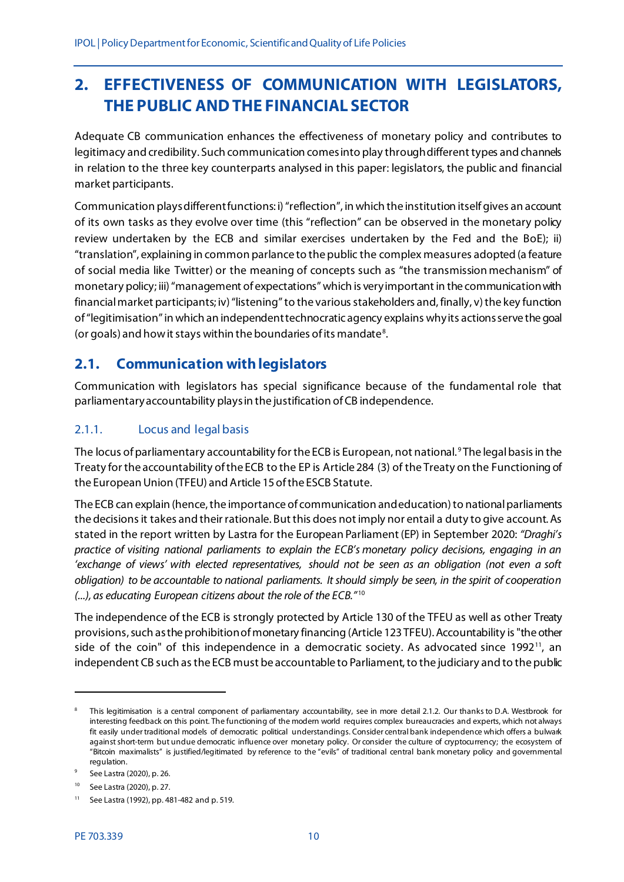# 2. EFFECTIVENESS OF COMMUNICATION WITH LEGISLATORS, THE PUBLIC AND THE FINANCIAL SECTOR

Adequate CB communication enhances the effectiveness of monetary policy and contributes to legitimacy and credibility. Such communication comes into play through different types and channels in relation to the three key counterparts analysed in this paper: legislators, the public and financial market participants.

Communication plays different functions: i) "reflection", in which the institution itself gives an account of its own tasks as they evolve over time (this "reflection" can be observed in the monetary policy review undertaken by the ECB and similar exercises undertaken by the Fed and the BoE); ii) "translation", explaining in common parlance to the public the complex measures adopted (a feature of social media like Twitter) or the meaning of concepts such as "the transmission mechanism" of monetary policy; iii) "management of expectations" which is very important in the communication with financial market participants; iv) "listening" to the various stakeholders and, finally, v) the key function of "legitimisation" in which an independent technocratic agency explains why its actions serve the goal (or goals) and how it stays within the boundaries of its mandate[8].

## 2.1. Communication with legislators

Communication with legislators has special significance because of the fundamental role that parliamentary accountability plays in the justification of CB independence.

### 2.1.1. Locus and legal basis

The locus of parliamentary accountability for the ECB is European, not national.[9] The legal basis in the Treaty for the accountability of the ECB to the EP is Article 284 (3) of the Treaty on the Functioning of the European Union (TFEU) and Article 15 of the ESCB Statute.

The ECB can explain (hence, the importance of communication and education) to national parliaments the decisions it takes and their rationale. But this does not imply nor entail a duty to give account. As stated in the report written by Lastra for the European Parliament (EP) in September 2020: *"Draghi's practice of visiting national parliaments to explain the ECB's monetary policy decisions, engaging in an 'exchange of views' with elected representatives, should not be seen as an obligation (not even a soft obligation) to be accountable to national parliaments. It should simply be seen, in the spirit of cooperation (...), as educating European citizens about the role of the ECB."*[10]

The independence of the ECB is strongly protected by Article 130 of the TFEU as well as other Treaty provisions, such as the prohibition of monetary financing (Article 123 TFEU). Accountability is "the other side of the coin" of this independence in a democratic society. As advocated since 1992[11], an independent CB such as the ECB must be accountable to Parliament, to the judiciary and to the public

---

[8] This legitimisation is a central component of parliamentary accountability, see in more detail 2.1.2. Our thanks to D.A. Westbrook for interesting feedback on this point. The functioning of the modern world requires complex bureaucracies and experts, which not always fit easily under traditional models of democratic political understandings. Consider central bank independence which offers a bulwark against short-term but undue democratic influence over monetary policy. Or consider the culture of cryptocurrency; the ecosystem of "Bitcoin maximalists" is justified/legitimated by reference to the "evils" of traditional central bank monetary policy and governmental regulation.

[9] See Lastra (2020), p. 26.

[10] See Lastra (2020), p. 27.

[11] See Lastra (1992), pp. 481-482 and p. 519.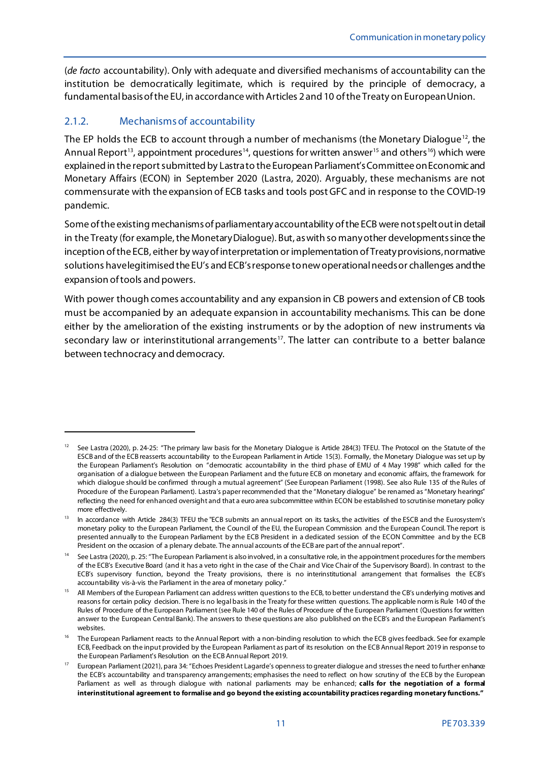(*de facto* accountability). Only with adequate and diversified mechanisms of accountability can the institution be democratically legitimate, which is required by the principle of democracy, a fundamental basis of the EU, in accordance with Articles 2 and 10 of the Treaty on European Union.

### 2.1.2. Mechanisms of accountability

The EP holds the ECB to account through a number of mechanisms (the Monetary Dialogue[12], the Annual Report[13], appointment procedures[14], questions for written answer[15] and others[16]) which were explained in the report submitted by Lastra to the European Parliament's Committee on Economic and Monetary Affairs (ECON) in September 2020 (Lastra, 2020). Arguably, these mechanisms are not commensurate with the expansion of ECB tasks and tools post GFC and in response to the COVID-19 pandemic.

Some of the existing mechanisms of parliamentary accountability of the ECB were not spelt out in detail in the Treaty (for example, the Monetary Dialogue). But, as with so many other developments since the inception of the ECB, either by way of interpretation or implementation of Treaty provisions, normative solutions have legitimised the EU's and ECB's response to new operational needs or challenges and the expansion of tools and powers.

With power though comes accountability and any expansion in CB powers and extension of CB tools must be accompanied by an adequate expansion in accountability mechanisms. This can be done either by the amelioration of the existing instruments or by the adoption of new instruments via secondary law or interinstitutional arrangements[17]. The latter can contribute to a better balance between technocracy and democracy.

---

[12] See Lastra (2020), p. 24-25: "The primary law basis for the Monetary Dialogue is Article 284(3) TFEU. The Protocol on the Statute of the ESCB and of the ECB reasserts accountability to the European Parliament in Article 15(3). Formally, the Monetary Dialogue was set up by the European Parliament's Resolution on "democratic accountability in the third phase of EMU of 4 May 1998" which called for the organisation of a dialogue between the European Parliament and the future ECB on monetary and economic affairs, the framework for which dialogue should be confirmed through a mutual agreement" (See European Parliament (1998). See also Rule 135 of the Rules of Procedure of the European Parliament). Lastra's paper recommended that the "Monetary dialogue" be renamed as "Monetary hearings" reflecting the need for enhanced oversight and that a euro area subcommittee within ECON be established to scrutinise monetary policy more effectively.

[13] In accordance with Article 284(3) TFEU the "ECB submits an annual report on its tasks, the activities of the ESCB and the Eurosystem's monetary policy to the European Parliament, the Council of the EU, the European Commission and the European Council. The report is presented annually to the European Parliament by the ECB President in a dedicated session of the ECON Committee and by the ECB President on the occasion of a plenary debate. The annual accounts of the ECB are part of the annual report".

[14] See Lastra (2020), p. 25: "The European Parliament is also involved, in a consultative role, in the appointment procedures for the members of the ECB's Executive Board (and it has a veto right in the case of the Chair and Vice Chair of the Supervisory Board). In contrast to the ECB's supervisory function, beyond the Treaty provisions, there is no interinstitutional arrangement that formalises the ECB's accountability vis-à-vis the Parliament in the area of monetary policy."

[15] All Members of the European Parliament can address written questions to the ECB, to better understand the CB's underlying motives and reasons for certain policy decision. There is no legal basis in the Treaty for these written questions. The applicable norm is Rule 140 of the Rules of Procedure of the European Parliament (see Rule 140 of the Rules of Procedure of the European Parliament (Questions for written answer to the European Central Bank). The answers to these questions are also published on the ECB's and the European Parliament's websites.

[16] The European Parliament reacts to the Annual Report with a non-binding resolution to which the ECB gives feedback. See for example ECB, Feedback on the input provided by the European Parliament as part of its resolution on the ECB Annual Report 2019 in response to the European Parliament's Resolution on the ECB Annual Report 2019.

[17] European Parliament (2021), para 34: "Echoes President Lagarde's openness to greater dialogue and stresses the need to further enhance the ECB's accountability and transparency arrangements; emphasises the need to reflect on how scrutiny of the ECB by the European Parliament as well as through dialogue with national parliaments may be enhanced; **calls for the negotiation of a formal interinstitutional agreement to formalise and go beyond the existing accountability practices regarding monetary functions."**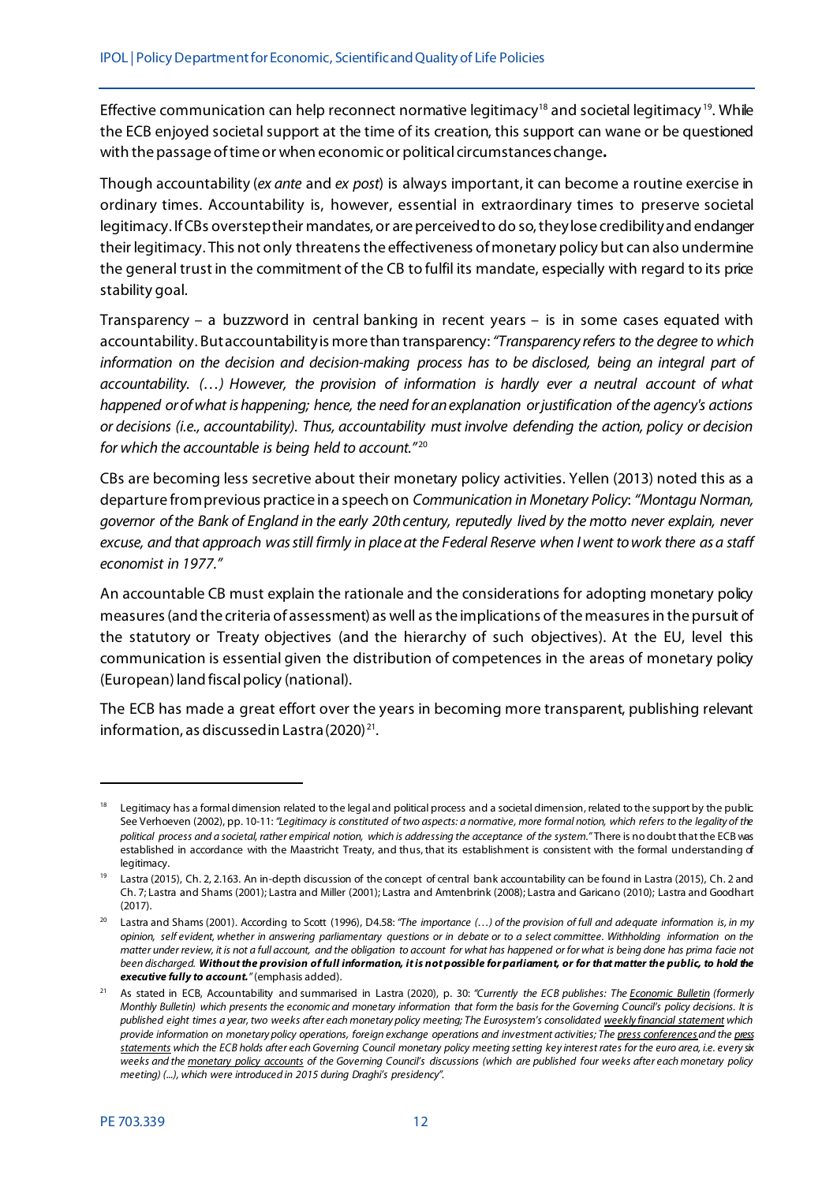Effective communication can help reconnect normative legitimacy[18] and societal legitimacy[19]. While the ECB enjoyed societal support at the time of its creation, this support can wane or be questioned with the passage of time or when economic or political circumstances change**.**

Though accountability (*ex ante* and *ex post*) is always important, it can become a routine exercise in ordinary times. Accountability is, however, essential in extraordinary times to preserve societal legitimacy. If CBs overstep their mandates, or are perceived to do so, they lose credibility and endanger their legitimacy. This not only threatens the effectiveness of monetary policy but can also undermine the general trust in the commitment of the CB to fulfil its mandate, especially with regard to its price stability goal.

Transparency – a buzzword in central banking in recent years – is in some cases equated with accountability. But accountability is more than transparency: *"Transparency refers to the degree to which information on the decision and decision-making process has to be disclosed, being an integral part of accountability. (…) However, the provision of information is hardly ever a neutral account of what happened or of what is happening; hence, the need for an explanation or justification of the agency's actions or decisions (i.e., accountability). Thus, accountability must involve defending the action, policy or decision for which the accountable is being held to account."*[20]

CBs are becoming less secretive about their monetary policy activities. Yellen (2013) noted this as a departure from previous practice in a speech on *Communication in Monetary Policy*: *"Montagu Norman, governor of the Bank of England in the early 20th century, reputedly lived by the motto never explain, never excuse, and that approach was still firmly in place at the Federal Reserve when I went to work there as a staff economist in 1977."*

An accountable CB must explain the rationale and the considerations for adopting monetary policy measures (and the criteria of assessment) as well as the implications of the measures in the pursuit of the statutory or Treaty objectives (and the hierarchy of such objectives). At the EU, level this communication is essential given the distribution of competences in the areas of monetary policy (European) land fiscal policy (national).

The ECB has made a great effort over the years in becoming more transparent, publishing relevant information, as discussed in Lastra (2020)[21].

---

[18] Legitimacy has a formal dimension related to the legal and political process and a societal dimension, related to the support by the public. See Verhoeven (2002), pp. 10-11: *"Legitimacy is constituted of two aspects: a normative, more formal notion, which refers to the legality of the political process and a societal, rather empirical notion, which is addressing the acceptance of the system."* There is no doubt that the ECB was established in accordance with the Maastricht Treaty, and thus, that its establishment is consistent with the formal understanding of legitimacy.

[19] Lastra (2015), Ch. 2, 2.163. An in-depth discussion of the concept of central bank accountability can be found in Lastra (2015), Ch. 2 and Ch. 7; Lastra and Shams (2001); Lastra and Miller (2001); Lastra and Amtenbrink (2008); Lastra and Garicano (2010); Lastra and Goodhart (2017).

[20] Lastra and Shams (2001). According to Scott (1996), D4.58: *"The importance (…) of the provision of full and adequate information is, in my opinion, self evident, whether in answering parliamentary questions or in debate or to a select committee. Withholding information on the matter under review, it is not a full account, and the obligation to account for what has happened or for what is being done has prima facie not been discharged.* ***Without the provision of full information, it is not possible for parliament, or for that matter the public, to hold the executive fully to account."*** (emphasis added).

[21] As stated in ECB, Accountability and summarised in Lastra (2020), p. 30: *"Currently the ECB publishes: The Economic Bulletin (formerly Monthly Bulletin) which presents the economic and monetary information that form the basis for the Governing Council's policy decisions. It is published eight times a year, two weeks after each monetary policy meeting; The Eurosystem's consolidated weekly financial statement which provide information on monetary policy operations, foreign exchange operations and investment activities; The press conferences and the press statements which the ECB holds after each Governing Council monetary policy meeting setting key interest rates for the euro area, i.e. every six weeks and the monetary policy accounts of the Governing Council's discussions (which are published four weeks after each monetary policy meeting) (...), which were introduced in 2015 during Draghi's presidency".*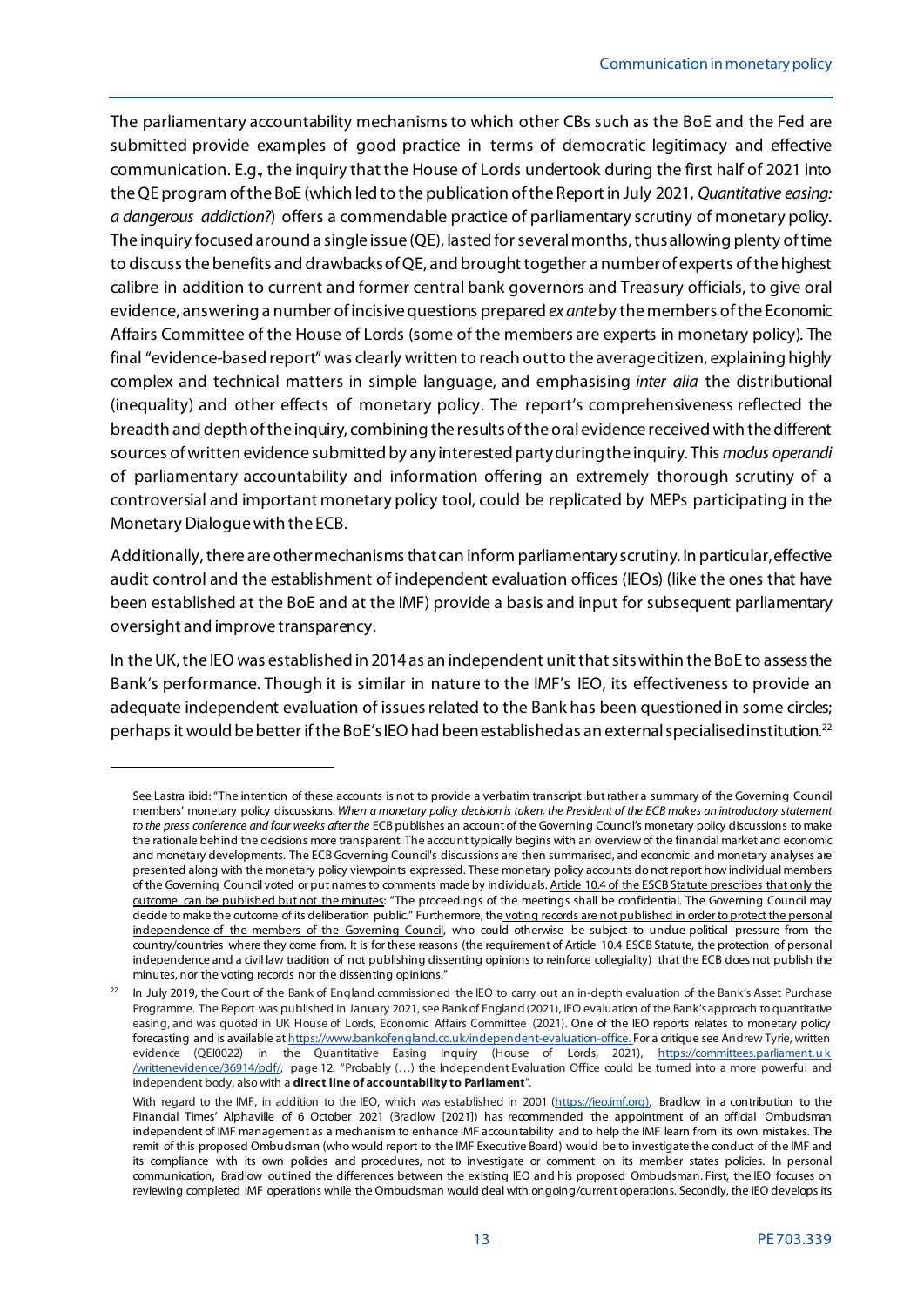The parliamentary accountability mechanisms to which other CBs such as the BoE and the Fed are submitted provide examples of good practice in terms of democratic legitimacy and effective communication. E.g., the inquiry that the House of Lords undertook during the first half of 2021 into the QE program of the BoE (which led to the publication of the Report in July 2021, *Quantitative easing: a dangerous addiction?*) offers a commendable practice of parliamentary scrutiny of monetary policy. The inquiry focused around a single issue (QE), lasted for several months, thus allowing plenty of time to discuss the benefits and drawbacks of QE, and brought together a number of experts of the highest calibre in addition to current and former central bank governors and Treasury officials, to give oral evidence, answering a number of incisive questions prepared *ex ante* by the members of the Economic Affairs Committee of the House of Lords (some of the members are experts in monetary policy). The final "evidence-based report" was clearly written to reach out to the average citizen, explaining highly complex and technical matters in simple language, and emphasising *inter alia* the distributional (inequality) and other effects of monetary policy. The report's comprehensiveness reflected the breadth and depth of the inquiry, combining the results of the oral evidence received with the different sources of written evidence submitted by any interested party during the inquiry. This *modus operandi* of parliamentary accountability and information offering an extremely thorough scrutiny of a controversial and important monetary policy tool, could be replicated by MEPs participating in the Monetary Dialogue with the ECB.

Additionally, there are other mechanisms that can inform parliamentary scrutiny. In particular, effective audit control and the establishment of independent evaluation offices (IEOs) (like the ones that have been established at the BoE and at the IMF) provide a basis and input for subsequent parliamentary oversight and improve transparency.

In the UK, the IEO was established in 2014 as an independent unit that sits within the BoE to assess the Bank's performance. Though it is similar in nature to the IMF's IEO, its effectiveness to provide an adequate independent evaluation of issues related to the Bank has been questioned in some circles; perhaps it would be better if the BoE's IEO had been established as an external specialised institution.[22]

---

See Lastra ibid: "The intention of these accounts is not to provide a verbatim transcript but rather a summary of the Governing Council members' monetary policy discussions. *When a monetary policy decision is taken, the President of the ECB makes an introductory statement to the press conference and four weeks after the* ECB publishes an account of the Governing Council's monetary policy discussions to make the rationale behind the decisions more transparent. The account typically begins with an overview of the financial market and economic and monetary developments. The ECB Governing Council's discussions are then summarised, and economic and monetary analyses are presented along with the monetary policy viewpoints expressed. These monetary policy accounts do not report how individual members of the Governing Council voted or put names to comments made by individuals. Article 10.4 of the ESCB Statute prescribes that only the outcome can be published but not the minutes: "The proceedings of the meetings shall be confidential. The Governing Council may decide to make the outcome of its deliberation public." Furthermore, the voting records are not published in order to protect the personal independence of the members of the Governing Council, who could otherwise be subject to undue political pressure from the country/countries where they come from. It is for these reasons (the requirement of Article 10.4 ESCB Statute, the protection of personal independence and a civil law tradition of not publishing dissenting opinions to reinforce collegiality) that the ECB does not publish the minutes, nor the voting records nor the dissenting opinions."

[22] In July 2019, the Court of the Bank of England commissioned the IEO to carry out an in-depth evaluation of the Bank's Asset Purchase Programme. The Report was published in January 2021, see Bank of England (2021), IEO evaluation of the Bank's approach to quantitative easing, and was quoted in UK House of Lords, Economic Affairs Committee (2021). One of the IEO reports relates to monetary policy forecasting and is available at https://www.bankofengland.co.uk/independent-evaluation-office. For a critique see Andrew Tyrie, written evidence (QEI0022) in the Quantitative Easing Inquiry (House of Lords, 2021), https://committees.parliament.uk/writtenevidence/36914/pdf/, page 12: "Probably (…) the Independent Evaluation Office could be turned into a more powerful and independent body, also with a **direct line of accountability to Parliament**".

With regard to the IMF, in addition to the IEO, which was established in 2001 (https://ieo.imf.org), Bradlow in a contribution to the Financial Times' Alphaville of 6 October 2021 (Bradlow [2021]) has recommended the appointment of an official Ombudsman independent of IMF management as a mechanism to enhance IMF accountability and to help the IMF learn from its own mistakes. The remit of this proposed Ombudsman (who would report to the IMF Executive Board) would be to investigate the conduct of the IMF and its compliance with its own policies and procedures, not to investigate or comment on its member states policies. In personal communication, Bradlow outlined the differences between the existing IEO and his proposed Ombudsman. First, the IEO focuses on reviewing completed IMF operations while the Ombudsman would deal with ongoing/current operations. Secondly, the IEO develops its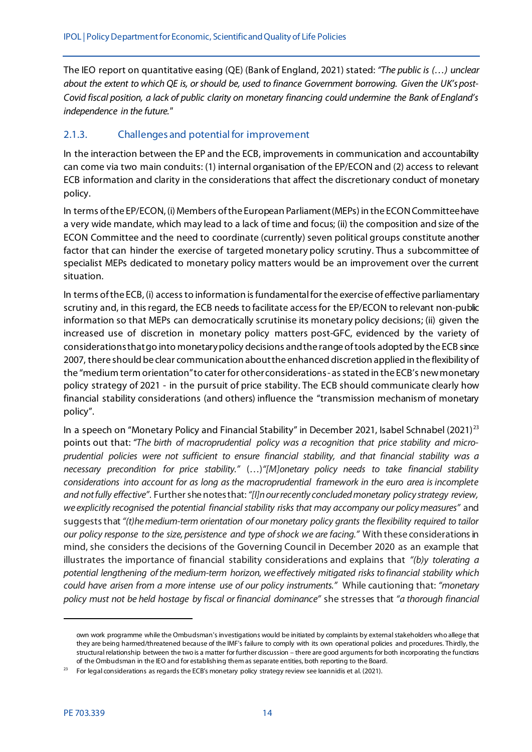The IEO report on quantitative easing (QE) (Bank of England, 2021) stated: *"The public is (…) unclear about the extent to which QE is, or should be, used to finance Government borrowing. Given the UK's post-Covid fiscal position, a lack of public clarity on monetary financing could undermine the Bank of England's independence in the future."*

### 2.1.3. Challenges and potential for improvement

In the interaction between the EP and the ECB, improvements in communication and accountability can come via two main conduits: (1) internal organisation of the EP/ECON and (2) access to relevant ECB information and clarity in the considerations that affect the discretionary conduct of monetary policy.

In terms of the EP/ECON, (i) Members of the European Parliament (MEPs) in the ECON Committee have a very wide mandate, which may lead to a lack of time and focus; (ii) the composition and size of the ECON Committee and the need to coordinate (currently) seven political groups constitute another factor that can hinder the exercise of targeted monetary policy scrutiny. Thus a subcommittee of specialist MEPs dedicated to monetary policy matters would be an improvement over the current situation.

In terms of the ECB, (i) access to information is fundamental for the exercise of effective parliamentary scrutiny and, in this regard, the ECB needs to facilitate access for the EP/ECON to relevant non-public information so that MEPs can democratically scrutinise its monetary policy decisions; (ii) given the increased use of discretion in monetary policy matters post-GFC, evidenced by the variety of considerations that go into monetary policy decisions and the range of tools adopted by the ECB since 2007, there should be clear communication about the enhanced discretion applied in the flexibility of the "medium term orientation" to cater for other considerations - as stated in the ECB's new monetary policy strategy of 2021 - in the pursuit of price stability. The ECB should communicate clearly how financial stability considerations (and others) influence the "transmission mechanism of monetary policy".

In a speech on "Monetary Policy and Financial Stability" in December 2021, Isabel Schnabel (2021)[23] points out that: *"The birth of macroprudential policy was a recognition that price stability and micro-prudential policies were not sufficient to ensure financial stability, and that financial stability was a necessary precondition for price stability."* (…)*"[M]onetary policy needs to take financial stability considerations into account for as long as the macroprudential framework in the euro area is incomplete and not fully effective"*. Further she notes that: *"[I]n our recently concluded monetary policy strategy review, we explicitly recognised the potential financial stability risks that may accompany our policy measures"* and suggests that *"(t)he medium-term orientation of our monetary policy grants the flexibility required to tailor our policy response to the size, persistence and type of shock we are facing."* With these considerations in mind, she considers the decisions of the Governing Council in December 2020 as an example that illustrates the importance of financial stability considerations and explains that *"(b)y tolerating a potential lengthening of the medium-term horizon, we effectively mitigated risks to financial stability which could have arisen from a more intense use of our policy instruments."* While cautioning that: *"monetary policy must not be held hostage by fiscal or financial dominance"* she stresses that *"a thorough financial*

---

own work programme while the Ombudsman's investigations would be initiated by complaints by external stakeholders who allege that they are being harmed/threatened because of the IMF's failure to comply with its own operational policies and procedures. Thirdly, the structural relationship between the two is a matter for further discussion – there are good arguments for both incorporating the functions of the Ombudsman in the IEO and for establishing them as separate entities, both reporting to the Board.

[23] For legal considerations as regards the ECB's monetary policy strategy review see Ioannidis et al. (2021).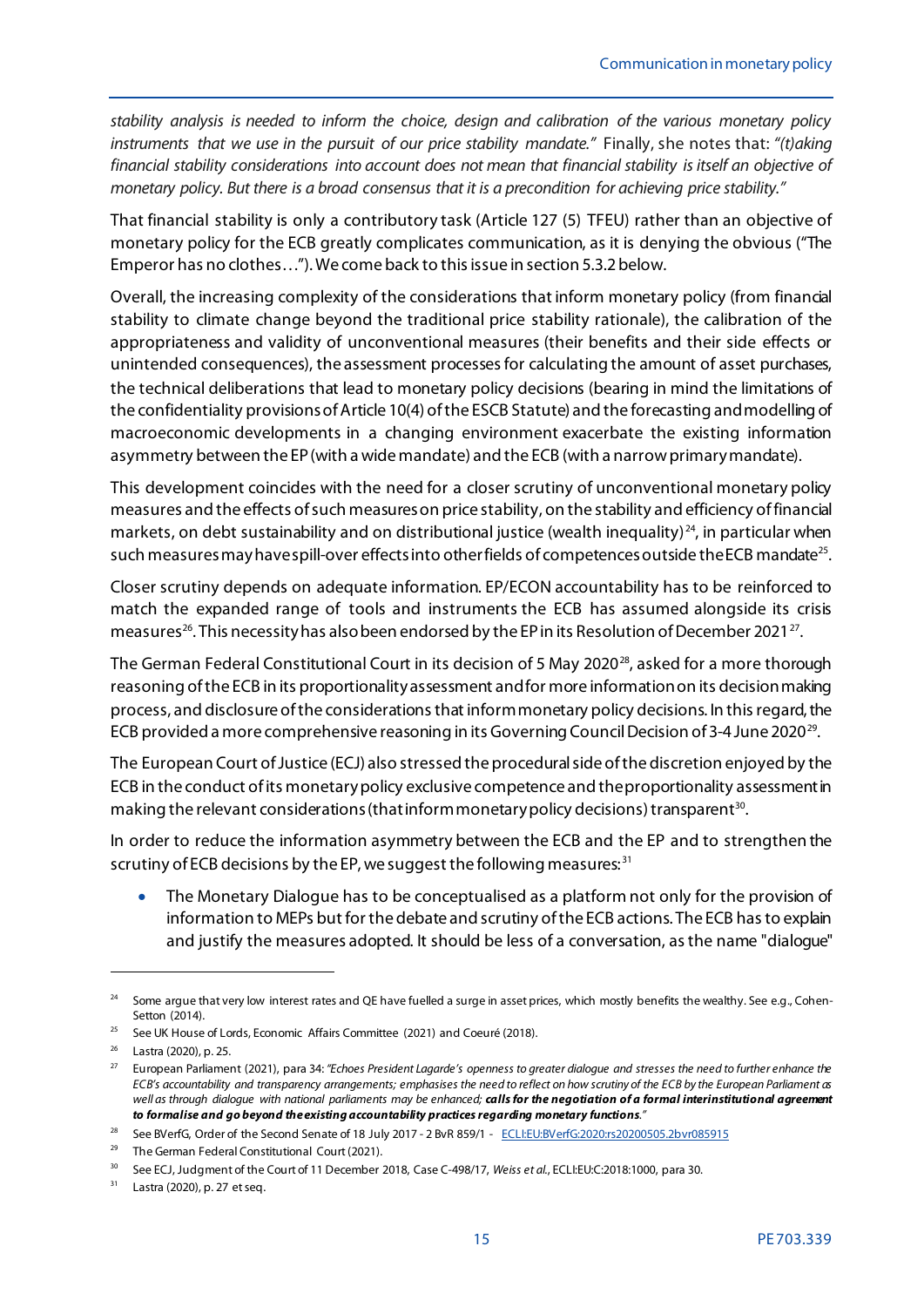*stability analysis is needed to inform the choice, design and calibration of the various monetary policy instruments that we use in the pursuit of our price stability mandate."* Finally, she notes that: *"(t)aking financial stability considerations into account does not mean that financial stability is itself an objective of monetary policy. But there is a broad consensus that it is a precondition for achieving price stability."*

That financial stability is only a contributory task (Article 127 (5) TFEU) rather than an objective of monetary policy for the ECB greatly complicates communication, as it is denying the obvious ("The Emperor has no clothes…"). We come back to this issue in section 5.3.2 below.

Overall, the increasing complexity of the considerations that inform monetary policy (from financial stability to climate change beyond the traditional price stability rationale), the calibration of the appropriateness and validity of unconventional measures (their benefits and their side effects or unintended consequences), the assessment processes for calculating the amount of asset purchases, the technical deliberations that lead to monetary policy decisions (bearing in mind the limitations of the confidentiality provisions of Article 10(4) of the ESCB Statute) and the forecasting and modelling of macroeconomic developments in a changing environment exacerbate the existing information asymmetry between the EP (with a wide mandate) and the ECB (with a narrow primary mandate).

This development coincides with the need for a closer scrutiny of unconventional monetary policy measures and the effects of such measures on price stability, on the stability and efficiency of financial markets, on debt sustainability and on distributional justice (wealth inequality)[24], in particular when such measures may have spill-over effects into other fields of competences outside the ECB mandate[25].

Closer scrutiny depends on adequate information. EP/ECON accountability has to be reinforced to match the expanded range of tools and instruments the ECB has assumed alongside its crisis measures[26]. This necessity has also been endorsed by the EP in its Resolution of December 2021[27].

The German Federal Constitutional Court in its decision of 5 May 2020[28], asked for a more thorough reasoning of the ECB in its proportionality assessment and for more information on its decision making process, and disclosure of the considerations that inform monetary policy decisions. In this regard, the ECB provided a more comprehensive reasoning in its Governing Council Decision of 3-4 June 2020[29].

The European Court of Justice (ECJ) also stressed the procedural side of the discretion enjoyed by the ECB in the conduct of its monetary policy exclusive competence and the proportionality assessment in making the relevant considerations (that inform monetary policy decisions) transparent[30].

In order to reduce the information asymmetry between the ECB and the EP and to strengthen the scrutiny of ECB decisions by the EP, we suggest the following measures:[31]

- The Monetary Dialogue has to be conceptualised as a platform not only for the provision of information to MEPs but for the debate and scrutiny of the ECB actions. The ECB has to explain and justify the measures adopted. It should be less of a conversation, as the name "dialogue"

---

[24] Some argue that very low interest rates and QE have fuelled a surge in asset prices, which mostly benefits the wealthy. See e.g., Cohen-Setton (2014).

[25] See UK House of Lords, Economic Affairs Committee (2021) and Coeuré (2018).

[26] Lastra (2020), p. 25.

[27] European Parliament (2021), para 34: *"Echoes President Lagarde's openness to greater dialogue and stresses the need to further enhance the ECB's accountability and transparency arrangements; emphasises the need to reflect on how scrutiny of the ECB by the European Parliament as well as through dialogue with national parliaments may be enhanced;* ***calls for the negotiation of a formal interinstitutional agreement to formalise and go beyond the existing accountability practices regarding monetary functions****."*

[28] See BVerfG, Order of the Second Senate of 18 July 2017 - 2 BvR 859/1 - ECLI:EU:BVerfG:2020:rs20200505.2bvr085915

[29] The German Federal Constitutional Court (2021).

[30] See ECJ, Judgment of the Court of 11 December 2018, Case C-498/17, *Weiss et al.*, ECLI:EU:C:2018:1000, para 30.

[31] Lastra (2020), p. 27 et seq.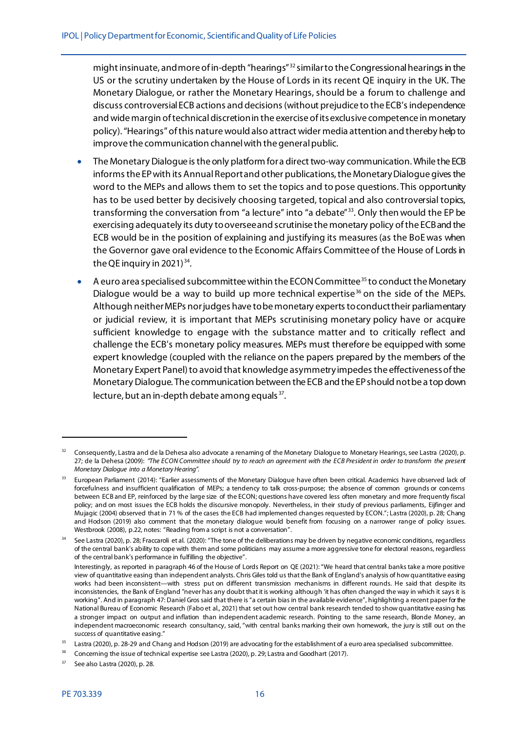might insinuate, and more of in-depth "hearings"[32] similar to the Congressional hearings in the US or the scrutiny undertaken by the House of Lords in its recent QE inquiry in the UK. The Monetary Dialogue, or rather the Monetary Hearings, should be a forum to challenge and discuss controversial ECB actions and decisions (without prejudice to the ECB's independence and wide margin of technical discretion in the exercise of its exclusive competence in monetary policy). "Hearings" of this nature would also attract wider media attention and thereby help to improve the communication channel with the general public.

- The Monetary Dialogue is the only platform for a direct two-way communication. While the ECB informs the EP with its Annual Report and other publications, the Monetary Dialogue gives the word to the MEPs and allows them to set the topics and to pose questions. This opportunity has to be used better by decisively choosing targeted, topical and also controversial topics, transforming the conversation from "a lecture" into "a debate"[33]. Only then would the EP be exercising adequately its duty to oversee and scrutinise the monetary policy of the ECB and the ECB would be in the position of explaining and justifying its measures (as the BoE was when the Governor gave oral evidence to the Economic Affairs Committee of the House of Lords in the QE inquiry in 2021)[34].
- A euro area specialised subcommittee within the ECON Committee[35] to conduct the Monetary Dialogue would be a way to build up more technical expertise[36] on the side of the MEPs. Although neither MEPs nor judges have to be monetary experts to conduct their parliamentary or judicial review, it is important that MEPs scrutinising monetary policy have or acquire sufficient knowledge to engage with the substance matter and to critically reflect and challenge the ECB's monetary policy measures. MEPs must therefore be equipped with some expert knowledge (coupled with the reliance on the papers prepared by the members of the Monetary Expert Panel) to avoid that knowledge asymmetry impedes the effectiveness of the Monetary Dialogue. The communication between the ECB and the EP should not be a top down lecture, but an in-depth debate among equals[37].

---

[32] Consequently, Lastra and de la Dehesa also advocate a renaming of the Monetary Dialogue to Monetary Hearings, see Lastra (2020), p. 27; de la Dehesa (2009): *"The ECON Committee should try to reach an agreement with the ECB President in order to transform the present Monetary Dialogue into a Monetary Hearing".*

[33] European Parliament (2014): "Earlier assessments of the Monetary Dialogue have often been critical. Academics have observed lack of forcefulness and insufficient qualification of MEPs; a tendency to talk cross-purpose; the absence of common grounds or concerns between ECB and EP, reinforced by the large size of the ECON; questions have covered less often monetary and more frequently fiscal policy; and on most issues the ECB holds the discursive monopoly. Nevertheless, in their study of previous parliaments, Eijffinger and Mujagic (2004) observed that in 71 % of the cases the ECB had implemented changes requested by ECON."; Lastra (2020), p. 28; Chang and Hodson (2019) also comment that the monetary dialogue would benefit from focusing on a narrower range of policy issues. Westbrook (2008), p.22, notes: "Reading from a script is not a conversation".

[34] See Lastra (2020), p. 28; Fraccaroli et al. (2020): "The tone of the deliberations may be driven by negative economic conditions, regardless of the central bank's ability to cope with them and some politicians may assume a more aggressive tone for electoral reasons, regardless of the central bank's performance in fulfilling the objective".
Interestingly, as reported in paragraph 46 of the House of Lords Report on QE (2021): "We heard that central banks take a more positive view of quantitative easing than independent analysts. Chris Giles told us that the Bank of England's analysis of how quantitative easing works had been inconsistent—with stress put on different transmission mechanisms in different rounds. He said that despite its inconsistencies, the Bank of England "never has any doubt that it is working although 'it has often changed the way in which it says it is working". And in paragraph 47: Daniel Gros said that there is "a certain bias in the available evidence", highlighting a recent paper for the National Bureau of Economic Research (Fabo et al., 2021) that set out how central bank research tended to show quantitative easing has a stronger impact on output and inflation than independent academic research. Pointing to the same research, Blonde Money, an independent macroeconomic research consultancy, said, "with central banks marking their own homework, the jury is still out on the success of quantitative easing."

[35] Lastra (2020), p. 28-29 and Chang and Hodson (2019) are advocating for the establishment of a euro area specialised subcommittee.

[36] Concerning the issue of technical expertise see Lastra (2020), p. 29; Lastra and Goodhart (2017).

[37] See also Lastra (2020), p. 28.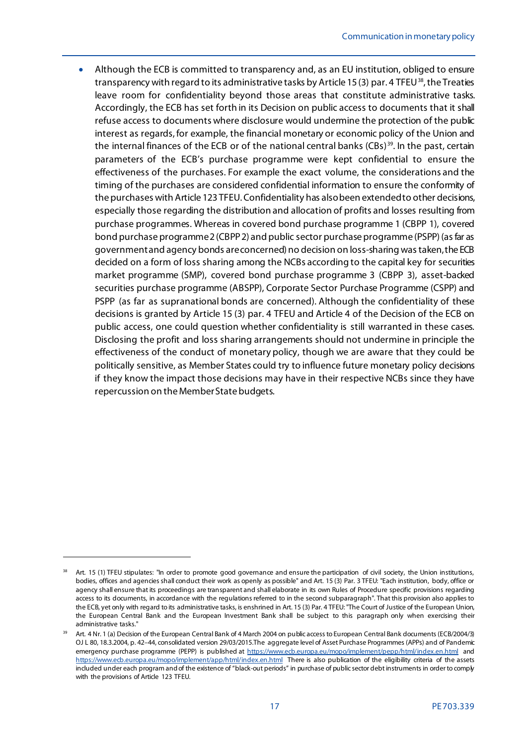- Although the ECB is committed to transparency and, as an EU institution, obliged to ensure transparency with regard to its administrative tasks by Article 15 (3) par. 4 TFEU[38], the Treaties leave room for confidentiality beyond those areas that constitute administrative tasks. Accordingly, the ECB has set forth in its Decision on public access to documents that it shall refuse access to documents where disclosure would undermine the protection of the public interest as regards, for example, the financial monetary or economic policy of the Union and the internal finances of the ECB or of the national central banks (CBs)[39]. In the past, certain parameters of the ECB's purchase programme were kept confidential to ensure the effectiveness of the purchases. For example the exact volume, the considerations and the timing of the purchases are considered confidential information to ensure the conformity of the purchases with Article 123 TFEU. Confidentiality has also been extended to other decisions, especially those regarding the distribution and allocation of profits and losses resulting from purchase programmes. Whereas in covered bond purchase programme 1 (CBPP 1), covered bond purchase programme 2 (CBPP 2) and public sector purchase programme (PSPP) (as far as government and agency bonds are concerned) no decision on loss-sharing was taken, the ECB decided on a form of loss sharing among the NCBs according to the capital key for securities market programme (SMP), covered bond purchase programme 3 (CBPP 3), asset-backed securities purchase programme (ABSPP), Corporate Sector Purchase Programme (CSPP) and PSPP (as far as supranational bonds are concerned). Although the confidentiality of these decisions is granted by Article 15 (3) par. 4 TFEU and Article 4 of the Decision of the ECB on public access, one could question whether confidentiality is still warranted in these cases. Disclosing the profit and loss sharing arrangements should not undermine in principle the effectiveness of the conduct of monetary policy, though we are aware that they could be politically sensitive, as Member States could try to influence future monetary policy decisions if they know the impact those decisions may have in their respective NCBs since they have repercussion on the Member State budgets.

---

[38] Art. 15 (1) TFEU stipulates: "In order to promote good governance and ensure the participation of civil society, the Union institutions, bodies, offices and agencies shall conduct their work as openly as possible" and Art. 15 (3) Par. 3 TFEU: "Each institution, body, office or agency shall ensure that its proceedings are transparent and shall elaborate in its own Rules of Procedure specific provisions regarding access to its documents, in accordance with the regulations referred to in the second subparagraph". That this provision also applies to the ECB, yet only with regard to its administrative tasks, is enshrined in Art. 15 (3) Par. 4 TFEU: "The Court of Justice of the European Union, the European Central Bank and the European Investment Bank shall be subject to this paragraph only when exercising their administrative tasks."

[39] Art. 4 Nr. 1 (a) Decision of the European Central Bank of 4 March 2004 on public access to European Central Bank documents (ECB/2004/3) OJ L 80, 18.3.2004, p. 42–44, consolidated version 29/03/2015.The aggregate level of Asset Purchase Programmes (APPs) and of Pandemic emergency purchase programme (PEPP) is published at https://www.ecb.europa.eu/mopo/implement/pepp/html/index.en.html and https://www.ecb.europa.eu/mopo/implement/app/html/index.en.html There is also publication of the eligibility criteria of the assets included under each program and of the existence of "black-out periods" in purchase of public sector debt instruments in order to comply with the provisions of Article 123 TFEU.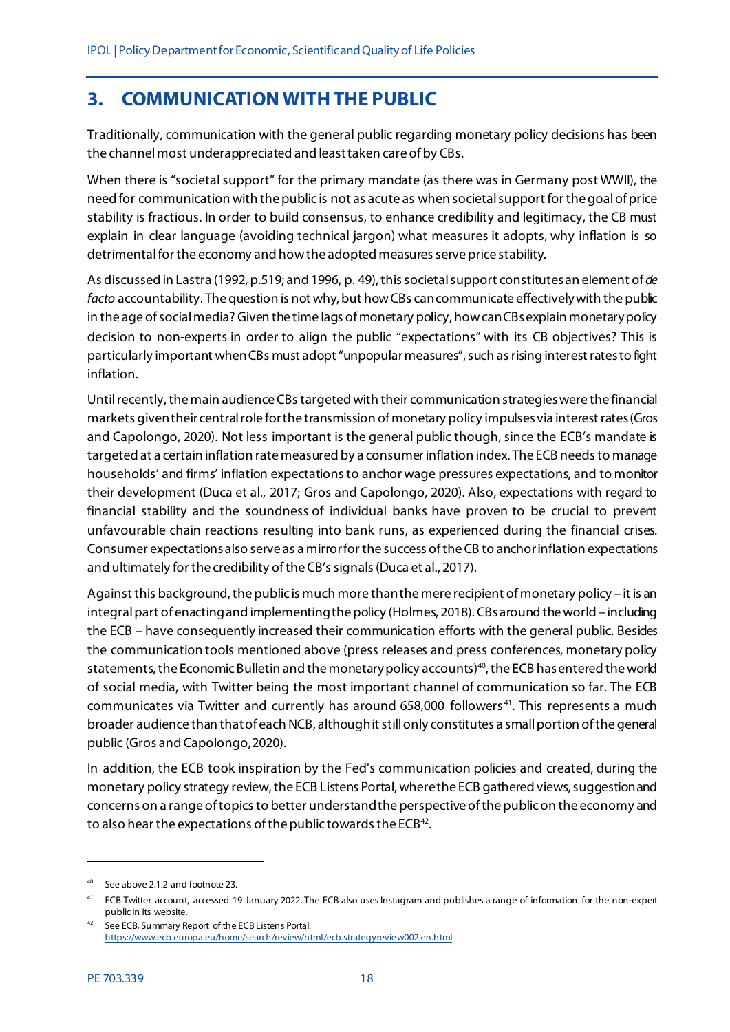# 3. COMMUNICATION WITH THE PUBLIC

Traditionally, communication with the general public regarding monetary policy decisions has been the channel most underappreciated and least taken care of by CBs.

When there is "societal support" for the primary mandate (as there was in Germany post WWII), the need for communication with the public is not as acute as when societal support for the goal of price stability is fractious. In order to build consensus, to enhance credibility and legitimacy, the CB must explain in clear language (avoiding technical jargon) what measures it adopts, why inflation is so detrimental for the economy and how the adopted measures serve price stability.

As discussed in Lastra (1992, p.519; and 1996, p. 49), this societal support constitutes an element of *de facto* accountability. The question is not why, but how CBs can communicate effectively with the public in the age of social media? Given the time lags of monetary policy, how can CBs explain monetary policy decision to non-experts in order to align the public "expectations" with its CB objectives? This is particularly important when CBs must adopt "unpopular measures", such as rising interest rates to fight inflation.

Until recently, the main audience CBs targeted with their communication strategies were the financial markets given their central role for the transmission of monetary policy impulses via interest rates (Gros and Capolongo, 2020). Not less important is the general public though, since the ECB's mandate is targeted at a certain inflation rate measured by a consumer inflation index. The ECB needs to manage households' and firms' inflation expectations to anchor wage pressures expectations, and to monitor their development (Duca et al., 2017; Gros and Capolongo, 2020). Also, expectations with regard to financial stability and the soundness of individual banks have proven to be crucial to prevent unfavourable chain reactions resulting into bank runs, as experienced during the financial crises. Consumer expectations also serve as a mirror for the success of the CB to anchor inflation expectations and ultimately for the credibility of the CB's signals (Duca et al., 2017).

Against this background, the public is much more than the mere recipient of monetary policy – it is an integral part of enacting and implementing the policy (Holmes, 2018). CBs around the world – including the ECB – have consequently increased their communication efforts with the general public. Besides the communication tools mentioned above (press releases and press conferences, monetary policy statements, the Economic Bulletin and the monetary policy accounts)[40], the ECB has entered the world of social media, with Twitter being the most important channel of communication so far. The ECB communicates via Twitter and currently has around 658,000 followers[41]. This represents a much broader audience than that of each NCB, although it still only constitutes a small portion of the general public (Gros and Capolongo, 2020).

In addition, the ECB took inspiration by the Fed's communication policies and created, during the monetary policy strategy review, the ECB Listens Portal, where the ECB gathered views, suggestion and concerns on a range of topics to better understand the perspective of the public on the economy and to also hear the expectations of the public towards the ECB[42].

---

[40] See above 2.1.2 and footnote 23.

[41] ECB Twitter account, accessed 19 January 2022. The ECB also uses Instagram and publishes a range of information for the non-expert public in its website.

[42] See ECB, Summary Report of the ECB Listens Portal. https://www.ecb.europa.eu/home/search/review/html/ecb.strategyreview002.en.html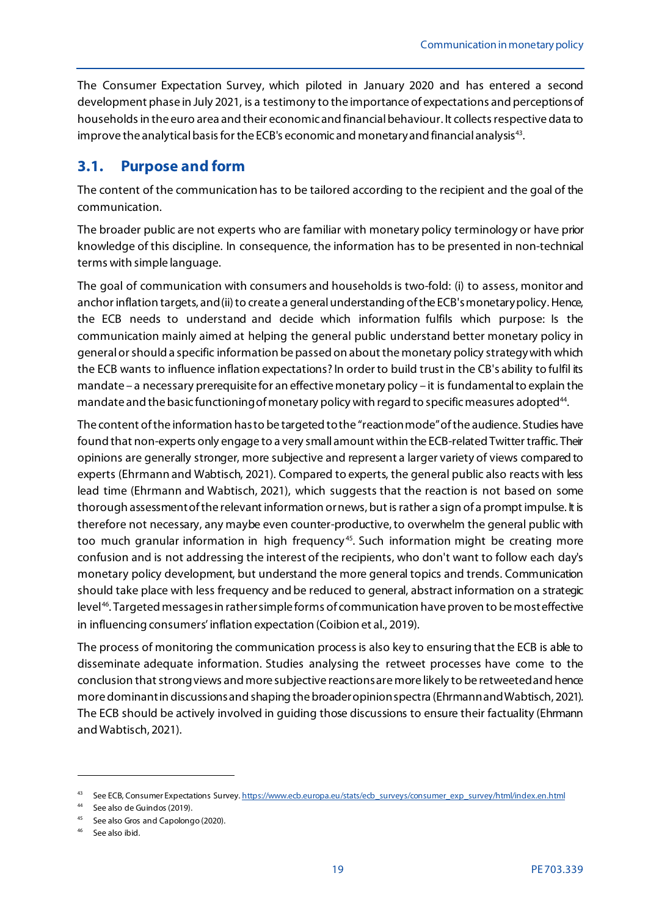The Consumer Expectation Survey, which piloted in January 2020 and has entered a second development phase in July 2021, is a testimony to the importance of expectations and perceptions of households in the euro area and their economic and financial behaviour. It collects respective data to improve the analytical basis for the ECB's economic and monetary and financial analysis[43].

## 3.1. Purpose and form

The content of the communication has to be tailored according to the recipient and the goal of the communication.

The broader public are not experts who are familiar with monetary policy terminology or have prior knowledge of this discipline. In consequence, the information has to be presented in non-technical terms with simple language.

The goal of communication with consumers and households is two-fold: (i) to assess, monitor and anchor inflation targets, and (ii) to create a general understanding of the ECB's monetary policy. Hence, the ECB needs to understand and decide which information fulfils which purpose: Is the communication mainly aimed at helping the general public understand better monetary policy in general or should a specific information be passed on about the monetary policy strategy with which the ECB wants to influence inflation expectations? In order to build trust in the CB's ability to fulfil its mandate – a necessary prerequisite for an effective monetary policy – it is fundamental to explain the mandate and the basic functioning of monetary policy with regard to specific measures adopted[44].

The content of the information has to be targeted to the "reaction mode" of the audience. Studies have found that non-experts only engage to a very small amount within the ECB-related Twitter traffic. Their opinions are generally stronger, more subjective and represent a larger variety of views compared to experts (Ehrmann and Wabtisch, 2021). Compared to experts, the general public also reacts with less lead time (Ehrmann and Wabtisch, 2021), which suggests that the reaction is not based on some thorough assessment of the relevant information or news, but is rather a sign of a prompt impulse. It is therefore not necessary, any maybe even counter-productive, to overwhelm the general public with too much granular information in high frequency[45]. Such information might be creating more confusion and is not addressing the interest of the recipients, who don't want to follow each day's monetary policy development, but understand the more general topics and trends. Communication should take place with less frequency and be reduced to general, abstract information on a strategic level[46]. Targeted messages in rather simple forms of communication have proven to be most effective in influencing consumers' inflation expectation (Coibion et al., 2019).

The process of monitoring the communication process is also key to ensuring that the ECB is able to disseminate adequate information. Studies analysing the retweet processes have come to the conclusion that strong views and more subjective reactions are more likely to be retweeted and hence more dominant in discussions and shaping the broader opinion spectra (Ehrmann and Wabtisch, 2021). The ECB should be actively involved in guiding those discussions to ensure their factuality (Ehrmann and Wabtisch, 2021).

---

[43] See ECB, Consumer Expectations Survey. https://www.ecb.europa.eu/stats/ecb_surveys/consumer_exp_survey/html/index.en.html

[44] See also de Guindos (2019).

[45] See also Gros and Capolongo (2020).

[46] See also ibid.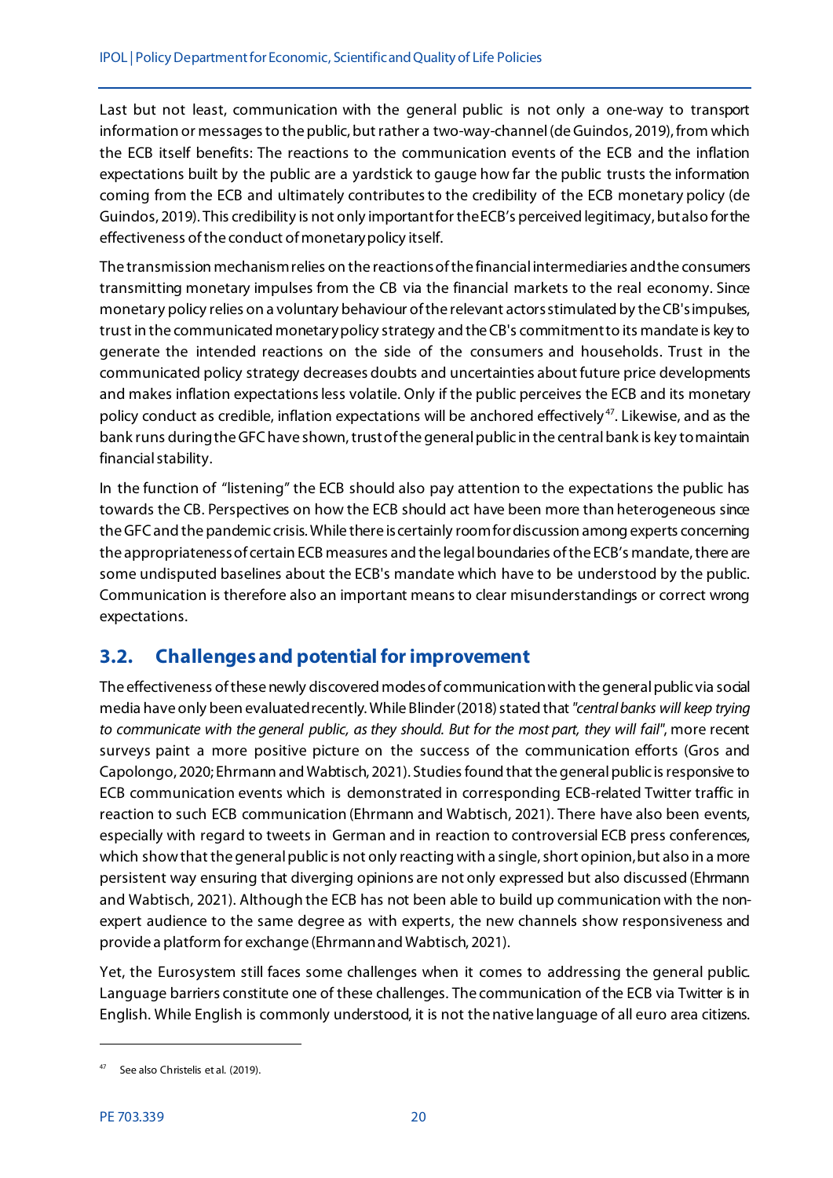Last but not least, communication with the general public is not only a one-way to transport information or messages to the public, but rather a two-way-channel (de Guindos, 2019), from which the ECB itself benefits: The reactions to the communication events of the ECB and the inflation expectations built by the public are a yardstick to gauge how far the public trusts the information coming from the ECB and ultimately contributes to the credibility of the ECB monetary policy (de Guindos, 2019). This credibility is not only important for the ECB's perceived legitimacy, but also for the effectiveness of the conduct of monetary policy itself.

The transmission mechanism relies on the reactions of the financial intermediaries and the consumers transmitting monetary impulses from the CB via the financial markets to the real economy. Since monetary policy relies on a voluntary behaviour of the relevant actors stimulated by the CB's impulses, trust in the communicated monetary policy strategy and the CB's commitment to its mandate is key to generate the intended reactions on the side of the consumers and households. Trust in the communicated policy strategy decreases doubts and uncertainties about future price developments and makes inflation expectations less volatile. Only if the public perceives the ECB and its monetary policy conduct as credible, inflation expectations will be anchored effectively[47]. Likewise, and as the bank runs during the GFC have shown, trust of the general public in the central bank is key to maintain financial stability.

In the function of "listening" the ECB should also pay attention to the expectations the public has towards the CB. Perspectives on how the ECB should act have been more than heterogeneous since the GFC and the pandemic crisis. While there is certainly room for discussion among experts concerning the appropriateness of certain ECB measures and the legal boundaries of the ECB's mandate, there are some undisputed baselines about the ECB's mandate which have to be understood by the public. Communication is therefore also an important means to clear misunderstandings or correct wrong expectations.

## 3.2. Challenges and potential for improvement

The effectiveness of these newly discovered modes of communication with the general public via social media have only been evaluated recently. While Blinder (2018) stated that *"central banks will keep trying to communicate with the general public, as they should. But for the most part, they will fail"*, more recent surveys paint a more positive picture on the success of the communication efforts (Gros and Capolongo, 2020; Ehrmann and Wabtisch, 2021). Studies found that the general public is responsive to ECB communication events which is demonstrated in corresponding ECB-related Twitter traffic in reaction to such ECB communication (Ehrmann and Wabtisch, 2021). There have also been events, especially with regard to tweets in German and in reaction to controversial ECB press conferences, which show that the general public is not only reacting with a single, short opinion, but also in a more persistent way ensuring that diverging opinions are not only expressed but also discussed (Ehrmann and Wabtisch, 2021). Although the ECB has not been able to build up communication with the non-expert audience to the same degree as with experts, the new channels show responsiveness and provide a platform for exchange (Ehrmann and Wabtisch, 2021).

Yet, the Eurosystem still faces some challenges when it comes to addressing the general public. Language barriers constitute one of these challenges. The communication of the ECB via Twitter is in English. While English is commonly understood, it is not the native language of all euro area citizens.

[47] See also Christelis et al. (2019).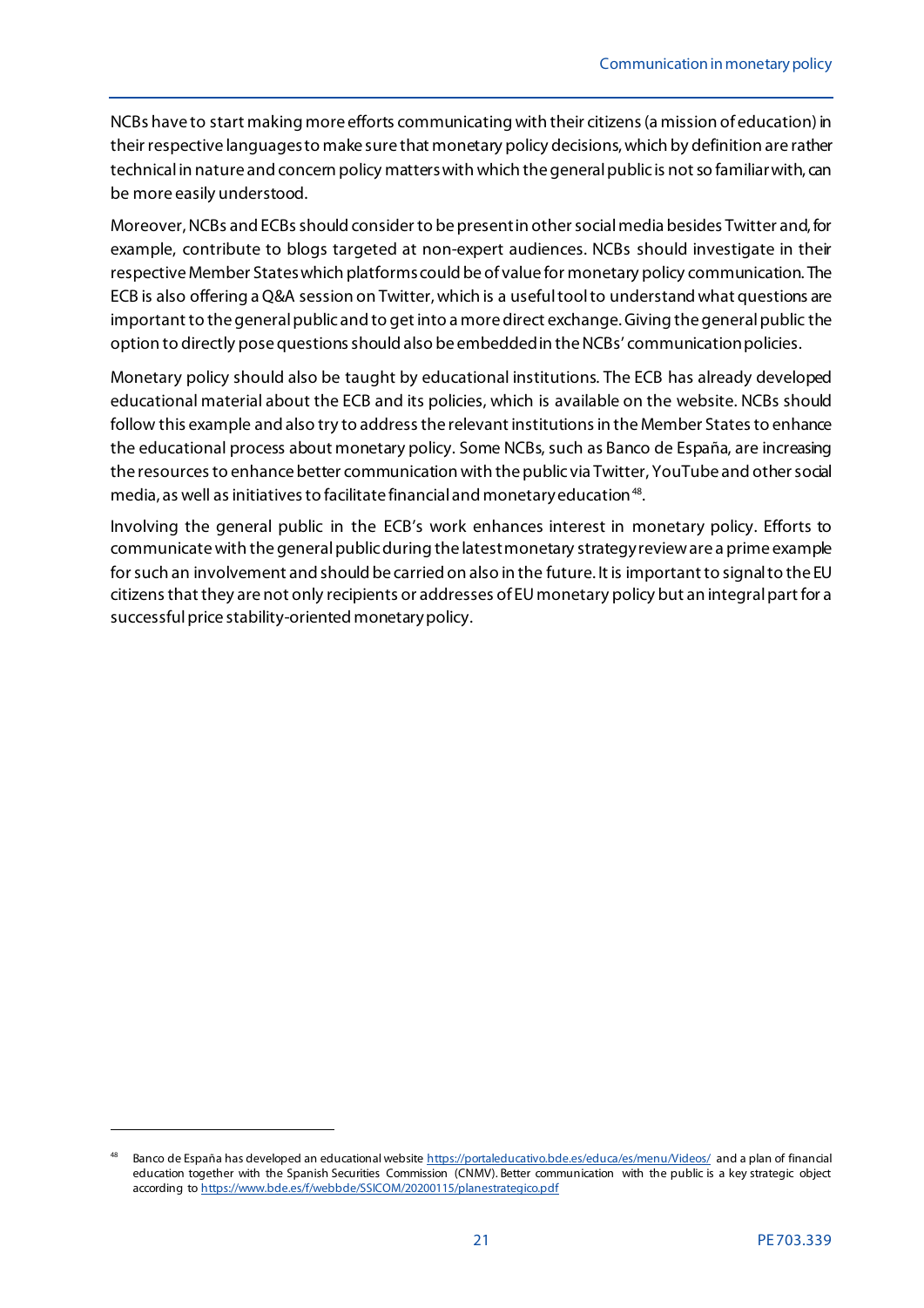NCBs have to start making more efforts communicating with their citizens (a mission of education) in their respective languages to make sure that monetary policy decisions, which by definition are rather technical in nature and concern policy matters with which the general public is not so familiar with, can be more easily understood.

Moreover, NCBs and ECBs should consider to be present in other social media besides Twitter and, for example, contribute to blogs targeted at non-expert audiences. NCBs should investigate in their respective Member States which platforms could be of value for monetary policy communication. The ECB is also offering a Q&A session on Twitter, which is a useful tool to understand what questions are important to the general public and to get into a more direct exchange. Giving the general public the option to directly pose questions should also be embedded in the NCBs' communication policies.

Monetary policy should also be taught by educational institutions. The ECB has already developed educational material about the ECB and its policies, which is available on the website. NCBs should follow this example and also try to address the relevant institutions in the Member States to enhance the educational process about monetary policy. Some NCBs, such as Banco de España, are increasing the resources to enhance better communication with the public via Twitter, YouTube and other social media, as well as initiatives to facilitate financial and monetary education[48].

Involving the general public in the ECB's work enhances interest in monetary policy. Efforts to communicate with the general public during the latest monetary strategy review are a prime example for such an involvement and should be carried on also in the future. It is important to signal to the EU citizens that they are not only recipients or addresses of EU monetary policy but an integral part for a successful price stability-oriented monetary policy.

---

[48] Banco de España has developed an educational website https://portaleducativo.bde.es/educa/es/menu/Videos/ and a plan of financial education together with the Spanish Securities Commission (CNMV). Better communication with the public is a key strategic object according to https://www.bde.es/f/webbde/SSICOM/20200115/planestrategico.pdf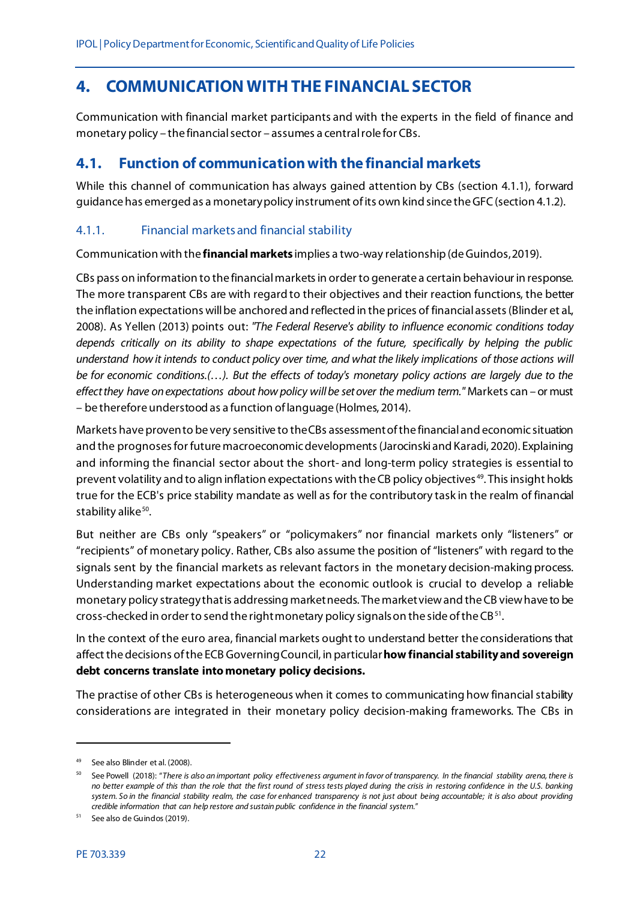# 4. COMMUNICATION WITH THE FINANCIAL SECTOR

Communication with financial market participants and with the experts in the field of finance and monetary policy – the financial sector – assumes a central role for CBs.

## 4.1. Function of communication with the financial markets

While this channel of communication has always gained attention by CBs (section 4.1.1), forward guidance has emerged as a monetary policy instrument of its own kind since the GFC (section 4.1.2).

### 4.1.1. Financial markets and financial stability

Communication with the **financial markets** implies a two-way relationship (de Guindos, 2019).

CBs pass on information to the financial markets in order to generate a certain behaviour in response. The more transparent CBs are with regard to their objectives and their reaction functions, the better the inflation expectations will be anchored and reflected in the prices of financial assets (Blinder et al., 2008). As Yellen (2013) points out: *"The Federal Reserve's ability to influence economic conditions today depends critically on its ability to shape expectations of the future, specifically by helping the public understand how it intends to conduct policy over time, and what the likely implications of those actions will be for economic conditions.(…). But the effects of today's monetary policy actions are largely due to the effect they have on expectations about how policy will be set over the medium term."* Markets can – or must – be therefore understood as a function of language (Holmes, 2014).

Markets have proven to be very sensitive to the CBs assessment of the financial and economic situation and the prognoses for future macroeconomic developments (Jarocinski and Karadi, 2020). Explaining and informing the financial sector about the short- and long-term policy strategies is essential to prevent volatility and to align inflation expectations with the CB policy objectives[49]. This insight holds true for the ECB's price stability mandate as well as for the contributory task in the realm of financial stability alike[50].

But neither are CBs only "speakers" or "policymakers" nor financial markets only "listeners" or "recipients" of monetary policy. Rather, CBs also assume the position of "listeners" with regard to the signals sent by the financial markets as relevant factors in the monetary decision-making process. Understanding market expectations about the economic outlook is crucial to develop a reliable monetary policy strategy that is addressing market needs. The market view and the CB view have to be cross-checked in order to send the right monetary policy signals on the side of the CB[51].

In the context of the euro area, financial markets ought to understand better the considerations that affect the decisions of the ECB Governing Council, in particular **how financial stability and sovereign debt concerns translate into monetary policy decisions.**

The practise of other CBs is heterogeneous when it comes to communicating how financial stability considerations are integrated in their monetary policy decision-making frameworks. The CBs in

---

[49] See also Blinder et al. (2008).

[50] See Powell (2018): *"There is also an important policy effectiveness argument in favor of transparency. In the financial stability arena, there is no better example of this than the role that the first round of stress tests played during the crisis in restoring confidence in the U.S. banking system. So in the financial stability realm, the case for enhanced transparency is not just about being accountable; it is also about providing credible information that can help restore and sustain public confidence in the financial system."*

[51] See also de Guindos (2019).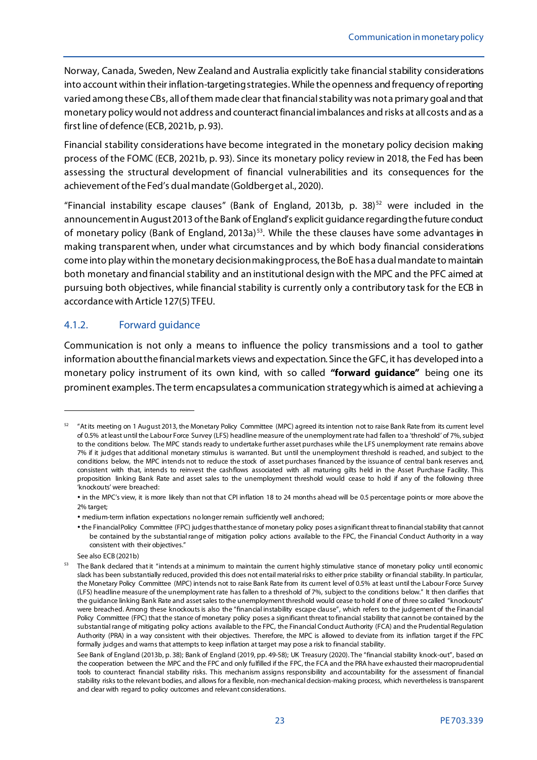Norway, Canada, Sweden, New Zealand and Australia explicitly take financial stability considerations into account within their inflation-targeting strategies. While the openness and frequency of reporting varied among these CBs, all of them made clear that financial stability was not a primary goal and that monetary policy would not address and counteract financial imbalances and risks at all costs and as a first line of defence (ECB, 2021b, p. 93).

Financial stability considerations have become integrated in the monetary policy decision making process of the FOMC (ECB, 2021b, p. 93). Since its monetary policy review in 2018, the Fed has been assessing the structural development of financial vulnerabilities and its consequences for the achievement of the Fed's dual mandate (Goldberg et al., 2020).

"Financial instability escape clauses" (Bank of England, 2013b, p. 38)[52] were included in the announcement in August 2013 of the Bank of England's explicit guidance regarding the future conduct of monetary policy (Bank of England, 2013a)[53]. While the these clauses have some advantages in making transparent when, under what circumstances and by which body financial considerations come into play within the monetary decision making process, the BoE has a dual mandate to maintain both monetary and financial stability and an institutional design with the MPC and the PFC aimed at pursuing both objectives, while financial stability is currently only a contributory task for the ECB in accordance with Article 127(5) TFEU.

### 4.1.2. Forward guidance

Communication is not only a means to influence the policy transmissions and a tool to gather information about the financial markets views and expectation. Since the GFC, it has developed into a monetary policy instrument of its own kind, with so called **"forward guidance"** being one its prominent examples. The term encapsulates a communication strategy which is aimed at achieving a

---

[52] "At its meeting on 1 August 2013, the Monetary Policy Committee (MPC) agreed its intention not to raise Bank Rate from its current level of 0.5% at least until the Labour Force Survey (LFS) headline measure of the unemployment rate had fallen to a 'threshold' of 7%, subject to the conditions below. The MPC stands ready to undertake further asset purchases while the LFS unemployment rate remains above 7% if it judges that additional monetary stimulus is warranted. But until the unemployment threshold is reached, and subject to the conditions below, the MPC intends not to reduce the stock of asset purchases financed by the issuance of central bank reserves and, consistent with that, intends to reinvest the cashflows associated with all maturing gilts held in the Asset Purchase Facility. This proposition linking Bank Rate and asset sales to the unemployment threshold would cease to hold if any of the following three 'knockouts' were breached:

- in the MPC's view, it is more likely than not that CPI inflation 18 to 24 months ahead will be 0.5 percentage points or more above the 2% target;
- medium-term inflation expectations no longer remain sufficiently well anchored;
- the Financial Policy Committee (FPC) judges that the stance of monetary policy poses a significant threat to financial stability that cannot be contained by the substantial range of mitigation policy actions available to the FPC, the Financial Conduct Authority in a way consistent with their objectives."

See also ECB (2021b)

[53] The Bank declared that it "intends at a minimum to maintain the current highly stimulative stance of monetary policy until economic slack has been substantially reduced, provided this does not entail material risks to either price stability or financial stability. In particular, the Monetary Policy Committee (MPC) intends not to raise Bank Rate from its current level of 0.5% at least until the Labour Force Survey (LFS) headline measure of the unemployment rate has fallen to a threshold of 7%, subject to the conditions below." It then clarifies that the guidance linking Bank Rate and asset sales to the unemployment threshold would cease to hold if one of three so called "knockouts" were breached. Among these knockouts is also the "financial instability escape clause", which refers to the judgement of the Financial Policy Committee (FPC) that the stance of monetary policy poses a significant threat to financial stability that cannot be contained by the substantial range of mitigating policy actions available to the FPC, the Financial Conduct Authority (FCA) and the Prudential Regulation Authority (PRA) in a way consistent with their objectives. Therefore, the MPC is allowed to deviate from its inflation target if the FPC formally judges and warns that attempts to keep inflation at target may pose a risk to financial stability.

See Bank of England (2013b, p. 38); Bank of England (2019, pp. 49-58); UK Treasury (2020). The "financial stability knock-out", based on the cooperation between the MPC and the FPC and only fulfilled if the FPC, the FCA and the PRA have exhausted their macroprudential tools to counteract financial stability risks. This mechanism assigns responsibility and accountability for the assessment of financial stability risks to the relevant bodies, and allows for a flexible, non-mechanical decision-making process, which nevertheless is transparent and clear with regard to policy outcomes and relevant considerations.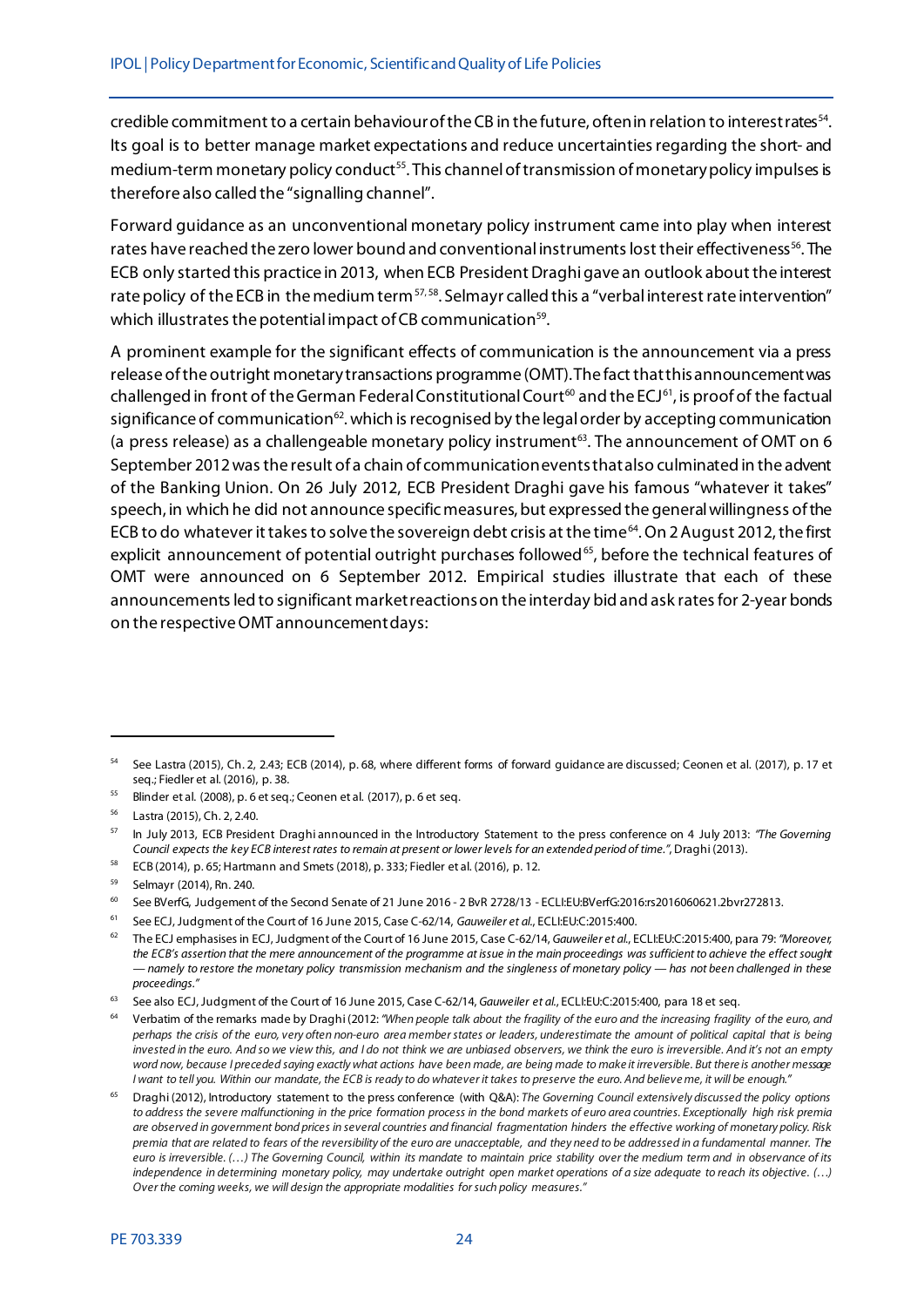credible commitment to a certain behaviour of the CB in the future, often in relation to interest rates[54]. Its goal is to better manage market expectations and reduce uncertainties regarding the short- and medium-term monetary policy conduct[55]. This channel of transmission of monetary policy impulses is therefore also called the "signalling channel".

Forward guidance as an unconventional monetary policy instrument came into play when interest rates have reached the zero lower bound and conventional instruments lost their effectiveness[56]. The ECB only started this practice in 2013, when ECB President Draghi gave an outlook about the interest rate policy of the ECB in the medium term[57, 58]. Selmayr called this a "verbal interest rate intervention" which illustrates the potential impact of CB communication[59].

A prominent example for the significant effects of communication is the announcement via a press release of the outright monetary transactions programme (OMT). The fact that this announcement was challenged in front of the German Federal Constitutional Court[60] and the ECJ[61], is proof of the factual significance of communication[62]. which is recognised by the legal order by accepting communication (a press release) as a challengeable monetary policy instrument[63]. The announcement of OMT on 6 September 2012 was the result of a chain of communication events that also culminated in the advent of the Banking Union. On 26 July 2012, ECB President Draghi gave his famous "whatever it takes" speech, in which he did not announce specific measures, but expressed the general willingness of the ECB to do whatever it takes to solve the sovereign debt crisis at the time[64]. On 2 August 2012, the first explicit announcement of potential outright purchases followed[65], before the technical features of OMT were announced on 6 September 2012. Empirical studies illustrate that each of these announcements led to significant market reactions on the interday bid and ask rates for 2-year bonds on the respective OMT announcement days:

---

[54] See Lastra (2015), Ch. 2, 2.43; ECB (2014), p. 68, where different forms of forward guidance are discussed; Ceonen et al. (2017), p. 17 et seq.; Fiedler et al. (2016), p. 38.

[55] Blinder et al. (2008), p. 6 et seq.; Ceonen et al. (2017), p. 6 et seq.

[56] Lastra (2015), Ch. 2, 2.40.

[57] In July 2013, ECB President Draghi announced in the Introductory Statement to the press conference on 4 July 2013: *"The Governing Council expects the key ECB interest rates to remain at present or lower levels for an extended period of time."*, Draghi (2013).

[58] ECB (2014), p. 65; Hartmann and Smets (2018), p. 333; Fiedler et al. (2016), p. 12.

[59] Selmayr (2014), Rn. 240.

[60] See BVerfG, Judgement of the Second Senate of 21 June 2016 - 2 BvR 2728/13 - ECLI:EU:BVerfG:2016:rs2016060621.2bvr272813.

[61] See ECJ, Judgment of the Court of 16 June 2015, Case C-62/14, *Gauweiler et al.*, ECLI:EU:C:2015:400.

[62] The ECJ emphasises in ECJ, Judgment of the Court of 16 June 2015, Case C-62/14, *Gauweiler et al.*, ECLI:EU:C:2015:400, para 79: *"Moreover, the ECB's assertion that the mere announcement of the programme at issue in the main proceedings was sufficient to achieve the effect sought — namely to restore the monetary policy transmission mechanism and the singleness of monetary policy — has not been challenged in these proceedings."*

[63] See also ECJ, Judgment of the Court of 16 June 2015, Case C-62/14, *Gauweiler et al.*, ECLI:EU:C:2015:400, para 18 et seq.

[64] Verbatim of the remarks made by Draghi (2012: *"When people talk about the fragility of the euro and the increasing fragility of the euro, and perhaps the crisis of the euro, very often non-euro area member states or leaders, underestimate the amount of political capital that is being invested in the euro. And so we view this, and I do not think we are unbiased observers, we think the euro is irreversible. And it's not an empty word now, because I preceded saying exactly what actions have been made, are being made to make it irreversible. But there is another message I want to tell you. Within our mandate, the ECB is ready to do whatever it takes to preserve the euro. And believe me, it will be enough."*

[65] Draghi (2012), Introductory statement to the press conference (with Q&A): *The Governing Council extensively discussed the policy options to address the severe malfunctioning in the price formation process in the bond markets of euro area countries. Exceptionally high risk premia are observed in government bond prices in several countries and financial fragmentation hinders the effective working of monetary policy. Risk premia that are related to fears of the reversibility of the euro are unacceptable, and they need to be addressed in a fundamental manner. The euro is irreversible. (…) The Governing Council, within its mandate to maintain price stability over the medium term and in observance of its independence in determining monetary policy, may undertake outright open market operations of a size adequate to reach its objective. (…) Over the coming weeks, we will design the appropriate modalities for such policy measures."*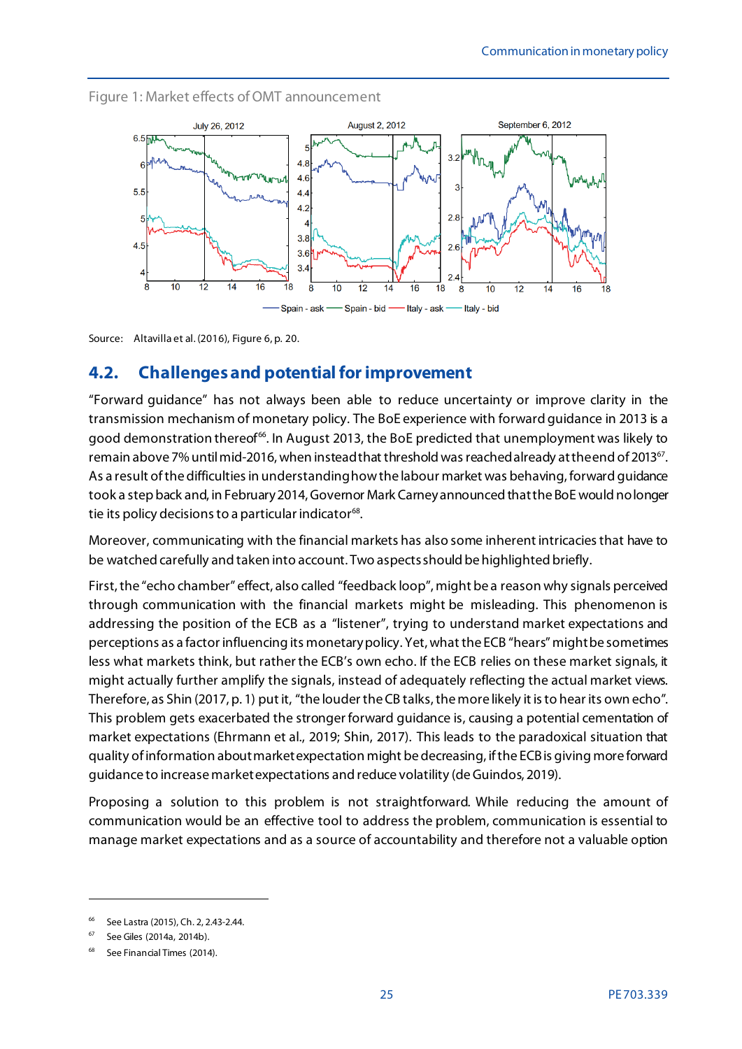Figure 1: Market effects of OMT announcement

Source: Altavilla et al. (2016), Figure 6, p. 20.

## 4.2. Challenges and potential for improvement

"Forward guidance" has not always been able to reduce uncertainty or improve clarity in the transmission mechanism of monetary policy. The BoE experience with forward guidance in 2013 is a good demonstration thereof[66]. In August 2013, the BoE predicted that unemployment was likely to remain above 7% until mid-2016, when instead that threshold was reached already at the end of 2013[67]. As a result of the difficulties in understanding how the labour market was behaving, forward guidance took a step back and, in February 2014, Governor Mark Carney announced that the BoE would no longer tie its policy decisions to a particular indicator[68].

Moreover, communicating with the financial markets has also some inherent intricacies that have to be watched carefully and taken into account. Two aspects should be highlighted briefly.

First, the "echo chamber" effect, also called "feedback loop", might be a reason why signals perceived through communication with the financial markets might be misleading. This phenomenon is addressing the position of the ECB as a "listener", trying to understand market expectations and perceptions as a factor influencing its monetary policy. Yet, what the ECB "hears" might be sometimes less what markets think, but rather the ECB's own echo. If the ECB relies on these market signals, it might actually further amplify the signals, instead of adequately reflecting the actual market views. Therefore, as Shin (2017, p. 1) put it, "the louder the CB talks, the more likely it is to hear its own echo". This problem gets exacerbated the stronger forward guidance is, causing a potential cementation of market expectations (Ehrmann et al., 2019; Shin, 2017). This leads to the paradoxical situation that quality of information about market expectation might be decreasing, if the ECB is giving more forward guidance to increase market expectations and reduce volatility (de Guindos, 2019).

Proposing a solution to this problem is not straightforward. While reducing the amount of communication would be an effective tool to address the problem, communication is essential to manage market expectations and as a source of accountability and therefore not a valuable option

---

[66] See Lastra (2015), Ch. 2, 2.43-2.44.

[67] See Giles (2014a, 2014b).

[68] See Financial Times (2014).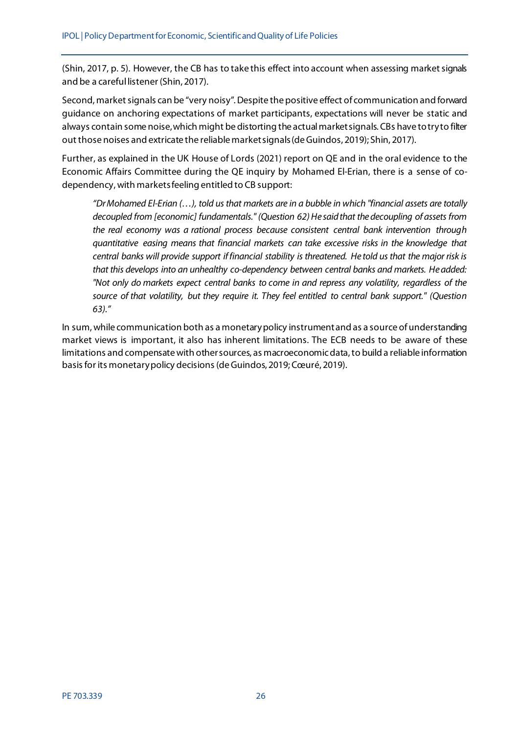(Shin, 2017, p. 5). However, the CB has to take this effect into account when assessing market signals and be a careful listener (Shin, 2017).

Second, market signals can be "very noisy". Despite the positive effect of communication and forward guidance on anchoring expectations of market participants, expectations will never be static and always contain some noise, which might be distorting the actual market signals. CBs have to try to filter out those noises and extricate the reliable market signals (de Guindos, 2019); Shin, 2017).

Further, as explained in the UK House of Lords (2021) report on QE and in the oral evidence to the Economic Affairs Committee during the QE inquiry by Mohamed El-Erian, there is a sense of co-dependency, with markets feeling entitled to CB support:

> *"Dr Mohamed El-Erian (…), told us that markets are in a bubble in which "financial assets are totally decoupled from [economic] fundamentals." (Question 62) He said that the decoupling of assets from the real economy was a rational process because consistent central bank intervention through quantitative easing means that financial markets can take excessive risks in the knowledge that central banks will provide support if financial stability is threatened. He told us that the major risk is that this develops into an unhealthy co-dependency between central banks and markets. He added: "Not only do markets expect central banks to come in and repress any volatility, regardless of the source of that volatility, but they require it. They feel entitled to central bank support." (Question 63)."*

In sum, while communication both as a monetary policy instrument and as a source of understanding market views is important, it also has inherent limitations. The ECB needs to be aware of these limitations and compensate with other sources, as macroeconomic data, to build a reliable information basis for its monetary policy decisions (de Guindos, 2019; Cœuré, 2019).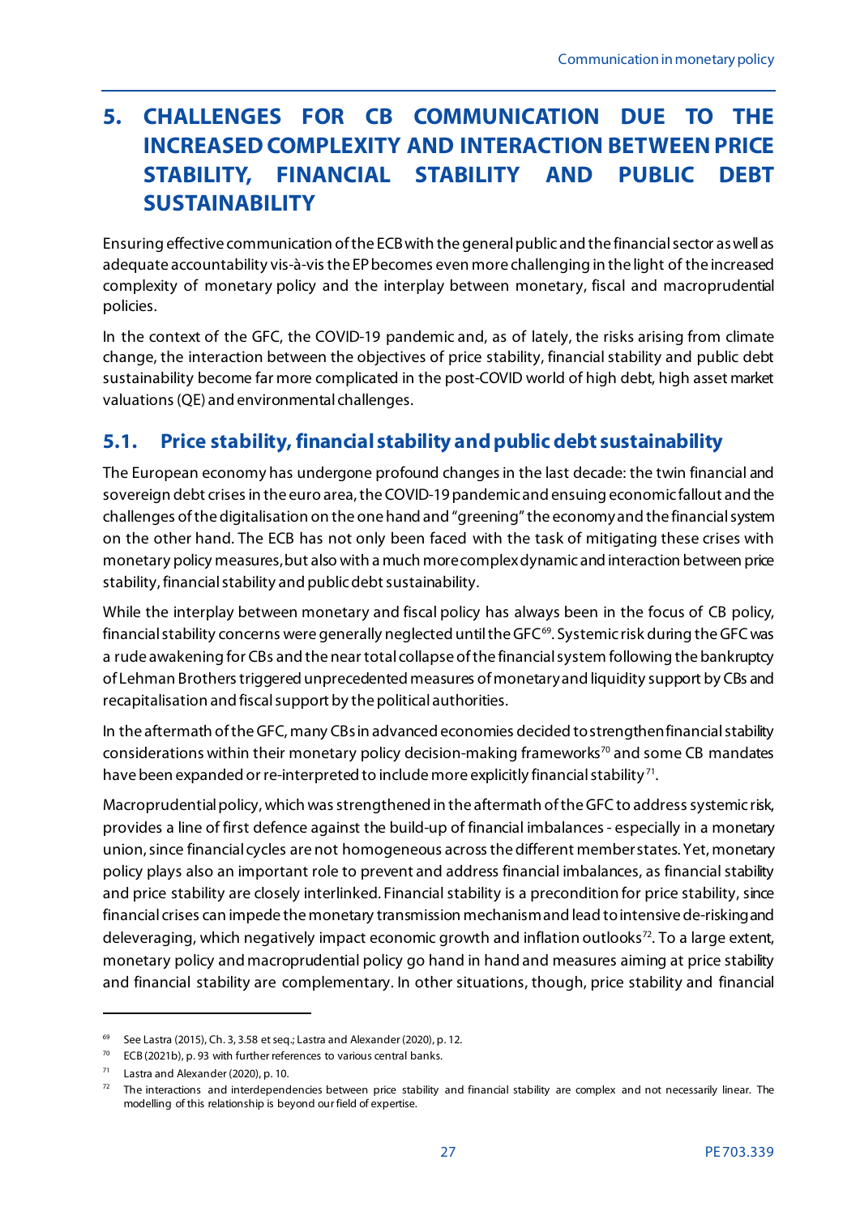# 5. CHALLENGES FOR CB COMMUNICATION DUE TO THE INCREASED COMPLEXITY AND INTERACTION BETWEEN PRICE STABILITY, FINANCIAL STABILITY AND PUBLIC DEBT SUSTAINABILITY

Ensuring effective communication of the ECB with the general public and the financial sector as well as adequate accountability vis-à-vis the EP becomes even more challenging in the light of the increased complexity of monetary policy and the interplay between monetary, fiscal and macroprudential policies.

In the context of the GFC, the COVID-19 pandemic and, as of lately, the risks arising from climate change, the interaction between the objectives of price stability, financial stability and public debt sustainability become far more complicated in the post-COVID world of high debt, high asset market valuations (QE) and environmental challenges.

## 5.1. Price stability, financial stability and public debt sustainability

The European economy has undergone profound changes in the last decade: the twin financial and sovereign debt crises in the euro area, the COVID-19 pandemic and ensuing economic fallout and the challenges of the digitalisation on the one hand and "greening" the economy and the financial system on the other hand. The ECB has not only been faced with the task of mitigating these crises with monetary policy measures, but also with a much more complex dynamic and interaction between price stability, financial stability and public debt sustainability.

While the interplay between monetary and fiscal policy has always been in the focus of CB policy, financial stability concerns were generally neglected until the GFC[69]. Systemic risk during the GFC was a rude awakening for CBs and the near total collapse of the financial system following the bankruptcy of Lehman Brothers triggered unprecedented measures of monetary and liquidity support by CBs and recapitalisation and fiscal support by the political authorities.

In the aftermath of the GFC, many CBs in advanced economies decided to strengthen financial stability considerations within their monetary policy decision-making frameworks[70] and some CB mandates have been expanded or re-interpreted to include more explicitly financial stability[71].

Macroprudential policy, which was strengthened in the aftermath of the GFC to address systemic risk, provides a line of first defence against the build-up of financial imbalances - especially in a monetary union, since financial cycles are not homogeneous across the different member states. Yet, monetary policy plays also an important role to prevent and address financial imbalances, as financial stability and price stability are closely interlinked. Financial stability is a precondition for price stability, since financial crises can impede the monetary transmission mechanism and lead to intensive de-risking and deleveraging, which negatively impact economic growth and inflation outlooks[72]. To a large extent, monetary policy and macroprudential policy go hand in hand and measures aiming at price stability and financial stability are complementary. In other situations, though, price stability and financial

---

[69] See Lastra (2015), Ch. 3, 3.58 et seq.; Lastra and Alexander (2020), p. 12.

[70] ECB (2021b), p. 93 with further references to various central banks.

[71] Lastra and Alexander (2020), p. 10.

[72] The interactions and interdependencies between price stability and financial stability are complex and not necessarily linear. The modelling of this relationship is beyond our field of expertise.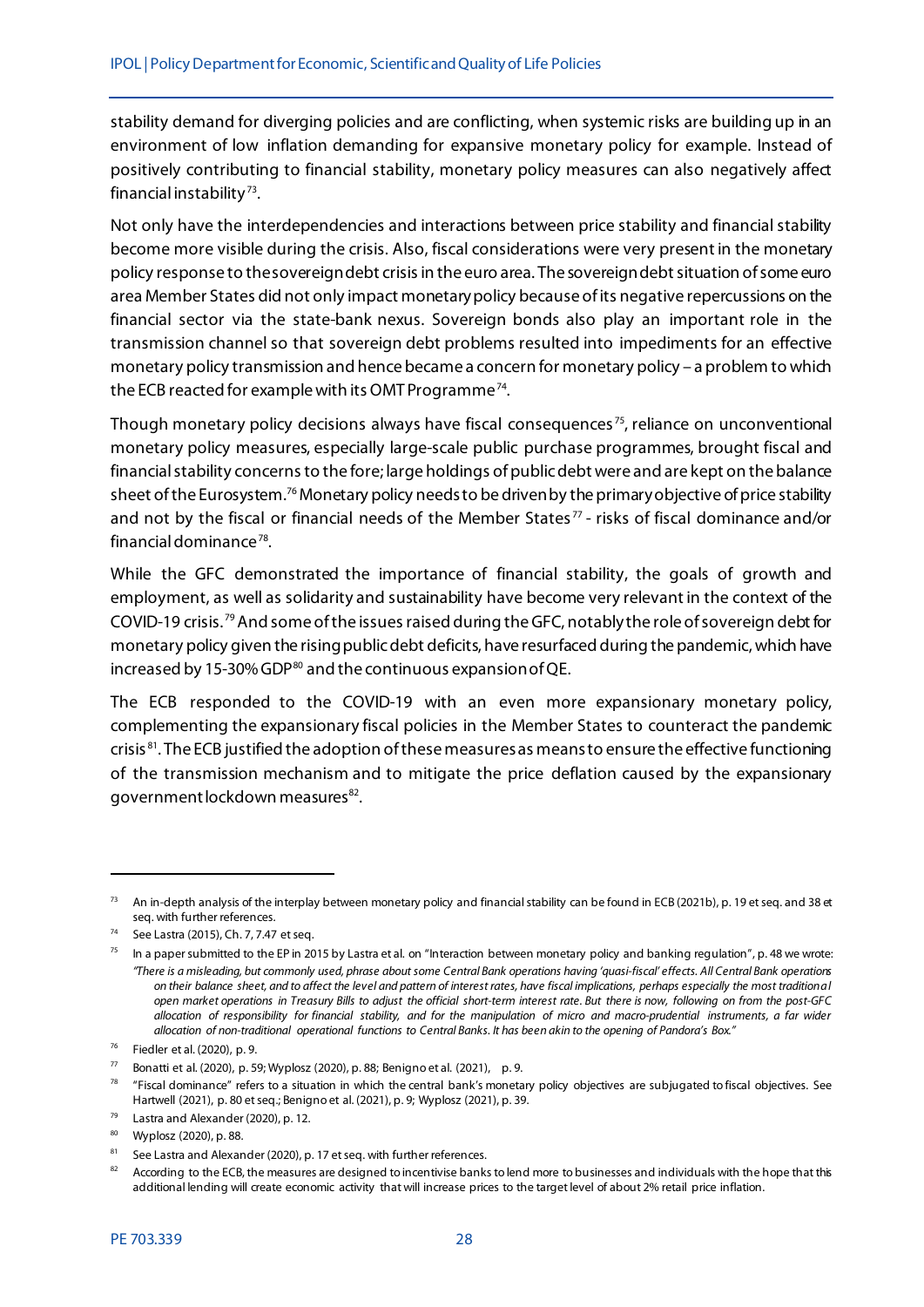stability demand for diverging policies and are conflicting, when systemic risks are building up in an environment of low inflation demanding for expansive monetary policy for example. Instead of positively contributing to financial stability, monetary policy measures can also negatively affect financial instability[73].

Not only have the interdependencies and interactions between price stability and financial stability become more visible during the crisis. Also, fiscal considerations were very present in the monetary policy response to the sovereign debt crisis in the euro area. The sovereign debt situation of some euro area Member States did not only impact monetary policy because of its negative repercussions on the financial sector via the state-bank nexus. Sovereign bonds also play an important role in the transmission channel so that sovereign debt problems resulted into impediments for an effective monetary policy transmission and hence became a concern for monetary policy – a problem to which the ECB reacted for example with its OMT Programme[74].

Though monetary policy decisions always have fiscal consequences[75], reliance on unconventional monetary policy measures, especially large-scale public purchase programmes, brought fiscal and financial stability concerns to the fore; large holdings of public debt were and are kept on the balance sheet of the Eurosystem.[76] Monetary policy needs to be driven by the primary objective of price stability and not by the fiscal or financial needs of the Member States[77] - risks of fiscal dominance and/or financial dominance[78].

While the GFC demonstrated the importance of financial stability, the goals of growth and employment, as well as solidarity and sustainability have become very relevant in the context of the COVID-19 crisis.[79] And some of the issues raised during the GFC, notably the role of sovereign debt for monetary policy given the rising public debt deficits, have resurfaced during the pandemic, which have increased by 15-30% GDP[80] and the continuous expansion of QE.

The ECB responded to the COVID-19 with an even more expansionary monetary policy, complementing the expansionary fiscal policies in the Member States to counteract the pandemic crisis[81]. The ECB justified the adoption of these measures as means to ensure the effective functioning of the transmission mechanism and to mitigate the price deflation caused by the expansionary government lockdown measures[82].

---

[73] An in-depth analysis of the interplay between monetary policy and financial stability can be found in ECB (2021b), p. 19 et seq. and 38 et seq. with further references.

[74] See Lastra (2015), Ch. 7, 7.47 et seq.

[75] In a paper submitted to the EP in 2015 by Lastra et al. on "Interaction between monetary policy and banking regulation", p. 48 we wrote: *"There is a misleading, but commonly used, phrase about some Central Bank operations having 'quasi-fiscal' effects. All Central Bank operations on their balance sheet, and to affect the level and pattern of interest rates, have fiscal implications, perhaps especially the most traditional open market operations in Treasury Bills to adjust the official short-term interest rate. But there is now, following on from the post-GFC allocation of responsibility for financial stability, and for the manipulation of micro and macro-prudential instruments, a far wider allocation of non-traditional operational functions to Central Banks. It has been akin to the opening of Pandora's Box."*

[76] Fiedler et al. (2020), p. 9.

[77] Bonatti et al. (2020), p. 59; Wyplosz (2020), p. 88; Benigno et al. (2021), p. 9.

[78] "Fiscal dominance" refers to a situation in which the central bank's monetary policy objectives are subjugated to fiscal objectives. See Hartwell (2021), p. 80 et seq.; Benigno et al. (2021), p. 9; Wyplosz (2021), p. 39.

[79] Lastra and Alexander (2020), p. 12.

[80] Wyplosz (2020), p. 88.

[81] See Lastra and Alexander (2020), p. 17 et seq. with further references.

[82] According to the ECB, the measures are designed to incentivise banks to lend more to businesses and individuals with the hope that this additional lending will create economic activity that will increase prices to the target level of about 2% retail price inflation.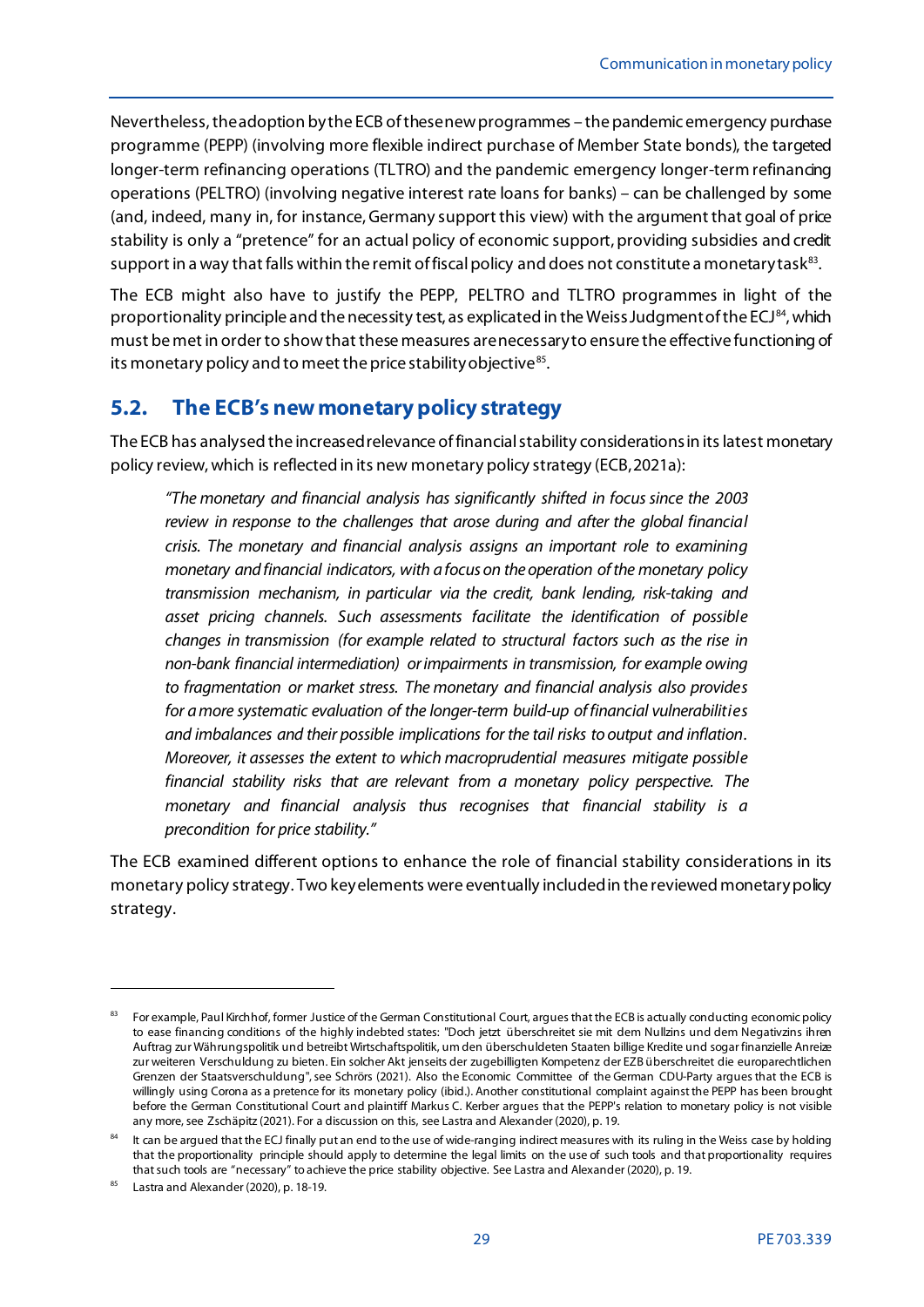Nevertheless, the adoption by the ECB of these new programmes – the pandemic emergency purchase programme (PEPP) (involving more flexible indirect purchase of Member State bonds), the targeted longer-term refinancing operations (TLTRO) and the pandemic emergency longer-term refinancing operations (PELTRO) (involving negative interest rate loans for banks) – can be challenged by some (and, indeed, many in, for instance, Germany support this view) with the argument that goal of price stability is only a "pretence" for an actual policy of economic support, providing subsidies and credit support in a way that falls within the remit of fiscal policy and does not constitute a monetary task[83].

The ECB might also have to justify the PEPP, PELTRO and TLTRO programmes in light of the proportionality principle and the necessity test, as explicated in the Weiss Judgment of the ECJ[84], which must be met in order to show that these measures are necessary to ensure the effective functioning of its monetary policy and to meet the price stability objective[85].

## 5.2. The ECB's new monetary policy strategy

The ECB has analysed the increased relevance of financial stability considerations in its latest monetary policy review, which is reflected in its new monetary policy strategy (ECB, 2021a):

> *"The monetary and financial analysis has significantly shifted in focus since the 2003 review in response to the challenges that arose during and after the global financial crisis. The monetary and financial analysis assigns an important role to examining monetary and financial indicators, with a focus on the operation of the monetary policy transmission mechanism, in particular via the credit, bank lending, risk-taking and asset pricing channels. Such assessments facilitate the identification of possible changes in transmission (for example related to structural factors such as the rise in non-bank financial intermediation) or impairments in transmission, for example owing to fragmentation or market stress. The monetary and financial analysis also provides for a more systematic evaluation of the longer-term build-up of financial vulnerabilities and imbalances and their possible implications for the tail risks to output and inflation. Moreover, it assesses the extent to which macroprudential measures mitigate possible financial stability risks that are relevant from a monetary policy perspective. The monetary and financial analysis thus recognises that financial stability is a precondition for price stability."*

The ECB examined different options to enhance the role of financial stability considerations in its monetary policy strategy. Two key elements were eventually included in the reviewed monetary policy strategy.

---

[83] For example, Paul Kirchhof, former Justice of the German Constitutional Court, argues that the ECB is actually conducting economic policy to ease financing conditions of the highly indebted states: "Doch jetzt überschreitet sie mit dem Nullzins und dem Negativzins ihren Auftrag zur Währungspolitik und betreibt Wirtschaftspolitik, um den überschuldeten Staaten billige Kredite und sogar finanzielle Anreize zur weiteren Verschuldung zu bieten. Ein solcher Akt jenseits der zugebilligten Kompetenz der EZB überschreitet die europarechtlichen Grenzen der Staatsverschuldung", see Schrörs (2021). Also the Economic Committee of the German CDU-Party argues that the ECB is willingly using Corona as a pretence for its monetary policy (ibid.). Another constitutional complaint against the PEPP has been brought before the German Constitutional Court and plaintiff Markus C. Kerber argues that the PEPP's relation to monetary policy is not visible any more, see Zschäpitz (2021). For a discussion on this, see Lastra and Alexander (2020), p. 19.

[84] It can be argued that the ECJ finally put an end to the use of wide-ranging indirect measures with its ruling in the Weiss case by holding that the proportionality principle should apply to determine the legal limits on the use of such tools and that proportionality requires that such tools are "necessary" to achieve the price stability objective. See Lastra and Alexander (2020), p. 19.

[85] Lastra and Alexander (2020), p. 18-19.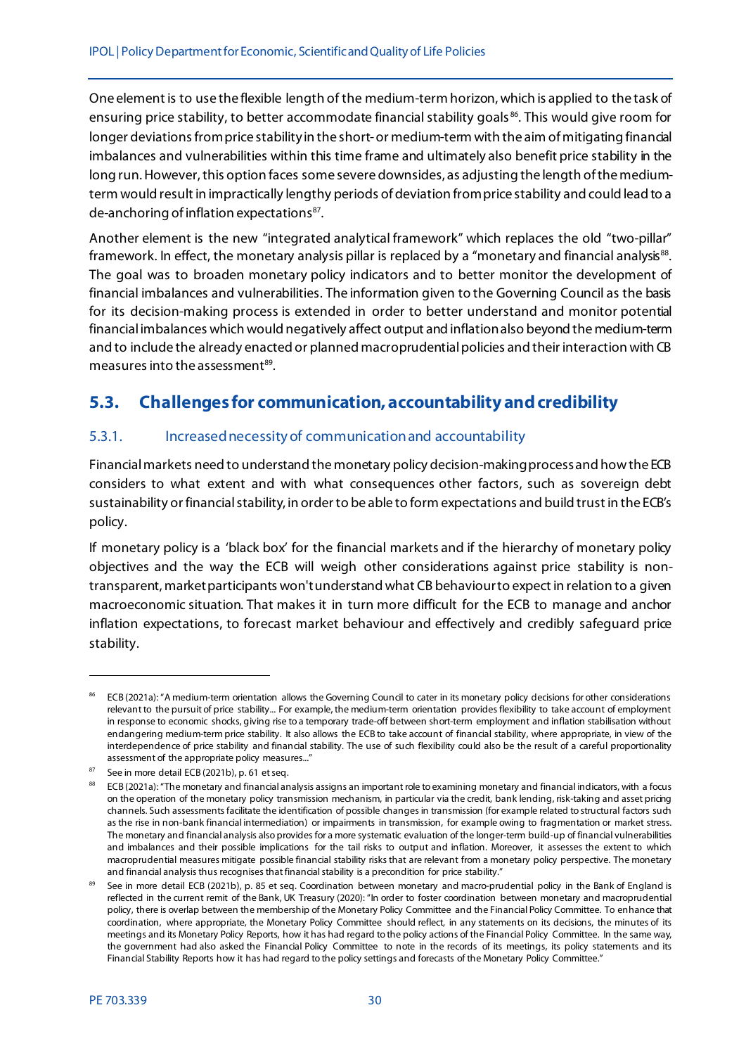One element is to use the flexible length of the medium-term horizon, which is applied to the task of ensuring price stability, to better accommodate financial stability goals[86]. This would give room for longer deviations from price stability in the short- or medium-term with the aim of mitigating financial imbalances and vulnerabilities within this time frame and ultimately also benefit price stability in the long run. However, this option faces some severe downsides, as adjusting the length of the medium-term would result in impractically lengthy periods of deviation from price stability and could lead to a de-anchoring of inflation expectations[87].

Another element is the new "integrated analytical framework" which replaces the old "two-pillar" framework. In effect, the monetary analysis pillar is replaced by a "monetary and financial analysis[88]. The goal was to broaden monetary policy indicators and to better monitor the development of financial imbalances and vulnerabilities. The information given to the Governing Council as the basis for its decision-making process is extended in order to better understand and monitor potential financial imbalances which would negatively affect output and inflation also beyond the medium-term and to include the already enacted or planned macroprudential policies and their interaction with CB measures into the assessment[89].

## 5.3. Challenges for communication, accountability and credibility

### 5.3.1. Increased necessity of communication and accountability

Financial markets need to understand the monetary policy decision-making process and how the ECB considers to what extent and with what consequences other factors, such as sovereign debt sustainability or financial stability, in order to be able to form expectations and build trust in the ECB's policy.

If monetary policy is a 'black box' for the financial markets and if the hierarchy of monetary policy objectives and the way the ECB will weigh other considerations against price stability is non-transparent, market participants won't understand what CB behaviour to expect in relation to a given macroeconomic situation. That makes it in turn more difficult for the ECB to manage and anchor inflation expectations, to forecast market behaviour and effectively and credibly safeguard price stability.

---

[86] ECB (2021a): "A medium-term orientation allows the Governing Council to cater in its monetary policy decisions for other considerations relevant to the pursuit of price stability... For example, the medium-term orientation provides flexibility to take account of employment in response to economic shocks, giving rise to a temporary trade-off between short-term employment and inflation stabilisation without endangering medium-term price stability. It also allows the ECB to take account of financial stability, where appropriate, in view of the interdependence of price stability and financial stability. The use of such flexibility could also be the result of a careful proportionality assessment of the appropriate policy measures..."

[87] See in more detail ECB (2021b), p. 61 et seq.

[88] ECB (2021a): "The monetary and financial analysis assigns an important role to examining monetary and financial indicators, with a focus on the operation of the monetary policy transmission mechanism, in particular via the credit, bank lending, risk-taking and asset pricing channels. Such assessments facilitate the identification of possible changes in transmission (for example related to structural factors such as the rise in non-bank financial intermediation) or impairments in transmission, for example owing to fragmentation or market stress. The monetary and financial analysis also provides for a more systematic evaluation of the longer-term build-up of financial vulnerabilities and imbalances and their possible implications for the tail risks to output and inflation. Moreover, it assesses the extent to which macroprudential measures mitigate possible financial stability risks that are relevant from a monetary policy perspective. The monetary and financial analysis thus recognises that financial stability is a precondition for price stability."

[89] See in more detail ECB (2021b), p. 85 et seq. Coordination between monetary and macro-prudential policy in the Bank of England is reflected in the current remit of the Bank, UK Treasury (2020): "In order to foster coordination between monetary and macroprudential policy, there is overlap between the membership of the Monetary Policy Committee and the Financial Policy Committee. To enhance that coordination, where appropriate, the Monetary Policy Committee should reflect, in any statements on its decisions, the minutes of its meetings and its Monetary Policy Reports, how it has had regard to the policy actions of the Financial Policy Committee. In the same way, the government had also asked the Financial Policy Committee to note in the records of its meetings, its policy statements and its Financial Stability Reports how it has had regard to the policy settings and forecasts of the Monetary Policy Committee."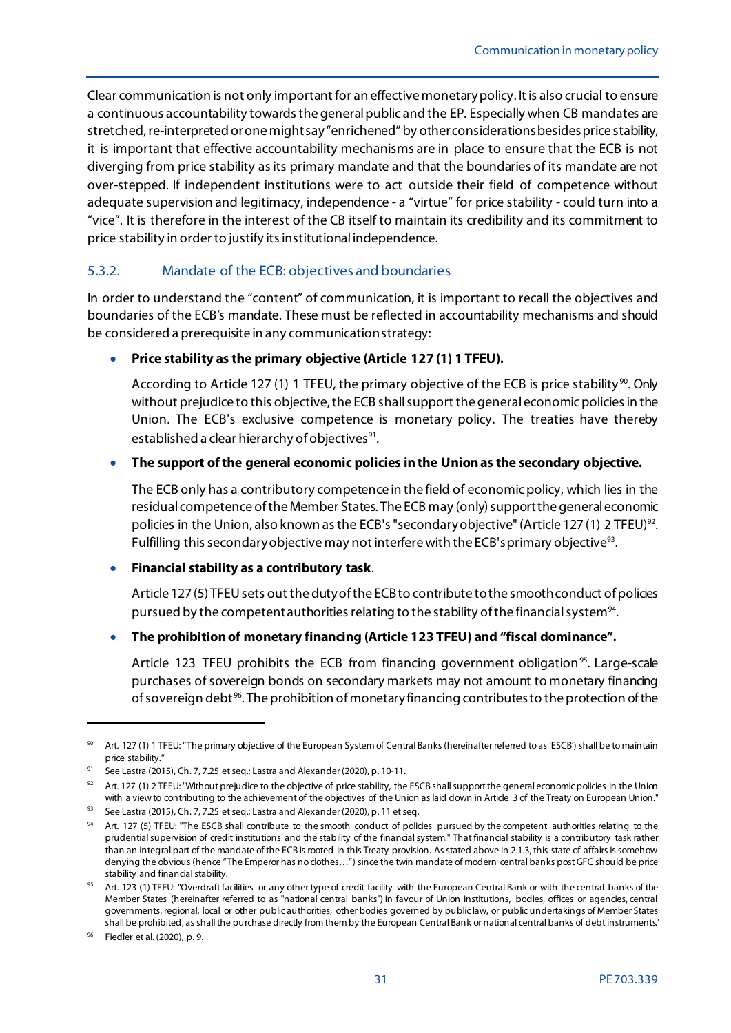Clear communication is not only important for an effective monetary policy. It is also crucial to ensure a continuous accountability towards the general public and the EP. Especially when CB mandates are stretched, re-interpreted or one might say "enrichened" by other considerations besides price stability, it is important that effective accountability mechanisms are in place to ensure that the ECB is not diverging from price stability as its primary mandate and that the boundaries of its mandate are not over-stepped. If independent institutions were to act outside their field of competence without adequate supervision and legitimacy, independence - a "virtue" for price stability - could turn into a "vice". It is therefore in the interest of the CB itself to maintain its credibility and its commitment to price stability in order to justify its institutional independence.

### 5.3.2. Mandate of the ECB: objectives and boundaries

In order to understand the "content" of communication, it is important to recall the objectives and boundaries of the ECB's mandate. These must be reflected in accountability mechanisms and should be considered a prerequisite in any communication strategy:

- **Price stability as the primary objective (Article 127 (1) 1 TFEU).**

  According to Article 127 (1) 1 TFEU, the primary objective of the ECB is price stability[90]. Only without prejudice to this objective, the ECB shall support the general economic policies in the Union. The ECB's exclusive competence is monetary policy. The treaties have thereby established a clear hierarchy of objectives[91].

- **The support of the general economic policies in the Union as the secondary objective.**

  The ECB only has a contributory competence in the field of economic policy, which lies in the residual competence of the Member States. The ECB may (only) support the general economic policies in the Union, also known as the ECB's "secondary objective" (Article 127 (1) 2 TFEU)[92]. Fulfilling this secondary objective may not interfere with the ECB's primary objective[93].

- **Financial stability as a contributory task**.

  Article 127 (5) TFEU sets out the duty of the ECB to contribute to the smooth conduct of policies pursued by the competent authorities relating to the stability of the financial system[94].

- **The prohibition of monetary financing (Article 123 TFEU) and "fiscal dominance".**

  Article 123 TFEU prohibits the ECB from financing government obligation[95]. Large-scale purchases of sovereign bonds on secondary markets may not amount to monetary financing of sovereign debt[96]. The prohibition of monetary financing contributes to the protection of the

---

[90] Art. 127 (1) 1 TFEU: "The primary objective of the European System of Central Banks (hereinafter referred to as 'ESCB') shall be to maintain price stability."

[91] See Lastra (2015), Ch. 7, 7.25 et seq.; Lastra and Alexander (2020), p. 10-11.

[92] Art. 127 (1) 2 TFEU: "Without prejudice to the objective of price stability, the ESCB shall support the general economic policies in the Union with a view to contributing to the achievement of the objectives of the Union as laid down in Article 3 of the Treaty on European Union."

[93] See Lastra (2015), Ch. 7, 7.25 et seq.; Lastra and Alexander (2020), p. 11 et seq.

[94] Art. 127 (5) TFEU: "The ESCB shall contribute to the smooth conduct of policies pursued by the competent authorities relating to the prudential supervision of credit institutions and the stability of the financial system." That financial stability is a contributory task rather than an integral part of the mandate of the ECB is rooted in this Treaty provision. As stated above in 2.1.3, this state of affairs is somehow denying the obvious (hence "The Emperor has no clothes…") since the twin mandate of modern central banks post GFC should be price stability and financial stability.

[95] Art. 123 (1) TFEU: "Overdraft facilities or any other type of credit facility with the European Central Bank or with the central banks of the Member States (hereinafter referred to as "national central banks") in favour of Union institutions, bodies, offices or agencies, central governments, regional, local or other public authorities, other bodies governed by public law, or public undertakings of Member States shall be prohibited, as shall the purchase directly from them by the European Central Bank or national central banks of debt instruments."

[96] Fiedler et al. (2020), p. 9.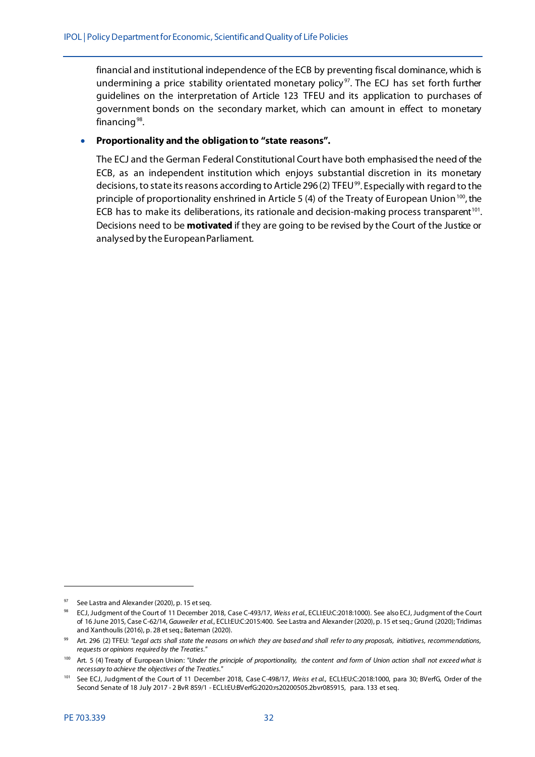financial and institutional independence of the ECB by preventing fiscal dominance, which is undermining a price stability orientated monetary policy[97]. The ECJ has set forth further guidelines on the interpretation of Article 123 TFEU and its application to purchases of government bonds on the secondary market, which can amount in effect to monetary financing[98].

- **Proportionality and the obligation to "state reasons".**

  The ECJ and the German Federal Constitutional Court have both emphasised the need of the ECB, as an independent institution which enjoys substantial discretion in its monetary decisions, to state its reasons according to Article 296 (2) TFEU[99]. Especially with regard to the principle of proportionality enshrined in Article 5 (4) of the Treaty of European Union[100], the ECB has to make its deliberations, its rationale and decision-making process transparent[101]. Decisions need to be **motivated** if they are going to be revised by the Court of the Justice or analysed by the European Parliament.

---

[97] See Lastra and Alexander (2020), p. 15 et seq.

[98] ECJ, Judgment of the Court of 11 December 2018, Case C-493/17, *Weiss et al.*, ECLI:EU:C:2018:1000). See also ECJ, Judgment of the Court of 16 June 2015, Case C-62/14, *Gauweiler et al.*, ECLI:EU:C:2015:400. See Lastra and Alexander (2020), p. 15 et seq.; Grund (2020); Tridimas and Xanthoulis (2016), p. 28 et seq.; Bateman (2020).

[99] Art. 296 (2) TFEU: *"Legal acts shall state the reasons on which they are based and shall refer to any proposals, initiatives, recommendations, requests or opinions required by the Treaties."*

[100] Art. 5 (4) Treaty of European Union: *"Under the principle of proportionality, the content and form of Union action shall not exceed what is necessary to achieve the objectives of the Treaties."*

[101] See ECJ, Judgment of the Court of 11 December 2018, Case C-498/17, *Weiss et al.*, ECLI:EU:C:2018:1000, para 30; BVerfG, Order of the Second Senate of 18 July 2017 - 2 BvR 859/1 - ECLI:EU:BVerfG:2020:rs20200505.2bvr085915, para. 133 et seq.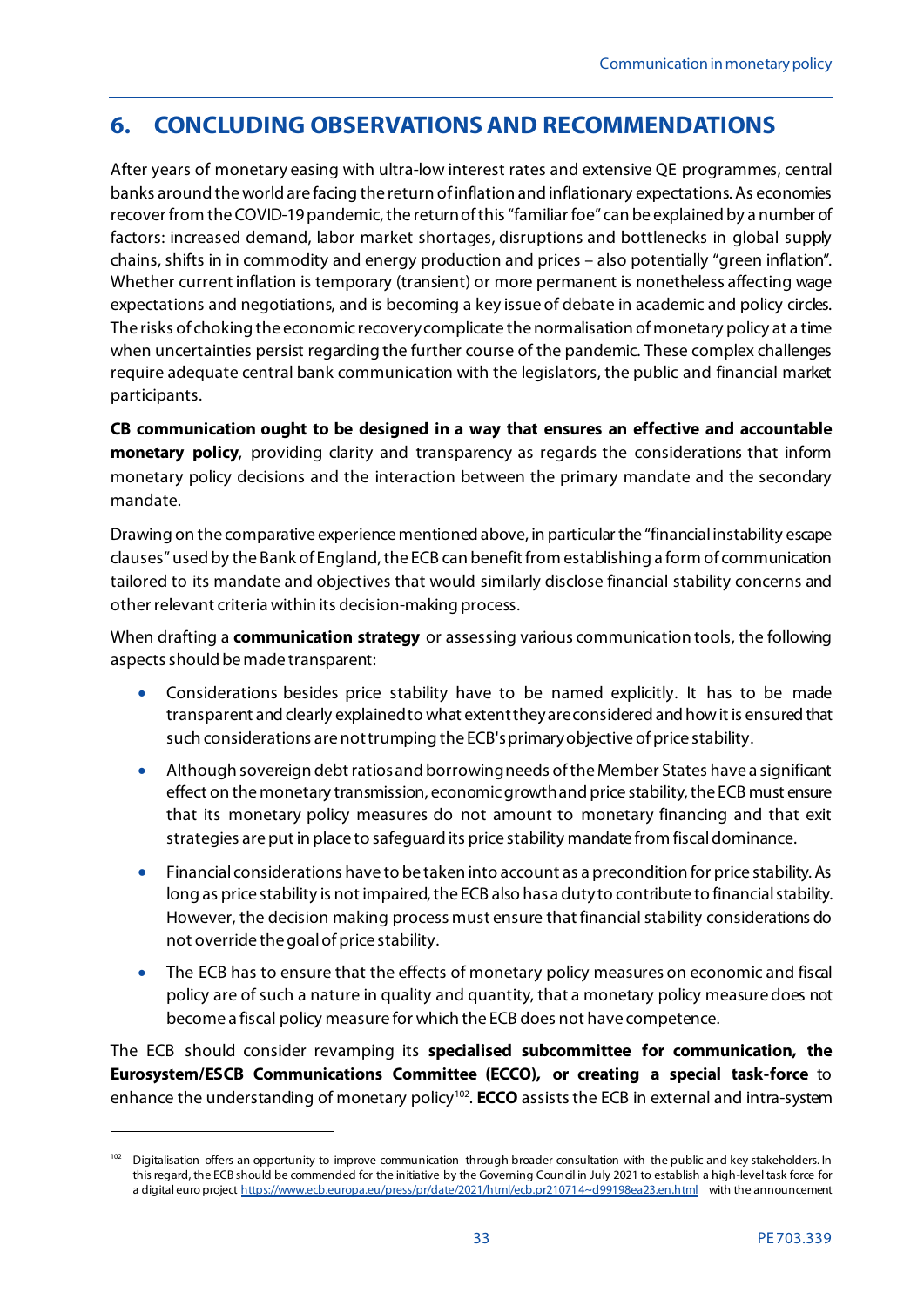# 6. CONCLUDING OBSERVATIONS AND RECOMMENDATIONS

After years of monetary easing with ultra-low interest rates and extensive QE programmes, central banks around the world are facing the return of inflation and inflationary expectations. As economies recover from the COVID-19 pandemic, the return of this "familiar foe" can be explained by a number of factors: increased demand, labor market shortages, disruptions and bottlenecks in global supply chains, shifts in in commodity and energy production and prices – also potentially "green inflation". Whether current inflation is temporary (transient) or more permanent is nonetheless affecting wage expectations and negotiations, and is becoming a key issue of debate in academic and policy circles. The risks of choking the economic recovery complicate the normalisation of monetary policy at a time when uncertainties persist regarding the further course of the pandemic. These complex challenges require adequate central bank communication with the legislators, the public and financial market participants.

**CB communication ought to be designed in a way that ensures an effective and accountable monetary policy**, providing clarity and transparency as regards the considerations that inform monetary policy decisions and the interaction between the primary mandate and the secondary mandate.

Drawing on the comparative experience mentioned above, in particular the "financial instability escape clauses" used by the Bank of England, the ECB can benefit from establishing a form of communication tailored to its mandate and objectives that would similarly disclose financial stability concerns and other relevant criteria within its decision-making process.

When drafting a **communication strategy** or assessing various communication tools, the following aspects should be made transparent:

- Considerations besides price stability have to be named explicitly. It has to be made transparent and clearly explained to what extent they are considered and how it is ensured that such considerations are not trumping the ECB's primary objective of price stability.
- Although sovereign debt ratios and borrowing needs of the Member States have a significant effect on the monetary transmission, economic growth and price stability, the ECB must ensure that its monetary policy measures do not amount to monetary financing and that exit strategies are put in place to safeguard its price stability mandate from fiscal dominance.
- Financial considerations have to be taken into account as a precondition for price stability. As long as price stability is not impaired, the ECB also has a duty to contribute to financial stability. However, the decision making process must ensure that financial stability considerations do not override the goal of price stability.
- The ECB has to ensure that the effects of monetary policy measures on economic and fiscal policy are of such a nature in quality and quantity, that a monetary policy measure does not become a fiscal policy measure for which the ECB does not have competence.

The ECB should consider revamping its **specialised subcommittee for communication, the Eurosystem/ESCB Communications Committee (ECCO), or creating a special task-force** to enhance the understanding of monetary policy[102]. **ECCO** assists the ECB in external and intra-system

[102] Digitalisation offers an opportunity to improve communication through broader consultation with the public and key stakeholders. In this regard, the ECB should be commended for the initiative by the Governing Council in July 2021 to establish a high-level task force for a digital euro project https://www.ecb.europa.eu/press/pr/date/2021/html/ecb.pr210714~d99198ea23.en.html with the announcement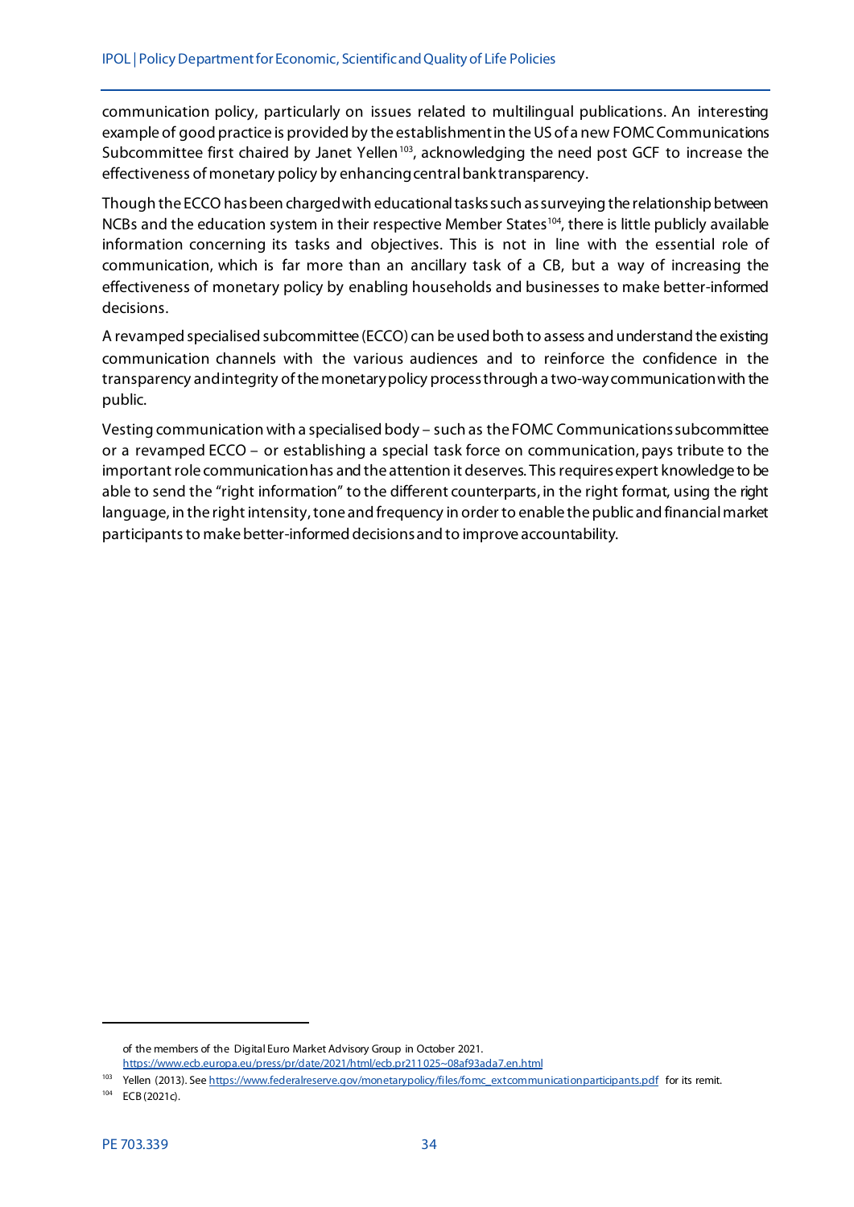communication policy, particularly on issues related to multilingual publications. An interesting example of good practice is provided by the establishment in the US of a new FOMC Communications Subcommittee first chaired by Janet Yellen[103], acknowledging the need post GCF to increase the effectiveness of monetary policy by enhancing central bank transparency.

Though the ECCO has been charged with educational tasks such as surveying the relationship between NCBs and the education system in their respective Member States[104], there is little publicly available information concerning its tasks and objectives. This is not in line with the essential role of communication, which is far more than an ancillary task of a CB, but a way of increasing the effectiveness of monetary policy by enabling households and businesses to make better-informed decisions.

A revamped specialised subcommittee (ECCO) can be used both to assess and understand the existing communication channels with the various audiences and to reinforce the confidence in the transparency and integrity of the monetary policy process through a two-way communication with the public.

Vesting communication with a specialised body – such as the FOMC Communications subcommittee or a revamped ECCO – or establishing a special task force on communication, pays tribute to the important role communication has and the attention it deserves. This requires expert knowledge to be able to send the "right information" to the different counterparts, in the right format, using the right language, in the right intensity, tone and frequency in order to enable the public and financial market participants to make better-informed decisions and to improve accountability.

---

of the members of the Digital Euro Market Advisory Group in October 2021. https://www.ecb.europa.eu/press/pr/date/2021/html/ecb.pr211025~08af93ada7.en.html

[103] Yellen (2013). See https://www.federalreserve.gov/monetarypolicy/files/fomc_extcommunicationparticipants.pdf for its remit.

[104] ECB (2021c).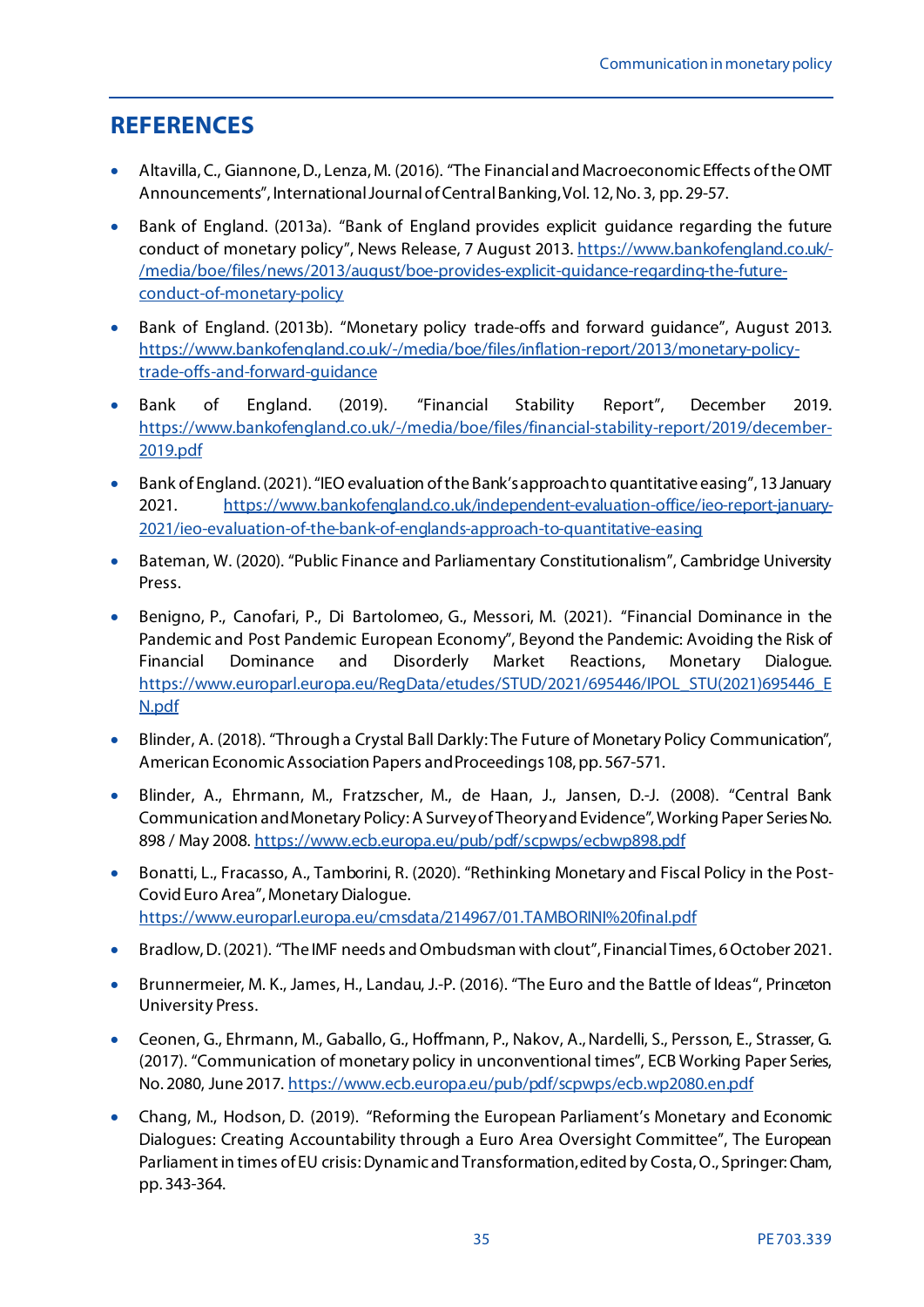## REFERENCES

- Altavilla, C., Giannone, D., Lenza, M. (2016). "The Financial and Macroeconomic Effects of the OMT Announcements", International Journal of Central Banking, Vol. 12, No. 3, pp. 29-57.
- Bank of England. (2013a). "Bank of England provides explicit guidance regarding the future conduct of monetary policy", News Release, 7 August 2013. https://www.bankofengland.co.uk/-/media/boe/files/news/2013/august/boe-provides-explicit-guidance-regarding-the-future-conduct-of-monetary-policy
- Bank of England. (2013b). "Monetary policy trade-offs and forward guidance", August 2013. https://www.bankofengland.co.uk/-/media/boe/files/inflation-report/2013/monetary-policy-trade-offs-and-forward-guidance
- Bank of England. (2019). "Financial Stability Report", December 2019. https://www.bankofengland.co.uk/-/media/boe/files/financial-stability-report/2019/december-2019.pdf
- Bank of England. (2021). "IEO evaluation of the Bank's approach to quantitative easing", 13 January 2021. https://www.bankofengland.co.uk/independent-evaluation-office/ieo-report-january-2021/ieo-evaluation-of-the-bank-of-englands-approach-to-quantitative-easing
- Bateman, W. (2020). "Public Finance and Parliamentary Constitutionalism", Cambridge University Press.
- Benigno, P., Canofari, P., Di Bartolomeo, G., Messori, M. (2021). "Financial Dominance in the Pandemic and Post Pandemic European Economy", Beyond the Pandemic: Avoiding the Risk of Financial Dominance and Disorderly Market Reactions, Monetary Dialogue. https://www.europarl.europa.eu/RegData/etudes/STUD/2021/695446/IPOL_STU(2021)695446_EN.pdf
- Blinder, A. (2018). "Through a Crystal Ball Darkly: The Future of Monetary Policy Communication", American Economic Association Papers and Proceedings 108, pp. 567-571.
- Blinder, A., Ehrmann, M., Fratzscher, M., de Haan, J., Jansen, D.-J. (2008). "Central Bank Communication and Monetary Policy: A Survey of Theory and Evidence", Working Paper Series No. 898 / May 2008. https://www.ecb.europa.eu/pub/pdf/scpwps/ecbwp898.pdf
- Bonatti, L., Fracasso, A., Tamborini, R. (2020). "Rethinking Monetary and Fiscal Policy in the Post-Covid Euro Area", Monetary Dialogue. https://www.europarl.europa.eu/cmsdata/214967/01.TAMBORINI%20final.pdf
- Bradlow, D. (2021). "The IMF needs and Ombudsman with clout", Financial Times, 6 October 2021.
- Brunnermeier, M. K., James, H., Landau, J.-P. (2016). "The Euro and the Battle of Ideas", Princeton University Press.
- Ceonen, G., Ehrmann, M., Gaballo, G., Hoffmann, P., Nakov, A., Nardelli, S., Persson, E., Strasser, G. (2017). "Communication of monetary policy in unconventional times", ECB Working Paper Series, No. 2080, June 2017. https://www.ecb.europa.eu/pub/pdf/scpwps/ecb.wp2080.en.pdf
- Chang, M., Hodson, D. (2019). "Reforming the European Parliament's Monetary and Economic Dialogues: Creating Accountability through a Euro Area Oversight Committee", The European Parliament in times of EU crisis: Dynamic and Transformation, edited by Costa, O., Springer: Cham, pp. 343-364.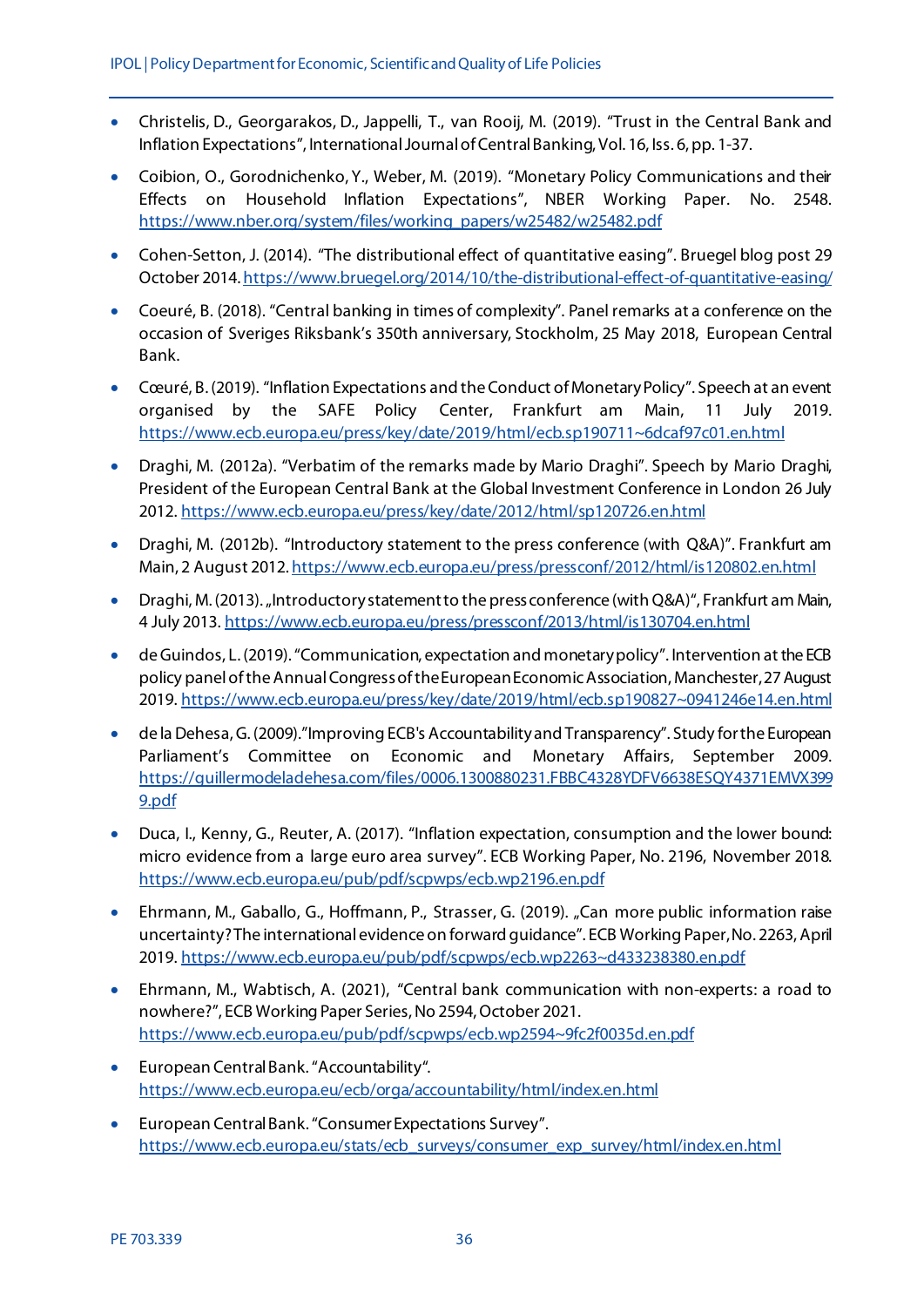- Christelis, D., Georgarakos, D., Jappelli, T., van Rooij, M. (2019). "Trust in the Central Bank and Inflation Expectations", International Journal of Central Banking, Vol. 16, Iss. 6, pp. 1-37.
- Coibion, O., Gorodnichenko, Y., Weber, M. (2019). "Monetary Policy Communications and their Effects on Household Inflation Expectations", NBER Working Paper. No. 2548. https://www.nber.org/system/files/working_papers/w25482/w25482.pdf
- Cohen-Setton, J. (2014). "The distributional effect of quantitative easing". Bruegel blog post 29 October 2014. https://www.bruegel.org/2014/10/the-distributional-effect-of-quantitative-easing/
- Coeuré, B. (2018). "Central banking in times of complexity". Panel remarks at a conference on the occasion of Sveriges Riksbank's 350th anniversary, Stockholm, 25 May 2018, European Central Bank.
- Cœuré, B. (2019). "Inflation Expectations and the Conduct of Monetary Policy". Speech at an event organised by the SAFE Policy Center, Frankfurt am Main, 11 July 2019. https://www.ecb.europa.eu/press/key/date/2019/html/ecb.sp190711~6dcaf97c01.en.html
- Draghi, M. (2012a). "Verbatim of the remarks made by Mario Draghi". Speech by Mario Draghi, President of the European Central Bank at the Global Investment Conference in London 26 July 2012. https://www.ecb.europa.eu/press/key/date/2012/html/sp120726.en.html
- Draghi, M. (2012b). "Introductory statement to the press conference (with Q&A)". Frankfurt am Main, 2 August 2012. https://www.ecb.europa.eu/press/pressconf/2012/html/is120802.en.html
- Draghi, M. (2013). „Introductory statement to the press conference (with Q&A)", Frankfurt am Main, 4 July 2013. https://www.ecb.europa.eu/press/pressconf/2013/html/is130704.en.html
- de Guindos, L. (2019). "Communication, expectation and monetary policy". Intervention at the ECB policy panel of the Annual Congress of the European Economic Association, Manchester, 27 August 2019. https://www.ecb.europa.eu/press/key/date/2019/html/ecb.sp190827~0941246e14.en.html
- de la Dehesa, G. (2009)."Improving ECB's Accountability and Transparency". Study for the European Parliament's Committee on Economic and Monetary Affairs, September 2009. https://guillermodeladehesa.com/files/0006.1300880231.FBBC4328YDFV6638ESQY4371EMVX3999.pdf
- Duca, I., Kenny, G., Reuter, A. (2017). "Inflation expectation, consumption and the lower bound: micro evidence from a large euro area survey". ECB Working Paper, No. 2196, November 2018. https://www.ecb.europa.eu/pub/pdf/scpwps/ecb.wp2196.en.pdf
- Ehrmann, M., Gaballo, G., Hoffmann, P., Strasser, G. (2019). „Can more public information raise uncertainty? The international evidence on forward guidance". ECB Working Paper, No. 2263, April 2019. https://www.ecb.europa.eu/pub/pdf/scpwps/ecb.wp2263~d433238380.en.pdf
- Ehrmann, M., Wabtisch, A. (2021), "Central bank communication with non-experts: a road to nowhere?", ECB Working Paper Series, No 2594, October 2021. https://www.ecb.europa.eu/pub/pdf/scpwps/ecb.wp2594~9fc2f0035d.en.pdf
- European Central Bank. "Accountability". https://www.ecb.europa.eu/ecb/orga/accountability/html/index.en.html
- European Central Bank. "Consumer Expectations Survey". https://www.ecb.europa.eu/stats/ecb_surveys/consumer_exp_survey/html/index.en.html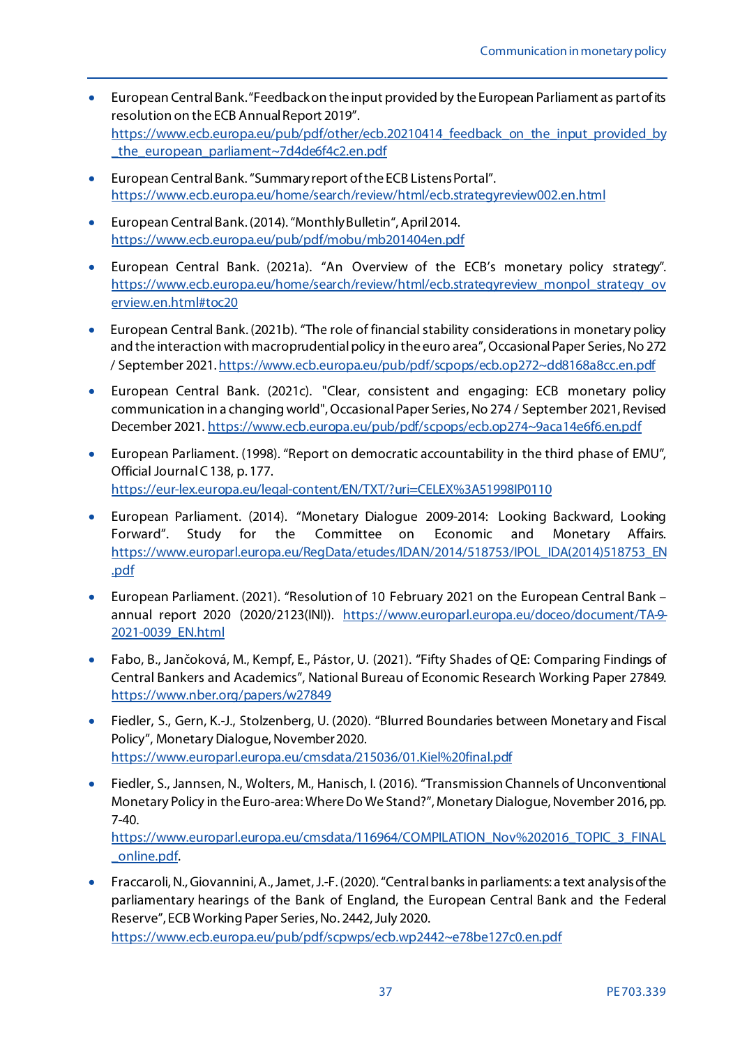- European Central Bank. "Feedback on the input provided by the European Parliament as part of its resolution on the ECB Annual Report 2019". https://www.ecb.europa.eu/pub/pdf/other/ecb.20210414_feedback_on_the_input_provided_by_the_european_parliament~7d4de6f4c2.en.pdf

- European Central Bank. "Summary report of the ECB Listens Portal". https://www.ecb.europa.eu/home/search/review/html/ecb.strategyreview002.en.html

- European Central Bank. (2014). "Monthly Bulletin", April 2014. https://www.ecb.europa.eu/pub/pdf/mobu/mb201404en.pdf

- European Central Bank. (2021a). "An Overview of the ECB's monetary policy strategy". https://www.ecb.europa.eu/home/search/review/html/ecb.strategyreview_monpol_strategy_overview.en.html#toc20

- European Central Bank. (2021b). "The role of financial stability considerations in monetary policy and the interaction with macroprudential policy in the euro area", Occasional Paper Series, No 272 / September 2021. https://www.ecb.europa.eu/pub/pdf/scpops/ecb.op272~dd8168a8cc.en.pdf

- European Central Bank. (2021c). "Clear, consistent and engaging: ECB monetary policy communication in a changing world", Occasional Paper Series, No 274 / September 2021, Revised December 2021. https://www.ecb.europa.eu/pub/pdf/scpops/ecb.op274~9aca14e6f6.en.pdf

- European Parliament. (1998). "Report on democratic accountability in the third phase of EMU", Official Journal C 138, p. 177. https://eur-lex.europa.eu/legal-content/EN/TXT/?uri=CELEX%3A51998IP0110

- European Parliament. (2014). "Monetary Dialogue 2009-2014: Looking Backward, Looking Forward". Study for the Committee on Economic and Monetary Affairs. https://www.europarl.europa.eu/RegData/etudes/IDAN/2014/518753/IPOL_IDA(2014)518753_EN.pdf

- European Parliament. (2021). "Resolution of 10 February 2021 on the European Central Bank – annual report 2020 (2020/2123(INI)). https://www.europarl.europa.eu/doceo/document/TA-9-2021-0039_EN.html

- Fabo, B., Jančoková, M., Kempf, E., Pástor, U. (2021). "Fifty Shades of QE: Comparing Findings of Central Bankers and Academics", National Bureau of Economic Research Working Paper 27849. https://www.nber.org/papers/w27849

- Fiedler, S., Gern, K.-J., Stolzenberg, U. (2020). "Blurred Boundaries between Monetary and Fiscal Policy", Monetary Dialogue, November 2020. https://www.europarl.europa.eu/cmsdata/215036/01.Kiel%20final.pdf

- Fiedler, S., Jannsen, N., Wolters, M., Hanisch, I. (2016). "Transmission Channels of Unconventional Monetary Policy in the Euro-area: Where Do We Stand?", Monetary Dialogue, November 2016, pp. 7-40. https://www.europarl.europa.eu/cmsdata/116964/COMPILATION_Nov%202016_TOPIC_3_FINAL_online.pdf.

- Fraccaroli, N., Giovannini, A., Jamet, J.-F. (2020). "Central banks in parliaments: a text analysis of the parliamentary hearings of the Bank of England, the European Central Bank and the Federal Reserve", ECB Working Paper Series, No. 2442, July 2020. https://www.ecb.europa.eu/pub/pdf/scpwps/ecb.wp2442~e78be127c0.en.pdf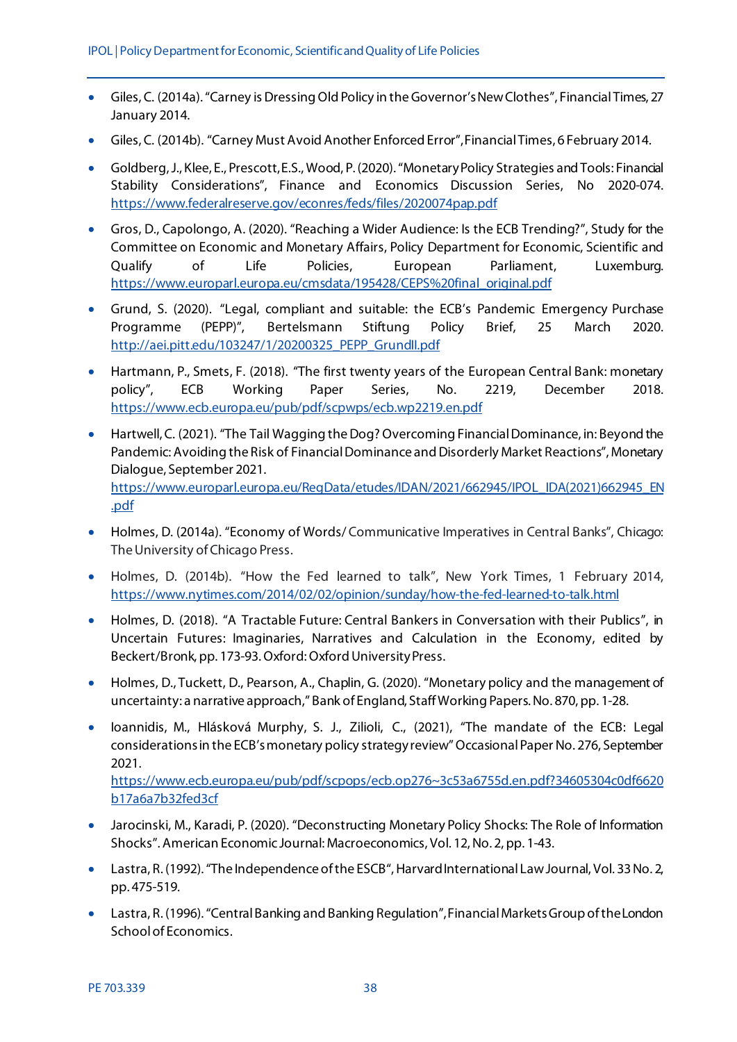- Giles, C. (2014a). "Carney is Dressing Old Policy in the Governor's New Clothes", Financial Times, 27 January 2014.
- Giles, C. (2014b). "Carney Must Avoid Another Enforced Error", Financial Times, 6 February 2014.
- Goldberg, J., Klee, E., Prescott, E.S., Wood, P. (2020). "Monetary Policy Strategies and Tools: Financial Stability Considerations", Finance and Economics Discussion Series, No 2020-074. https://www.federalreserve.gov/econres/feds/files/2020074pap.pdf
- Gros, D., Capolongo, A. (2020). "Reaching a Wider Audience: Is the ECB Trending?", Study for the Committee on Economic and Monetary Affairs, Policy Department for Economic, Scientific and Qualify of Life Policies, European Parliament, Luxemburg. https://www.europarl.europa.eu/cmsdata/195428/CEPS%20final_original.pdf
- Grund, S. (2020). "Legal, compliant and suitable: the ECB's Pandemic Emergency Purchase Programme (PEPP)", Bertelsmann Stiftung Policy Brief, 25 March 2020. http://aei.pitt.edu/103247/1/20200325_PEPP_GrundII.pdf
- Hartmann, P., Smets, F. (2018). "The first twenty years of the European Central Bank: monetary policy", ECB Working Paper Series, No. 2219, December 2018. https://www.ecb.europa.eu/pub/pdf/scpwps/ecb.wp2219.en.pdf
- Hartwell, C. (2021). "The Tail Wagging the Dog? Overcoming Financial Dominance, in: Beyond the Pandemic: Avoiding the Risk of Financial Dominance and Disorderly Market Reactions", Monetary Dialogue, September 2021. https://www.europarl.europa.eu/RegData/etudes/IDAN/2021/662945/IPOL_IDA(2021)662945_EN.pdf
- Holmes, D. (2014a). "Economy of Words/ Communicative Imperatives in Central Banks", Chicago: The University of Chicago Press.
- Holmes, D. (2014b). "How the Fed learned to talk", New York Times, 1 February 2014, https://www.nytimes.com/2014/02/02/opinion/sunday/how-the-fed-learned-to-talk.html
- Holmes, D. (2018). "A Tractable Future: Central Bankers in Conversation with their Publics", in Uncertain Futures: Imaginaries, Narratives and Calculation in the Economy, edited by Beckert/Bronk, pp. 173-93. Oxford: Oxford University Press.
- Holmes, D., Tuckett, D., Pearson, A., Chaplin, G. (2020). "Monetary policy and the management of uncertainty: a narrative approach," Bank of England, Staff Working Papers. No. 870, pp. 1-28.
- Ioannidis, M., Hlásková Murphy, S. J., Zilioli, C., (2021), "The mandate of the ECB: Legal considerations in the ECB's monetary policy strategy review" Occasional Paper No. 276, September 2021. https://www.ecb.europa.eu/pub/pdf/scpops/ecb.op276~3c53a6755d.en.pdf?34605304c0df6620b17a6a7b32fed3cf
- Jarocinski, M., Karadi, P. (2020). "Deconstructing Monetary Policy Shocks: The Role of Information Shocks". American Economic Journal: Macroeconomics, Vol. 12, No. 2, pp. 1-43.
- Lastra, R. (1992). "The Independence of the ESCB", Harvard International Law Journal, Vol. 33 No. 2, pp. 475-519.
- Lastra, R. (1996). "Central Banking and Banking Regulation", Financial Markets Group of the London School of Economics.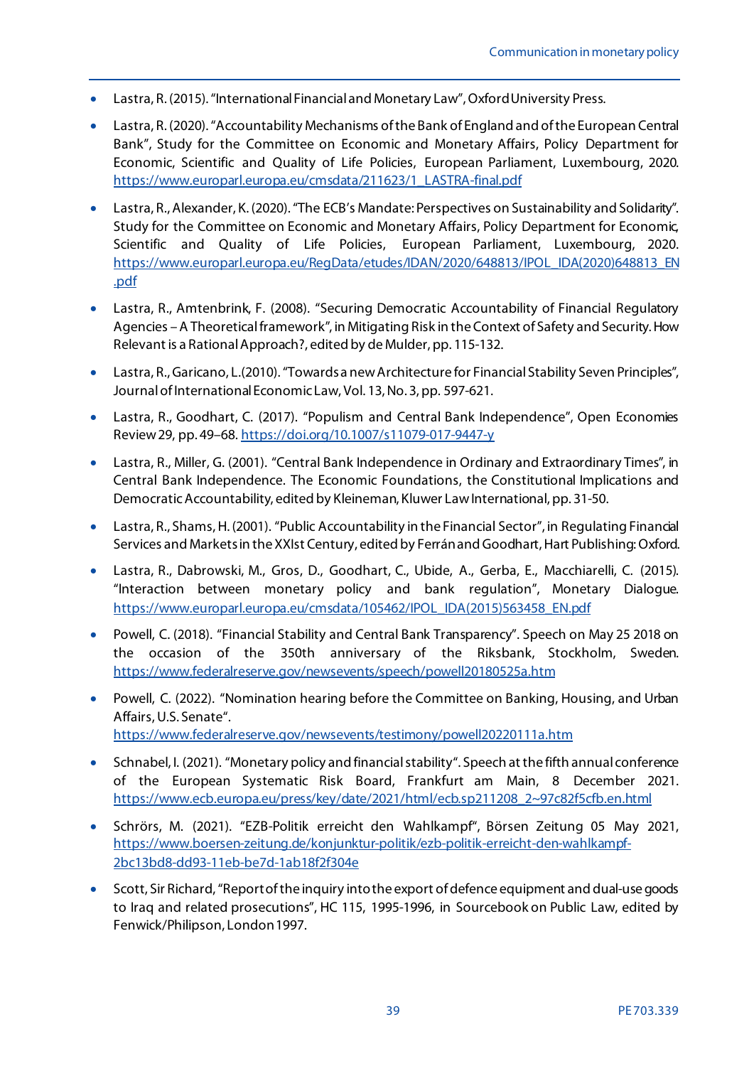- Lastra, R. (2015). "International Financial and Monetary Law", Oxford University Press.
- Lastra, R. (2020). "Accountability Mechanisms of the Bank of England and of the European Central Bank", Study for the Committee on Economic and Monetary Affairs, Policy Department for Economic, Scientific and Quality of Life Policies, European Parliament, Luxembourg, 2020. https://www.europarl.europa.eu/cmsdata/211623/1_LASTRA-final.pdf
- Lastra, R., Alexander, K. (2020). "The ECB's Mandate: Perspectives on Sustainability and Solidarity". Study for the Committee on Economic and Monetary Affairs, Policy Department for Economic, Scientific and Quality of Life Policies, European Parliament, Luxembourg, 2020. https://www.europarl.europa.eu/RegData/etudes/IDAN/2020/648813/IPOL_IDA(2020)648813_EN.pdf
- Lastra, R., Amtenbrink, F. (2008). "Securing Democratic Accountability of Financial Regulatory Agencies – A Theoretical framework", in Mitigating Risk in the Context of Safety and Security. How Relevant is a Rational Approach?, edited by de Mulder, pp. 115-132.
- Lastra, R., Garicano, L. (2010). "Towards a new Architecture for Financial Stability Seven Principles", Journal of International Economic Law, Vol. 13, No. 3, pp. 597-621.
- Lastra, R., Goodhart, C. (2017). "Populism and Central Bank Independence", Open Economies Review 29, pp. 49–68. https://doi.org/10.1007/s11079-017-9447-y
- Lastra, R., Miller, G. (2001). "Central Bank Independence in Ordinary and Extraordinary Times", in Central Bank Independence. The Economic Foundations, the Constitutional Implications and Democratic Accountability, edited by Kleineman, Kluwer Law International, pp. 31-50.
- Lastra, R., Shams, H. (2001). "Public Accountability in the Financial Sector", in Regulating Financial Services and Markets in the XXIst Century, edited by Ferrán and Goodhart, Hart Publishing: Oxford.
- Lastra, R., Dabrowski, M., Gros, D., Goodhart, C., Ubide, A., Gerba, E., Macchiarelli, C. (2015). "Interaction between monetary policy and bank regulation", Monetary Dialogue. https://www.europarl.europa.eu/cmsdata/105462/IPOL_IDA(2015)563458_EN.pdf
- Powell, C. (2018). "Financial Stability and Central Bank Transparency". Speech on May 25 2018 on the occasion of the 350th anniversary of the Riksbank, Stockholm, Sweden. https://www.federalreserve.gov/newsevents/speech/powell20180525a.htm
- Powell, C. (2022). "Nomination hearing before the Committee on Banking, Housing, and Urban Affairs, U.S. Senate". https://www.federalreserve.gov/newsevents/testimony/powell20220111a.htm
- Schnabel, I. (2021). "Monetary policy and financial stability". Speech at the fifth annual conference of the European Systematic Risk Board, Frankfurt am Main, 8 December 2021. https://www.ecb.europa.eu/press/key/date/2021/html/ecb.sp211208_2~97c82f5cfb.en.html
- Schrörs, M. (2021). "EZB-Politik erreicht den Wahlkampf", Börsen Zeitung 05 May 2021, https://www.boersen-zeitung.de/konjunktur-politik/ezb-politik-erreicht-den-wahlkampf-2bc13bd8-dd93-11eb-be7d-1ab18f2f304e
- Scott, Sir Richard, "Report of the inquiry into the export of defence equipment and dual-use goods to Iraq and related prosecutions", HC 115, 1995-1996, in Sourcebook on Public Law, edited by Fenwick/Philipson, London 1997.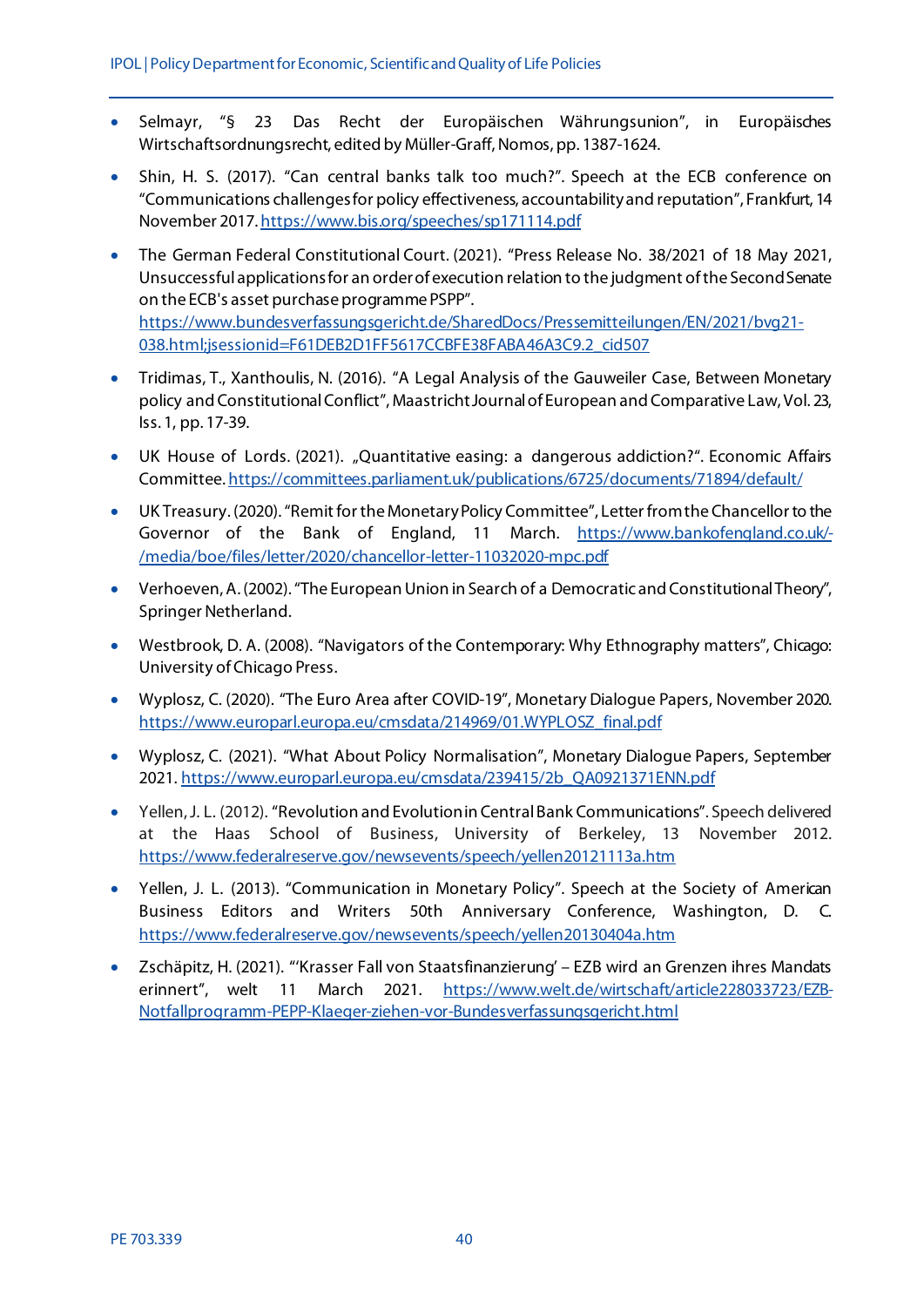- Selmayr, "§ 23 Das Recht der Europäischen Währungsunion", in Europäisches Wirtschaftsordnungsrecht, edited by Müller-Graff, Nomos, pp. 1387-1624.
- Shin, H. S. (2017). "Can central banks talk too much?". Speech at the ECB conference on "Communications challenges for policy effectiveness, accountability and reputation", Frankfurt, 14 November 2017. https://www.bis.org/speeches/sp171114.pdf
- The German Federal Constitutional Court. (2021). "Press Release No. 38/2021 of 18 May 2021, Unsuccessful applications for an order of execution relation to the judgment of the Second Senate on the ECB's asset purchase programme PSPP". https://www.bundesverfassungsgericht.de/SharedDocs/Pressemitteilungen/EN/2021/bvg21-038.html;jsessionid=F61DEB2D1FF5617CCBFE38FABA46A3C9.2_cid507
- Tridimas, T., Xanthoulis, N. (2016). "A Legal Analysis of the Gauweiler Case, Between Monetary policy and Constitutional Conflict", Maastricht Journal of European and Comparative Law, Vol. 23, Iss. 1, pp. 17-39.
- UK House of Lords. (2021). „Quantitative easing: a dangerous addiction?". Economic Affairs Committee. https://committees.parliament.uk/publications/6725/documents/71894/default/
- UK Treasury. (2020). "Remit for the Monetary Policy Committee", Letter from the Chancellor to the Governor of the Bank of England, 11 March. https://www.bankofengland.co.uk/-/media/boe/files/letter/2020/chancellor-letter-11032020-mpc.pdf
- Verhoeven, A. (2002). "The European Union in Search of a Democratic and Constitutional Theory", Springer Netherland.
- Westbrook, D. A. (2008). "Navigators of the Contemporary: Why Ethnography matters", Chicago: University of Chicago Press.
- Wyplosz, C. (2020). "The Euro Area after COVID-19", Monetary Dialogue Papers, November 2020. https://www.europarl.europa.eu/cmsdata/214969/01.WYPLOSZ_final.pdf
- Wyplosz, C. (2021). "What About Policy Normalisation", Monetary Dialogue Papers, September 2021. https://www.europarl.europa.eu/cmsdata/239415/2b_QA0921371ENN.pdf
- Yellen, J. L. (2012). "Revolution and Evolution in Central Bank Communications". Speech delivered at the Haas School of Business, University of Berkeley, 13 November 2012. https://www.federalreserve.gov/newsevents/speech/yellen20121113a.htm
- Yellen, J. L. (2013). "Communication in Monetary Policy". Speech at the Society of American Business Editors and Writers 50th Anniversary Conference, Washington, D. C. https://www.federalreserve.gov/newsevents/speech/yellen20130404a.htm
- Zschäpitz, H. (2021). "'Krasser Fall von Staatsfinanzierung' – EZB wird an Grenzen ihres Mandats erinnert", welt 11 March 2021. https://www.welt.de/wirtschaft/article228033723/EZB-Notfallprogramm-PEPP-Klaeger-ziehen-vor-Bundesverfassungsgericht.html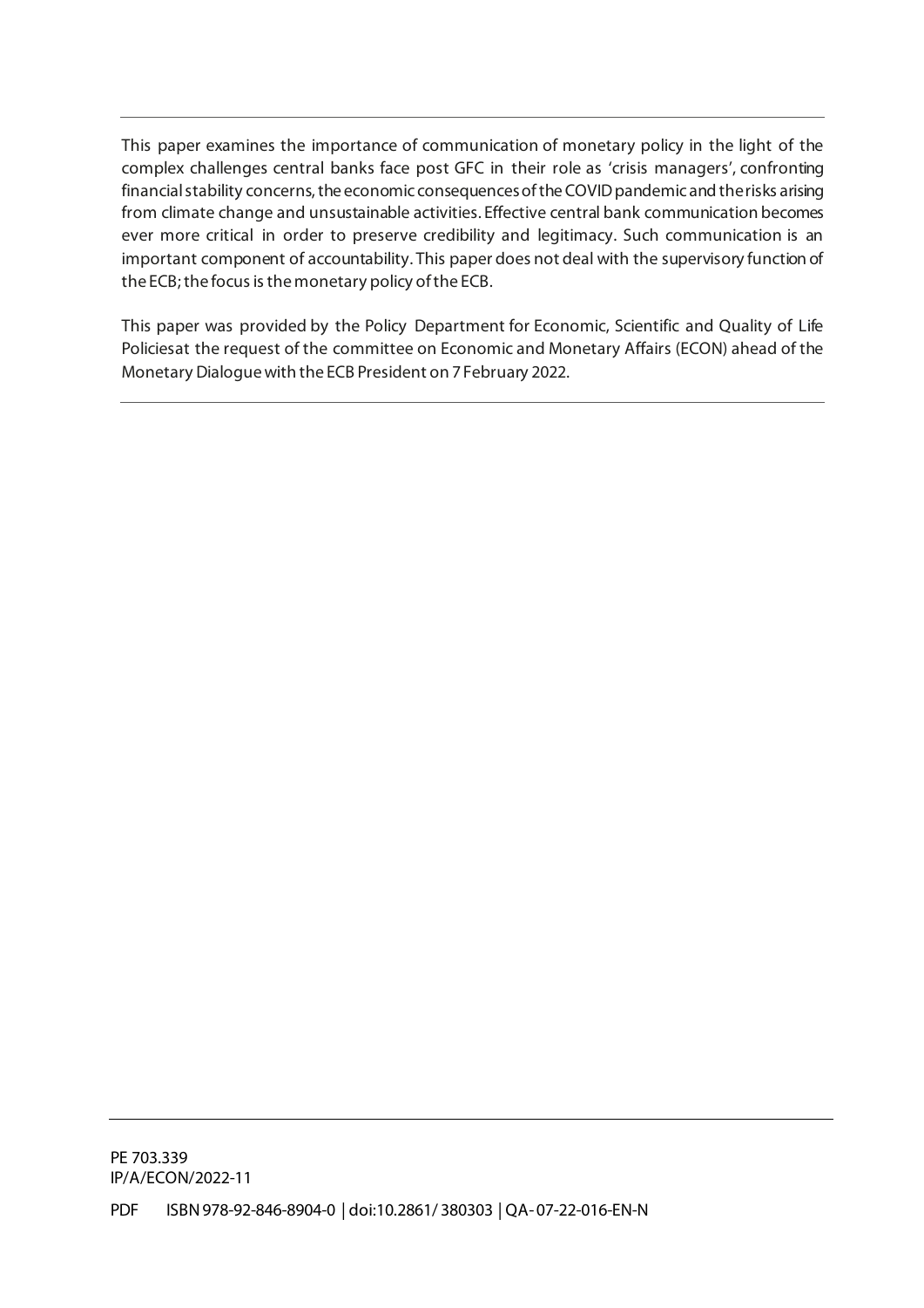This paper examines the importance of communication of monetary policy in the light of the complex challenges central banks face post GFC in their role as 'crisis managers', confronting financial stability concerns, the economic consequences of the COVID pandemic and the risks arising from climate change and unsustainable activities. Effective central bank communication becomes ever more critical in order to preserve credibility and legitimacy. Such communication is an important component of accountability. This paper does not deal with the supervisory function of the ECB; the focus is the monetary policy of the ECB.

This paper was provided by the Policy Department for Economic, Scientific and Quality of Life Policiesat the request of the committee on Economic and Monetary Affairs (ECON) ahead of the Monetary Dialogue with the ECB President on 7 February 2022.

PE 703.339
IP/A/ECON/2022-11

PDF ISBN 978-92-846-8904-0 | doi:10.2861/ 380303 | QA- 07-22-016-EN-N